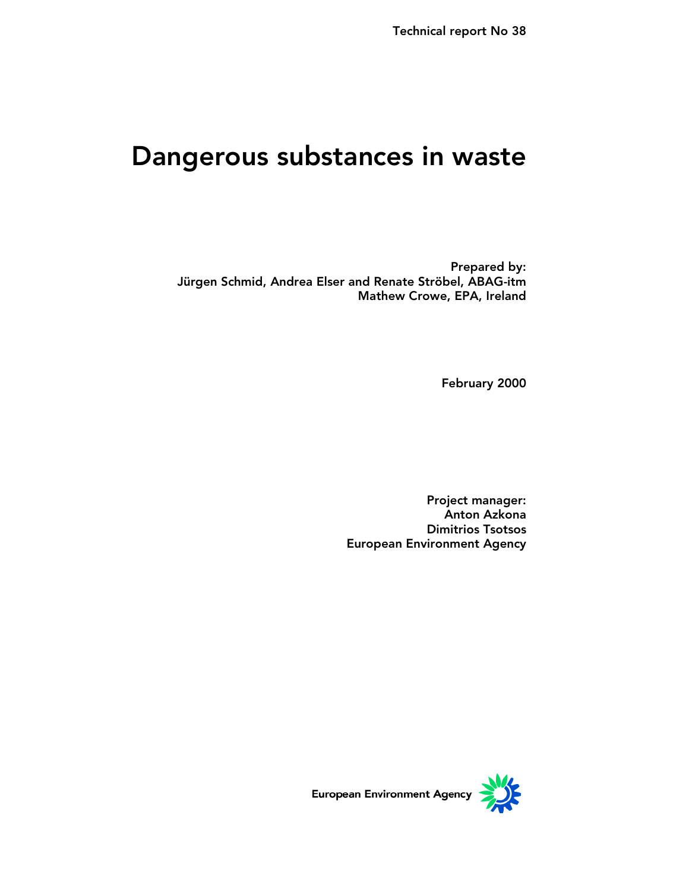Technical report No 38

# Dangerous substances in waste

Prepared by:
Jürgen Schmid, Andrea Elser and Renate Ströbel, ABAG-itm
Mathew Crowe, EPA, Ireland

February 2000

Project manager:
Anton Azkona
Dimitrios Tsotsos
European Environment Agency

European Environment Agency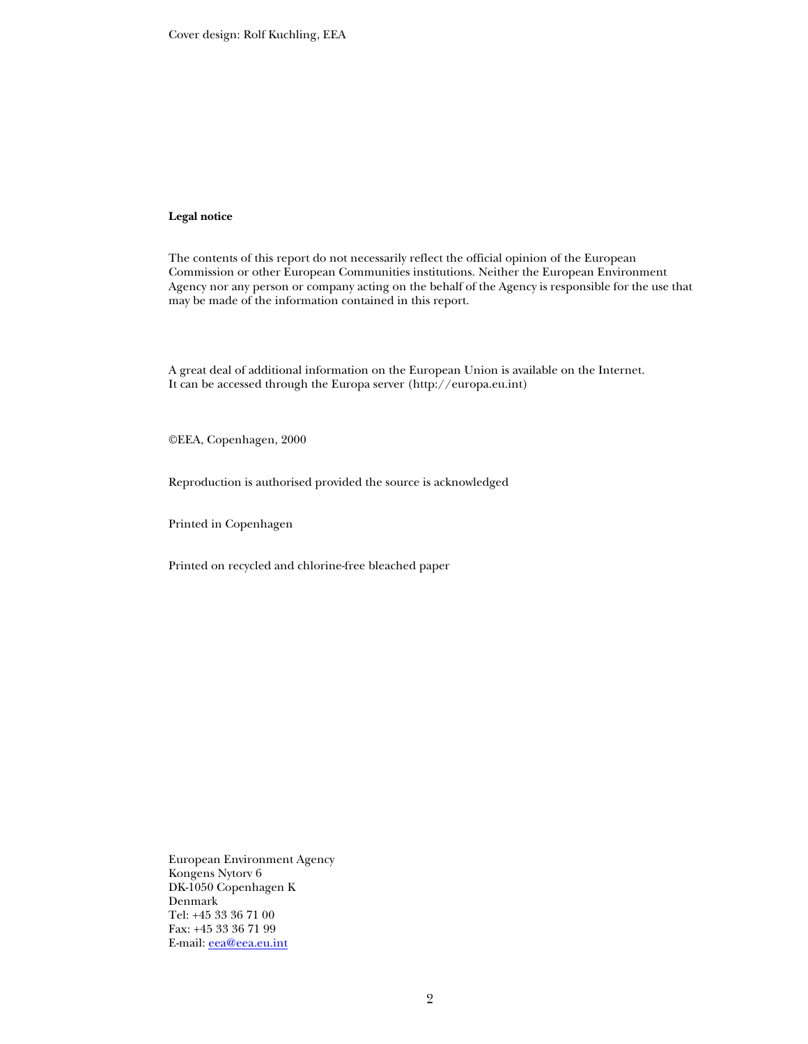Cover design: Rolf Kuchling, EEA

**Legal notice**

The contents of this report do not necessarily reflect the official opinion of the European Commission or other European Communities institutions. Neither the European Environment Agency nor any person or company acting on the behalf of the Agency is responsible for the use that may be made of the information contained in this report.

A great deal of additional information on the European Union is available on the Internet.
It can be accessed through the Europa server (http://europa.eu.int)

©EEA, Copenhagen, 2000

Reproduction is authorised provided the source is acknowledged

Printed in Copenhagen

Printed on recycled and chlorine-free bleached paper

European Environment Agency
Kongens Nytorv 6
DK-1050 Copenhagen K
Denmark
Tel: +45 33 36 71 00
Fax: +45 33 36 71 99
E-mail: eea@eea.eu.int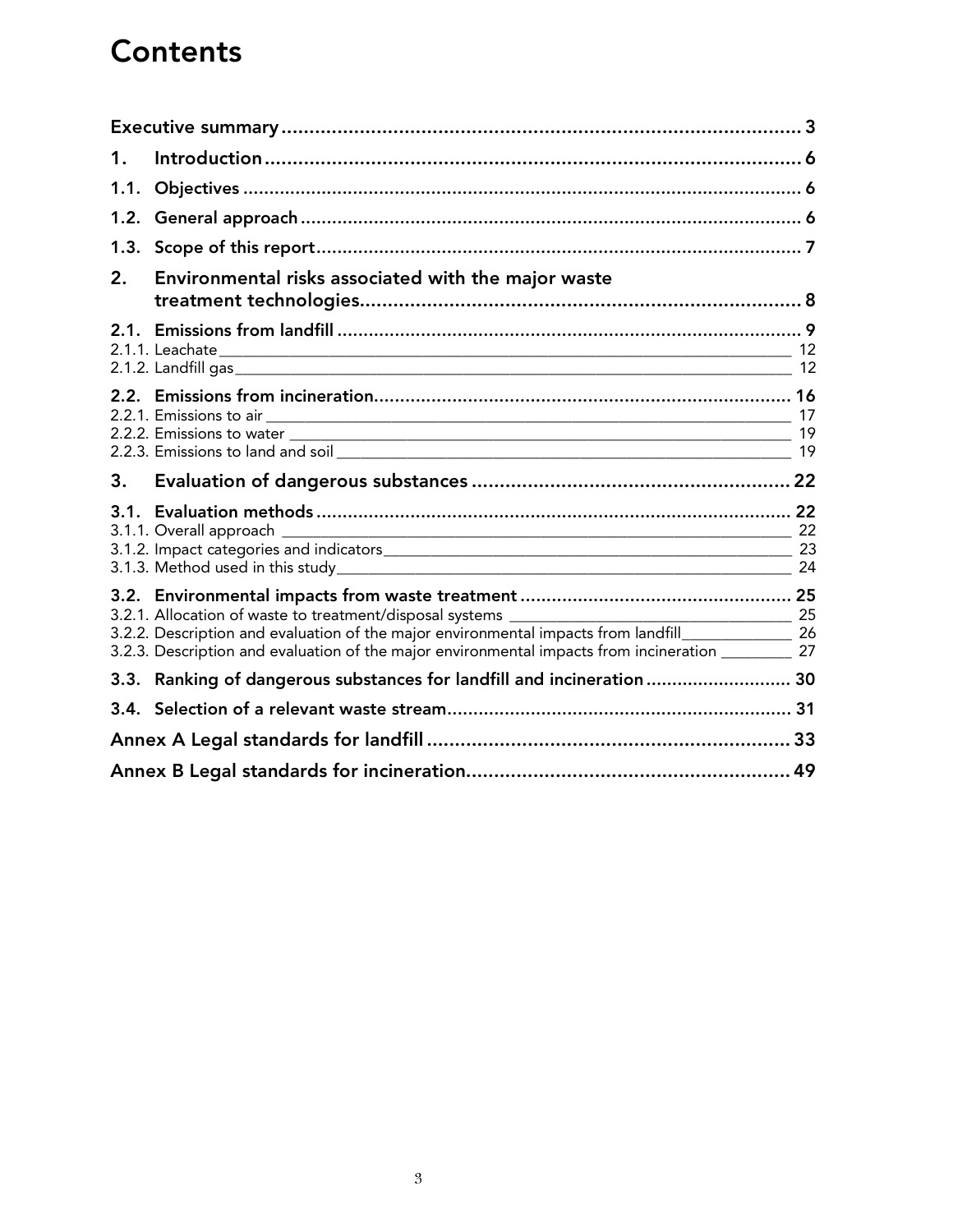# Contents

| | |
|---|---|
| **Executive summary** | **3** |
| **1. Introduction** | **6** |
| **1.1. Objectives** | **6** |
| **1.2. General approach** | **6** |
| **1.3. Scope of this report** | **7** |
| **2. Environmental risks associated with the major waste treatment technologies** | **8** |
| **2.1. Emissions from landfill** | **9** |
| 2.1.1. Leachate | 12 |
| 2.1.2. Landfill gas | 12 |
| **2.2. Emissions from incineration** | **16** |
| 2.2.1. Emissions to air | 17 |
| 2.2.2. Emissions to water | 19 |
| 2.2.3. Emissions to land and soil | 19 |
| **3. Evaluation of dangerous substances** | **22** |
| **3.1. Evaluation methods** | **22** |
| 3.1.1. Overall approach | 22 |
| 3.1.2. Impact categories and indicators | 23 |
| 3.1.3. Method used in this study | 24 |
| **3.2. Environmental impacts from waste treatment** | **25** |
| 3.2.1. Allocation of waste to treatment/disposal systems | 25 |
| 3.2.2. Description and evaluation of the major environmental impacts from landfill | 26 |
| 3.2.3. Description and evaluation of the major environmental impacts from incineration | 27 |
| **3.3. Ranking of dangerous substances for landfill and incineration** | **30** |
| **3.4. Selection of a relevant waste stream** | **31** |
| **Annex A Legal standards for landfill** | **33** |
| **Annex B Legal standards for incineration** | **49** |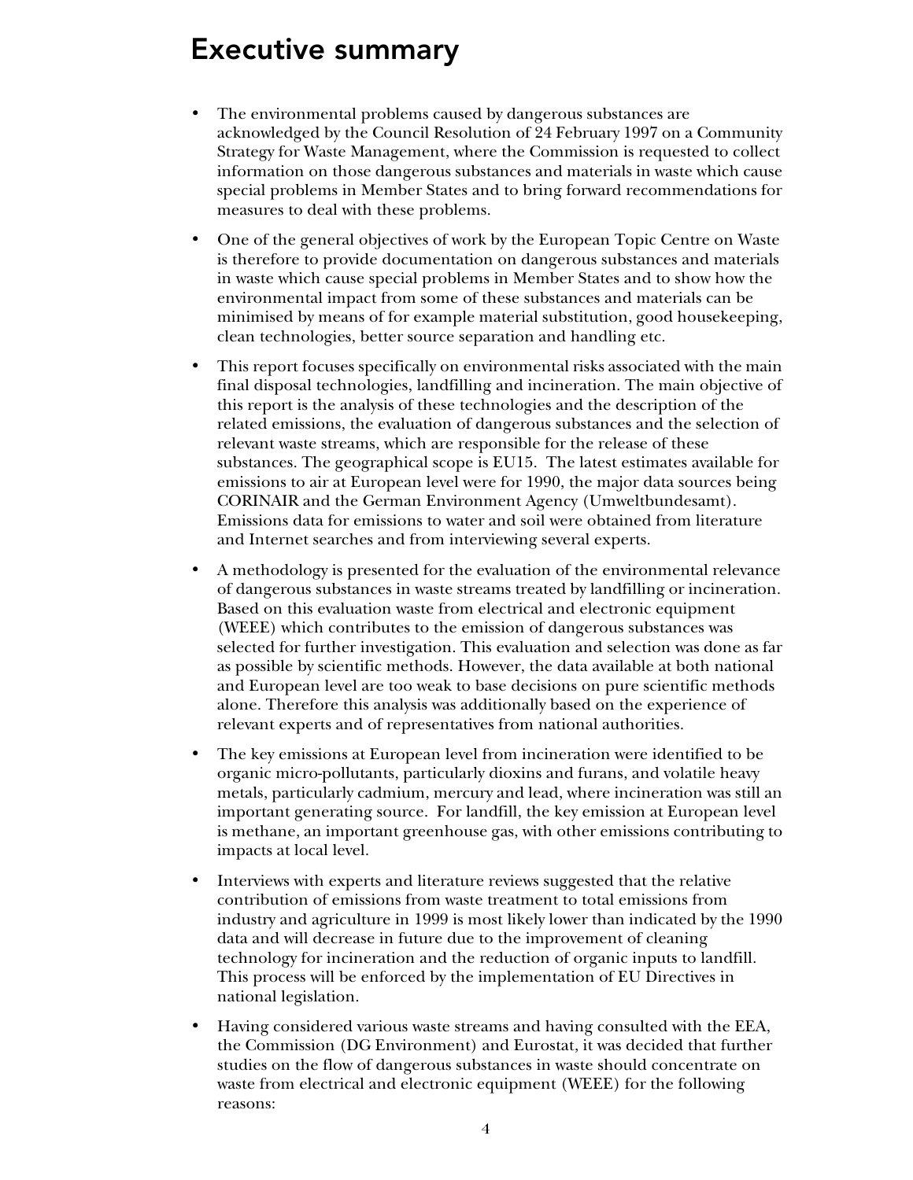# Executive summary

- The environmental problems caused by dangerous substances are acknowledged by the Council Resolution of 24 February 1997 on a Community Strategy for Waste Management, where the Commission is requested to collect information on those dangerous substances and materials in waste which cause special problems in Member States and to bring forward recommendations for measures to deal with these problems.

- One of the general objectives of work by the European Topic Centre on Waste is therefore to provide documentation on dangerous substances and materials in waste which cause special problems in Member States and to show how the environmental impact from some of these substances and materials can be minimised by means of for example material substitution, good housekeeping, clean technologies, better source separation and handling etc.

- This report focuses specifically on environmental risks associated with the main final disposal technologies, landfilling and incineration. The main objective of this report is the analysis of these technologies and the description of the related emissions, the evaluation of dangerous substances and the selection of relevant waste streams, which are responsible for the release of these substances. The geographical scope is EU15. The latest estimates available for emissions to air at European level were for 1990, the major data sources being CORINAIR and the German Environment Agency (Umweltbundesamt). Emissions data for emissions to water and soil were obtained from literature and Internet searches and from interviewing several experts.

- A methodology is presented for the evaluation of the environmental relevance of dangerous substances in waste streams treated by landfilling or incineration. Based on this evaluation waste from electrical and electronic equipment (WEEE) which contributes to the emission of dangerous substances was selected for further investigation. This evaluation and selection was done as far as possible by scientific methods. However, the data available at both national and European level are too weak to base decisions on pure scientific methods alone. Therefore this analysis was additionally based on the experience of relevant experts and of representatives from national authorities.

- The key emissions at European level from incineration were identified to be organic micro-pollutants, particularly dioxins and furans, and volatile heavy metals, particularly cadmium, mercury and lead, where incineration was still an important generating source. For landfill, the key emission at European level is methane, an important greenhouse gas, with other emissions contributing to impacts at local level.

- Interviews with experts and literature reviews suggested that the relative contribution of emissions from waste treatment to total emissions from industry and agriculture in 1999 is most likely lower than indicated by the 1990 data and will decrease in future due to the improvement of cleaning technology for incineration and the reduction of organic inputs to landfill. This process will be enforced by the implementation of EU Directives in national legislation.

- Having considered various waste streams and having consulted with the EEA, the Commission (DG Environment) and Eurostat, it was decided that further studies on the flow of dangerous substances in waste should concentrate on waste from electrical and electronic equipment (WEEE) for the following reasons: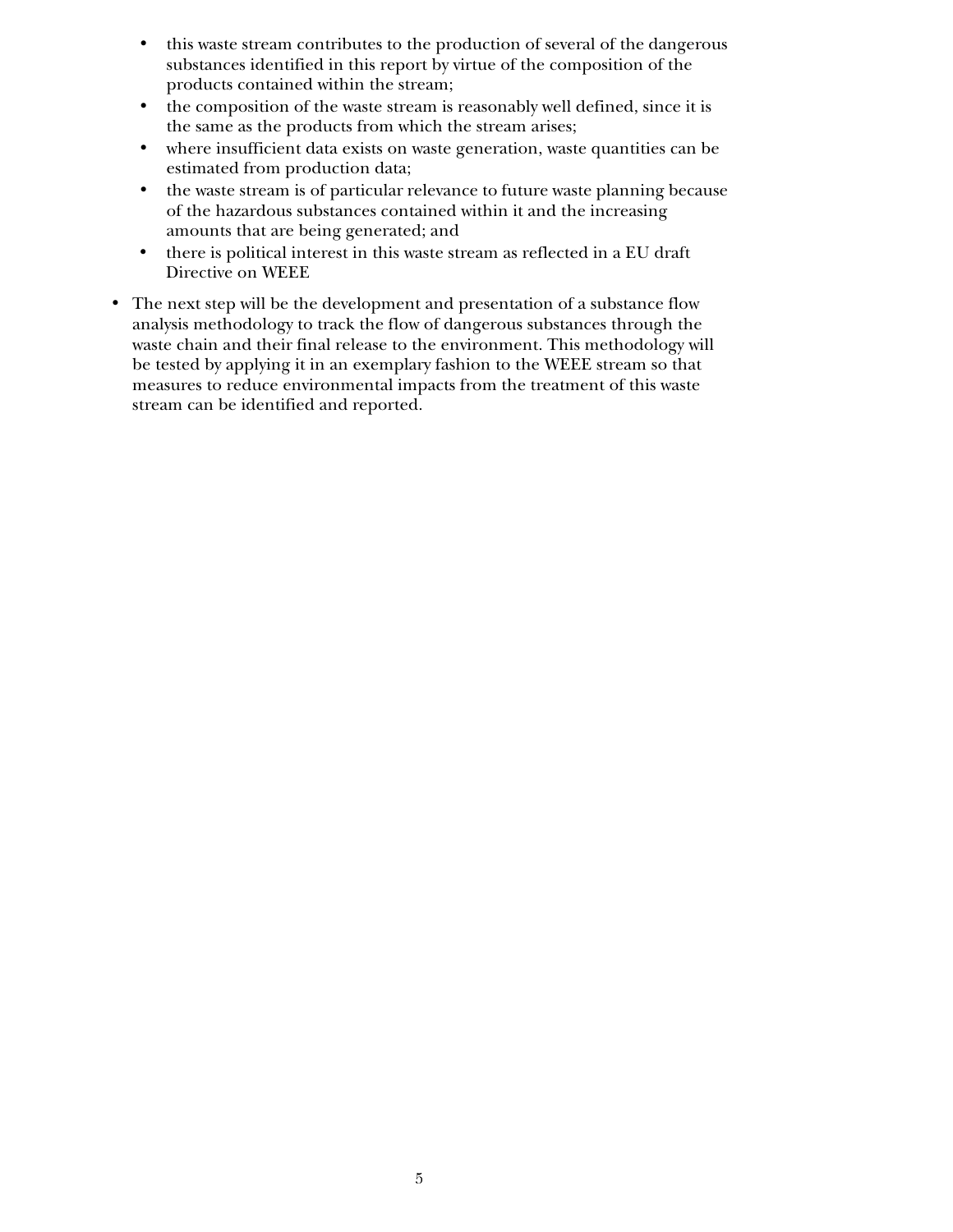- this waste stream contributes to the production of several of the dangerous substances identified in this report by virtue of the composition of the products contained within the stream;
  - the composition of the waste stream is reasonably well defined, since it is the same as the products from which the stream arises;
  - where insufficient data exists on waste generation, waste quantities can be estimated from production data;
  - the waste stream is of particular relevance to future waste planning because of the hazardous substances contained within it and the increasing amounts that are being generated; and
  - there is political interest in this waste stream as reflected in a EU draft Directive on WEEE

- The next step will be the development and presentation of a substance flow analysis methodology to track the flow of dangerous substances through the waste chain and their final release to the environment. This methodology will be tested by applying it in an exemplary fashion to the WEEE stream so that measures to reduce environmental impacts from the treatment of this waste stream can be identified and reported.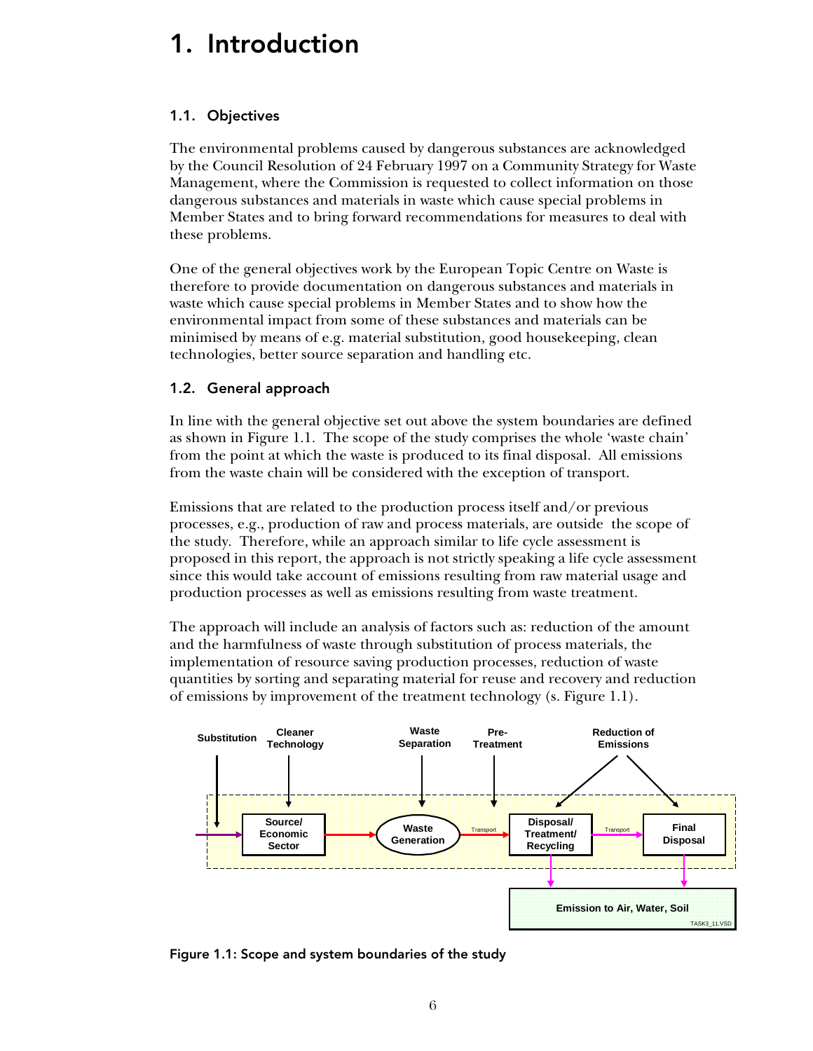# 1. Introduction

## 1.1. Objectives

The environmental problems caused by dangerous substances are acknowledged by the Council Resolution of 24 February 1997 on a Community Strategy for Waste Management, where the Commission is requested to collect information on those dangerous substances and materials in waste which cause special problems in Member States and to bring forward recommendations for measures to deal with these problems.

One of the general objectives work by the European Topic Centre on Waste is therefore to provide documentation on dangerous substances and materials in waste which cause special problems in Member States and to show how the environmental impact from some of these substances and materials can be minimised by means of e.g. material substitution, good housekeeping, clean technologies, better source separation and handling etc.

## 1.2. General approach

In line with the general objective set out above the system boundaries are defined as shown in Figure 1.1. The scope of the study comprises the whole 'waste chain' from the point at which the waste is produced to its final disposal. All emissions from the waste chain will be considered with the exception of transport.

Emissions that are related to the production process itself and/or previous processes, e.g., production of raw and process materials, are outside the scope of the study. Therefore, while an approach similar to life cycle assessment is proposed in this report, the approach is not strictly speaking a life cycle assessment since this would take account of emissions resulting from raw material usage and production processes as well as emissions resulting from waste treatment.

The approach will include an analysis of factors such as: reduction of the amount and the harmfulness of waste through substitution of process materials, the implementation of resource saving production processes, reduction of waste quantities by sorting and separating material for reuse and recovery and reduction of emissions by improvement of the treatment technology (s. Figure 1.1).

Substitution | Cleaner Technology | Waste Separation | Pre-Treatment | Reduction of Emissions

Source/ Economic Sector → Waste Generation → Transport → Disposal/ Treatment/ Recycling → Transport → Final Disposal

Emission to Air, Water, Soil

TASK3_11.VSD

Figure 1.1: Scope and system boundaries of the study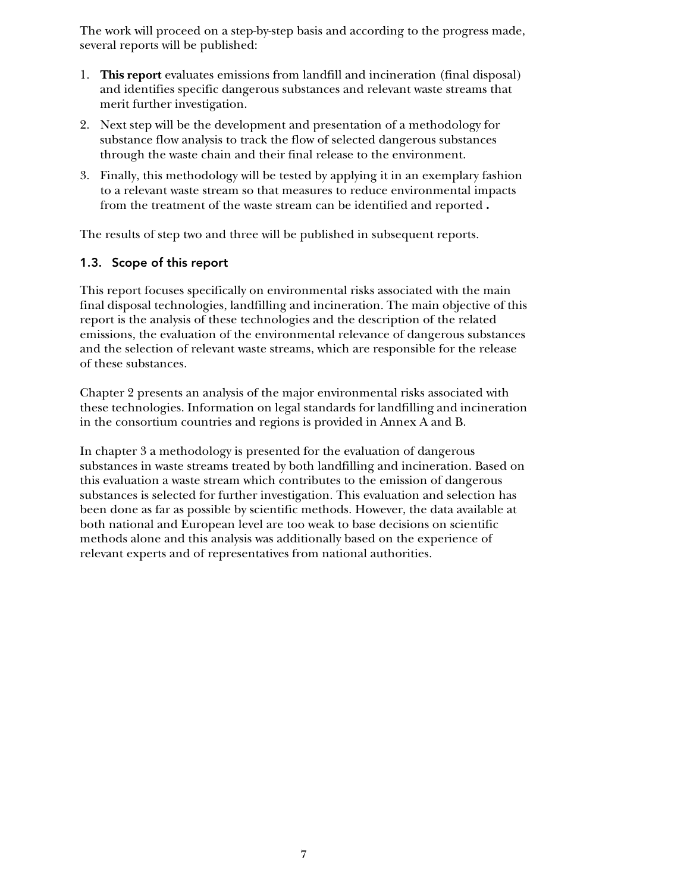The work will proceed on a step-by-step basis and according to the progress made, several reports will be published:

1. **This report** evaluates emissions from landfill and incineration (final disposal) and identifies specific dangerous substances and relevant waste streams that merit further investigation.
2. Next step will be the development and presentation of a methodology for substance flow analysis to track the flow of selected dangerous substances through the waste chain and their final release to the environment.
3. Finally, this methodology will be tested by applying it in an exemplary fashion to a relevant waste stream so that measures to reduce environmental impacts from the treatment of the waste stream can be identified and reported **.**

The results of step two and three will be published in subsequent reports.

## 1.3. Scope of this report

This report focuses specifically on environmental risks associated with the main final disposal technologies, landfilling and incineration. The main objective of this report is the analysis of these technologies and the description of the related emissions, the evaluation of the environmental relevance of dangerous substances and the selection of relevant waste streams, which are responsible for the release of these substances.

Chapter 2 presents an analysis of the major environmental risks associated with these technologies. Information on legal standards for landfilling and incineration in the consortium countries and regions is provided in Annex A and B.

In chapter 3 a methodology is presented for the evaluation of dangerous substances in waste streams treated by both landfilling and incineration. Based on this evaluation a waste stream which contributes to the emission of dangerous substances is selected for further investigation. This evaluation and selection has been done as far as possible by scientific methods. However, the data available at both national and European level are too weak to base decisions on scientific methods alone and this analysis was additionally based on the experience of relevant experts and of representatives from national authorities.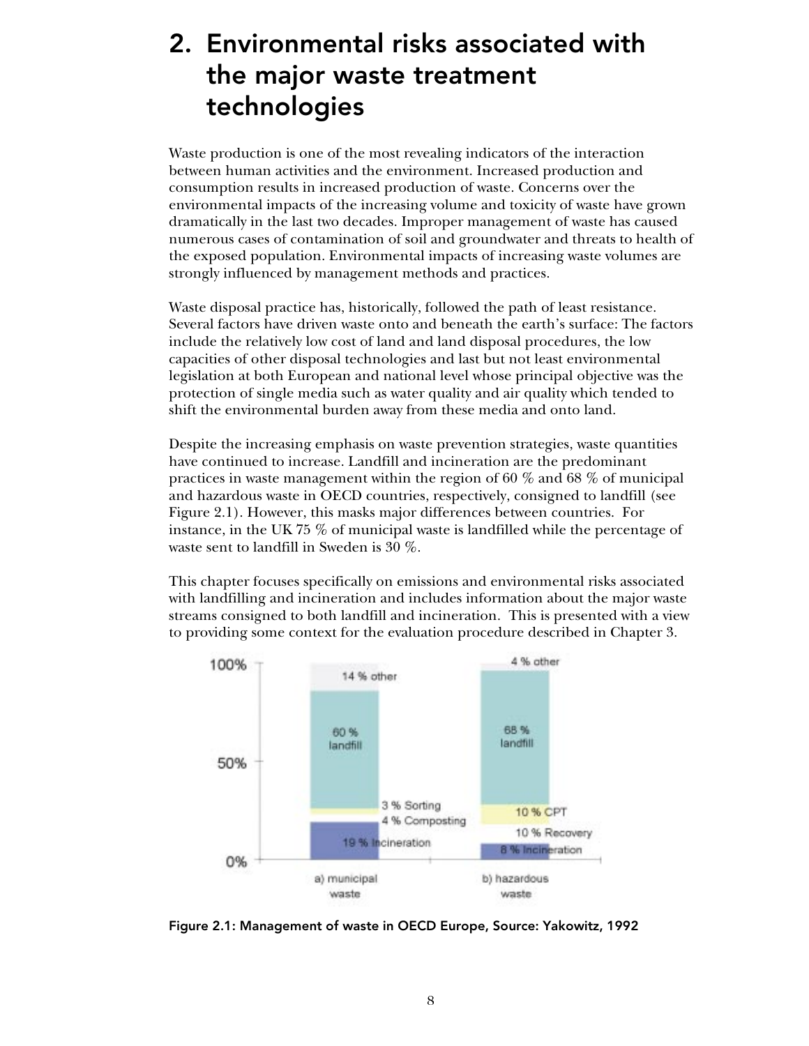# 2. Environmental risks associated with the major waste treatment technologies

Waste production is one of the most revealing indicators of the interaction between human activities and the environment. Increased production and consumption results in increased production of waste. Concerns over the environmental impacts of the increasing volume and toxicity of waste have grown dramatically in the last two decades. Improper management of waste has caused numerous cases of contamination of soil and groundwater and threats to health of the exposed population. Environmental impacts of increasing waste volumes are strongly influenced by management methods and practices.

Waste disposal practice has, historically, followed the path of least resistance. Several factors have driven waste onto and beneath the earth's surface: The factors include the relatively low cost of land and land disposal procedures, the low capacities of other disposal technologies and last but not least environmental legislation at both European and national level whose principal objective was the protection of single media such as water quality and air quality which tended to shift the environmental burden away from these media and onto land.

Despite the increasing emphasis on waste prevention strategies, waste quantities have continued to increase. Landfill and incineration are the predominant practices in waste management within the region of 60 % and 68 % of municipal and hazardous waste in OECD countries, respectively, consigned to landfill (see Figure 2.1). However, this masks major differences between countries. For instance, in the UK 75 % of municipal waste is landfilled while the percentage of waste sent to landfill in Sweden is 30 %.

This chapter focuses specifically on emissions and environmental risks associated with landfilling and incineration and includes information about the major waste streams consigned to both landfill and incineration. This is presented with a view to providing some context for the evaluation procedure described in Chapter 3.

| | a) municipal waste | b) hazardous waste |
|---|---|---|
| other | 14 % | 4 % |
| landfill | 60 % | 68 % |
| Sorting | 3 % | |
| Composting | 4 % | |
| CPT | | 10 % |
| Recovery | | 10 % |
| Incineration | 19 % | 8 % |

**Figure 2.1: Management of waste in OECD Europe, Source: Yakowitz, 1992**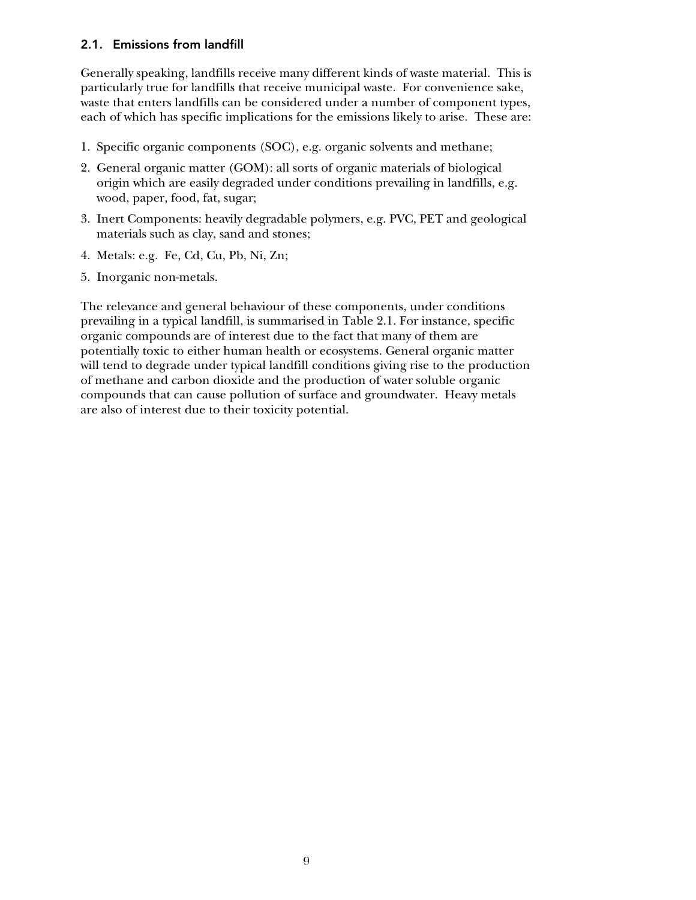### 2.1. Emissions from landfill

Generally speaking, landfills receive many different kinds of waste material. This is particularly true for landfills that receive municipal waste. For convenience sake, waste that enters landfills can be considered under a number of component types, each of which has specific implications for the emissions likely to arise. These are:

1. Specific organic components (SOC), e.g. organic solvents and methane;
2. General organic matter (GOM): all sorts of organic materials of biological origin which are easily degraded under conditions prevailing in landfills, e.g. wood, paper, food, fat, sugar;
3. Inert Components: heavily degradable polymers, e.g. PVC, PET and geological materials such as clay, sand and stones;
4. Metals: e.g. Fe, Cd, Cu, Pb, Ni, Zn;
5. Inorganic non-metals.

The relevance and general behaviour of these components, under conditions prevailing in a typical landfill, is summarised in Table 2.1. For instance, specific organic compounds are of interest due to the fact that many of them are potentially toxic to either human health or ecosystems. General organic matter will tend to degrade under typical landfill conditions giving rise to the production of methane and carbon dioxide and the production of water soluble organic compounds that can cause pollution of surface and groundwater. Heavy metals are also of interest due to their toxicity potential.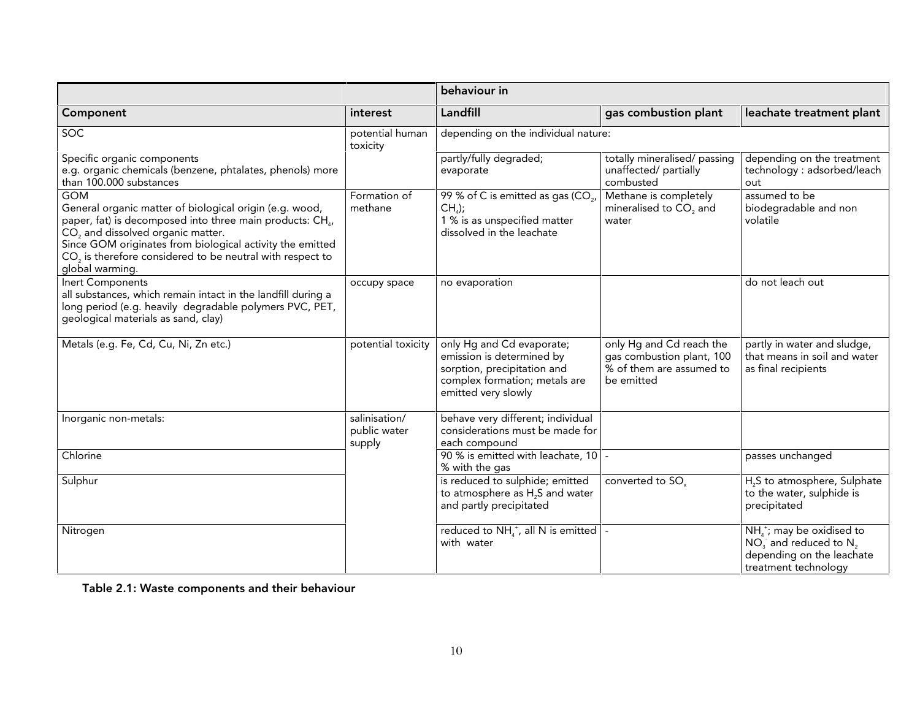| | | behaviour in | | |
|---|---|---|---|---|
| **Component** | **interest** | **Landfill** | **gas combustion plant** | **leachate treatment plant** |
| SOC | potential human toxicity | depending on the individual nature: | | |
| Specific organic components e.g. organic chemicals (benzene, phtalates, phenols) more than 100.000 substances | | partly/fully degraded; evaporate | totally mineralised/ passing unaffected/ partially combusted | depending on the treatment technology : adsorbed/leach out |
| GOM General organic matter of biological origin (e.g. wood, paper, fat) is decomposed into three main products: $CH_4$, $CO_2$ and dissolved organic matter. Since GOM originates from biological activity the emitted $CO_2$ is therefore considered to be neutral with respect to global warming. | Formation of methane | 99 % of C is emitted as gas ($CO_2$, $CH_4$); 1 % is as unspecified matter dissolved in the leachate | Methane is completely mineralised to $CO_2$ and water | assumed to be biodegradable and non volatile |
| Inert Components all substances, which remain intact in the landfill during a long period (e.g. heavily degradable polymers PVC, PET, geological materials as sand, clay) | occupy space | no evaporation | | do not leach out |
| Metals (e.g. Fe, Cd, Cu, Ni, Zn etc.) | potential toxicity | only Hg and Cd evaporate; emission is determined by sorption, precipitation and complex formation; metals are emitted very slowly | only Hg and Cd reach the gas combustion plant, 100 % of them are assumed to be emitted | partly in water and sludge, that means in soil and water as final recipients |
| Inorganic non-metals: | salinisation/ public water supply | behave very different; individual considerations must be made for each compound | | |
| Chlorine | | 90 % is emitted with leachate, 10 % with the gas | - | passes unchanged |
| Sulphur | | is reduced to sulphide; emitted to atmosphere as $H_2S$ and water and partly precipitated | converted to $SO_x$ | $H_2S$ to atmosphere, Sulphate to the water, sulphide is precipitated |
| Nitrogen | | reduced to $NH_4^+$, all N is emitted with water | - | $NH_4^+$; may be oxidised to $NO_3^-$ and reduced to $N_2$ depending on the leachate treatment technology |

**Table 2.1: Waste components and their behaviour**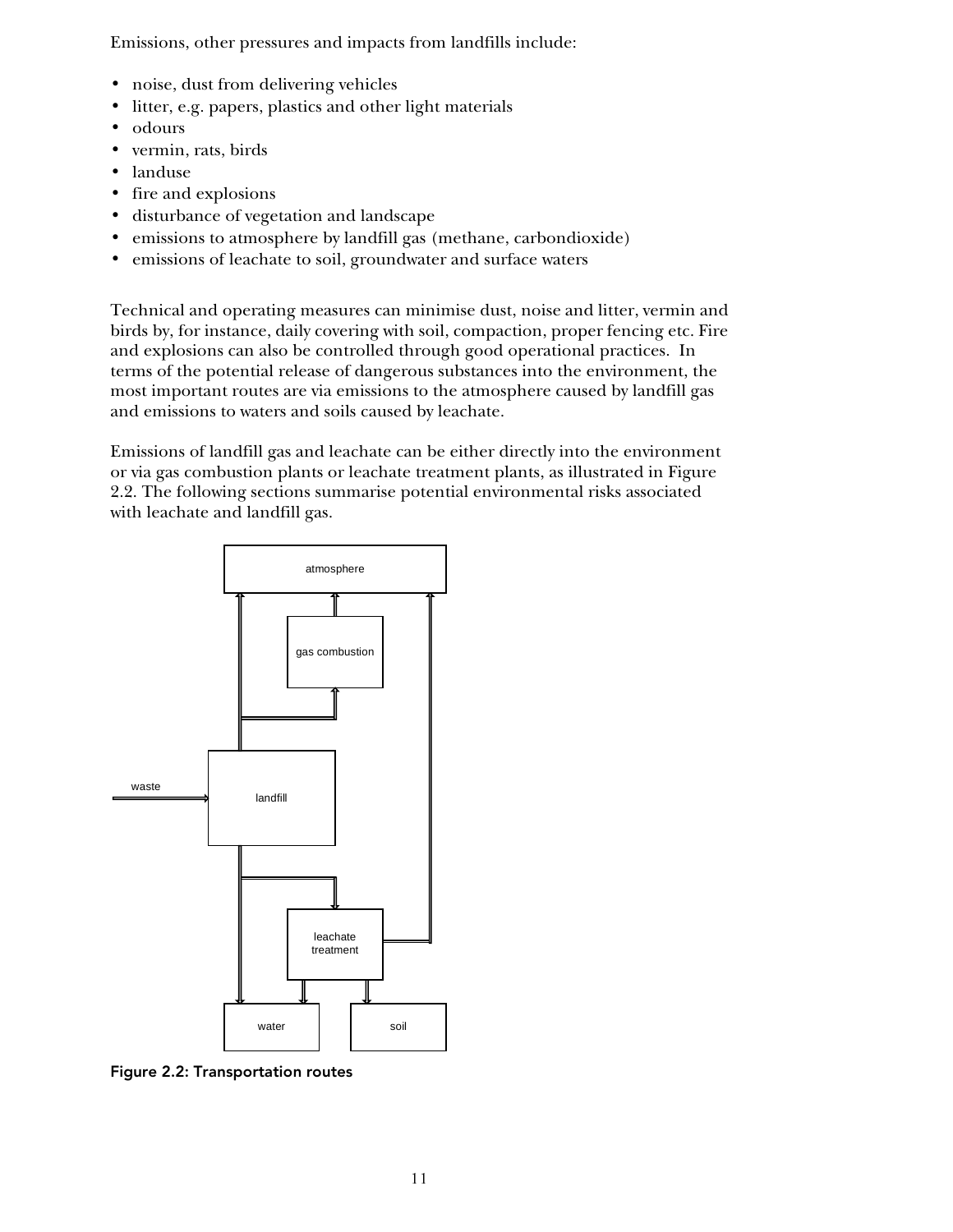Emissions, other pressures and impacts from landfills include:

- noise, dust from delivering vehicles
- litter, e.g. papers, plastics and other light materials
- odours
- vermin, rats, birds
- landuse
- fire and explosions
- disturbance of vegetation and landscape
- emissions to atmosphere by landfill gas (methane, carbondioxide)
- emissions of leachate to soil, groundwater and surface waters

Technical and operating measures can minimise dust, noise and litter, vermin and birds by, for instance, daily covering with soil, compaction, proper fencing etc. Fire and explosions can also be controlled through good operational practices. In terms of the potential release of dangerous substances into the environment, the most important routes are via emissions to the atmosphere caused by landfill gas and emissions to waters and soils caused by leachate.

Emissions of landfill gas and leachate can be either directly into the environment or via gas combustion plants or leachate treatment plants, as illustrated in Figure 2.2. The following sections summarise potential environmental risks associated with leachate and landfill gas.

**Figure 2.2: Transportation routes**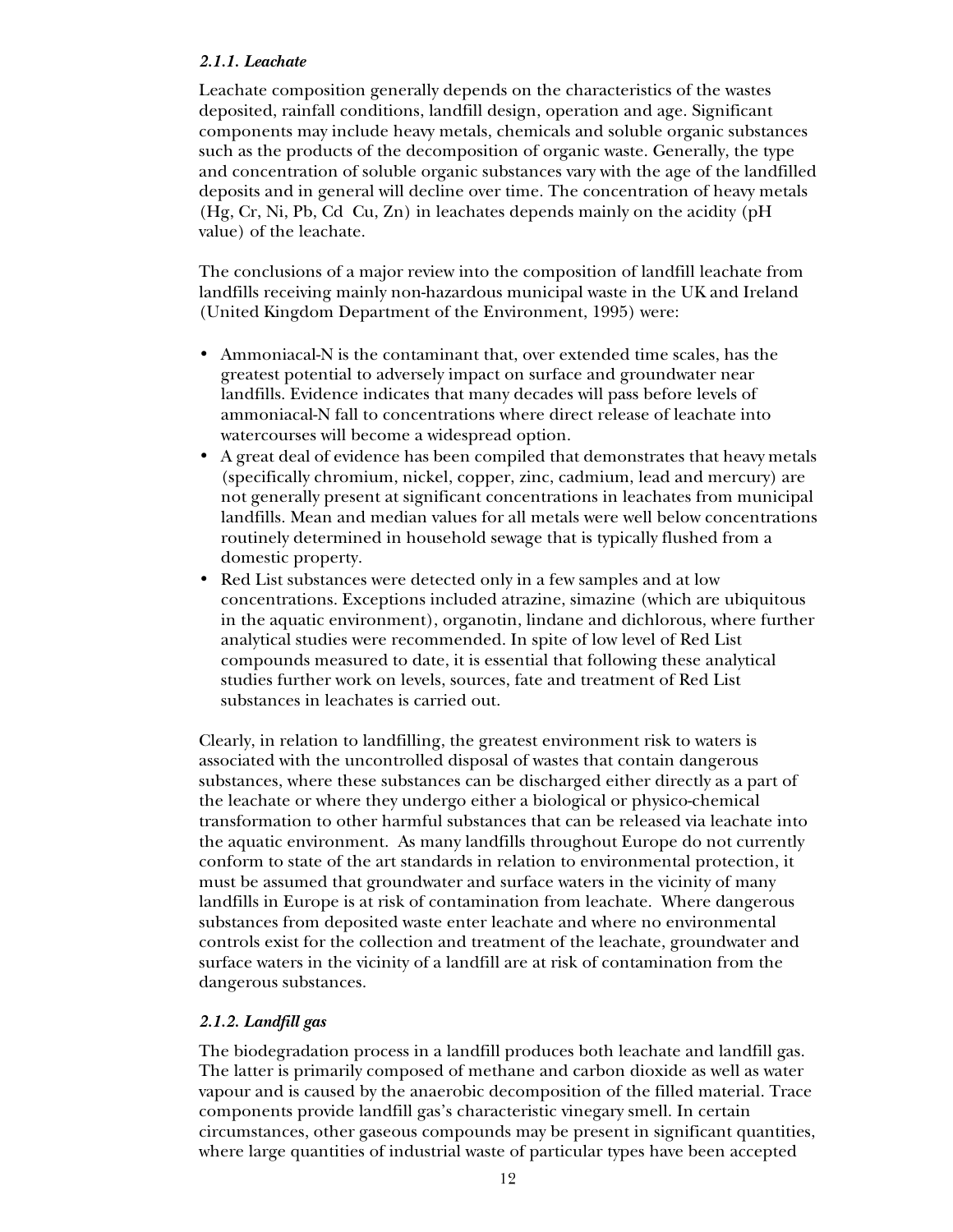### *2.1.1. Leachate*

Leachate composition generally depends on the characteristics of the wastes deposited, rainfall conditions, landfill design, operation and age. Significant components may include heavy metals, chemicals and soluble organic substances such as the products of the decomposition of organic waste. Generally, the type and concentration of soluble organic substances vary with the age of the landfilled deposits and in general will decline over time. The concentration of heavy metals (Hg, Cr, Ni, Pb, Cd Cu, Zn) in leachates depends mainly on the acidity (pH value) of the leachate.

The conclusions of a major review into the composition of landfill leachate from landfills receiving mainly non-hazardous municipal waste in the UK and Ireland (United Kingdom Department of the Environment, 1995) were:

- Ammoniacal-N is the contaminant that, over extended time scales, has the greatest potential to adversely impact on surface and groundwater near landfills. Evidence indicates that many decades will pass before levels of ammoniacal-N fall to concentrations where direct release of leachate into watercourses will become a widespread option.
- A great deal of evidence has been compiled that demonstrates that heavy metals (specifically chromium, nickel, copper, zinc, cadmium, lead and mercury) are not generally present at significant concentrations in leachates from municipal landfills. Mean and median values for all metals were well below concentrations routinely determined in household sewage that is typically flushed from a domestic property.
- Red List substances were detected only in a few samples and at low concentrations. Exceptions included atrazine, simazine (which are ubiquitous in the aquatic environment), organotin, lindane and dichlorous, where further analytical studies were recommended. In spite of low level of Red List compounds measured to date, it is essential that following these analytical studies further work on levels, sources, fate and treatment of Red List substances in leachates is carried out.

Clearly, in relation to landfilling, the greatest environment risk to waters is associated with the uncontrolled disposal of wastes that contain dangerous substances, where these substances can be discharged either directly as a part of the leachate or where they undergo either a biological or physico-chemical transformation to other harmful substances that can be released via leachate into the aquatic environment. As many landfills throughout Europe do not currently conform to state of the art standards in relation to environmental protection, it must be assumed that groundwater and surface waters in the vicinity of many landfills in Europe is at risk of contamination from leachate. Where dangerous substances from deposited waste enter leachate and where no environmental controls exist for the collection and treatment of the leachate, groundwater and surface waters in the vicinity of a landfill are at risk of contamination from the dangerous substances.

### *2.1.2. Landfill gas*

The biodegradation process in a landfill produces both leachate and landfill gas. The latter is primarily composed of methane and carbon dioxide as well as water vapour and is caused by the anaerobic decomposition of the filled material. Trace components provide landfill gas's characteristic vinegary smell. In certain circumstances, other gaseous compounds may be present in significant quantities, where large quantities of industrial waste of particular types have been accepted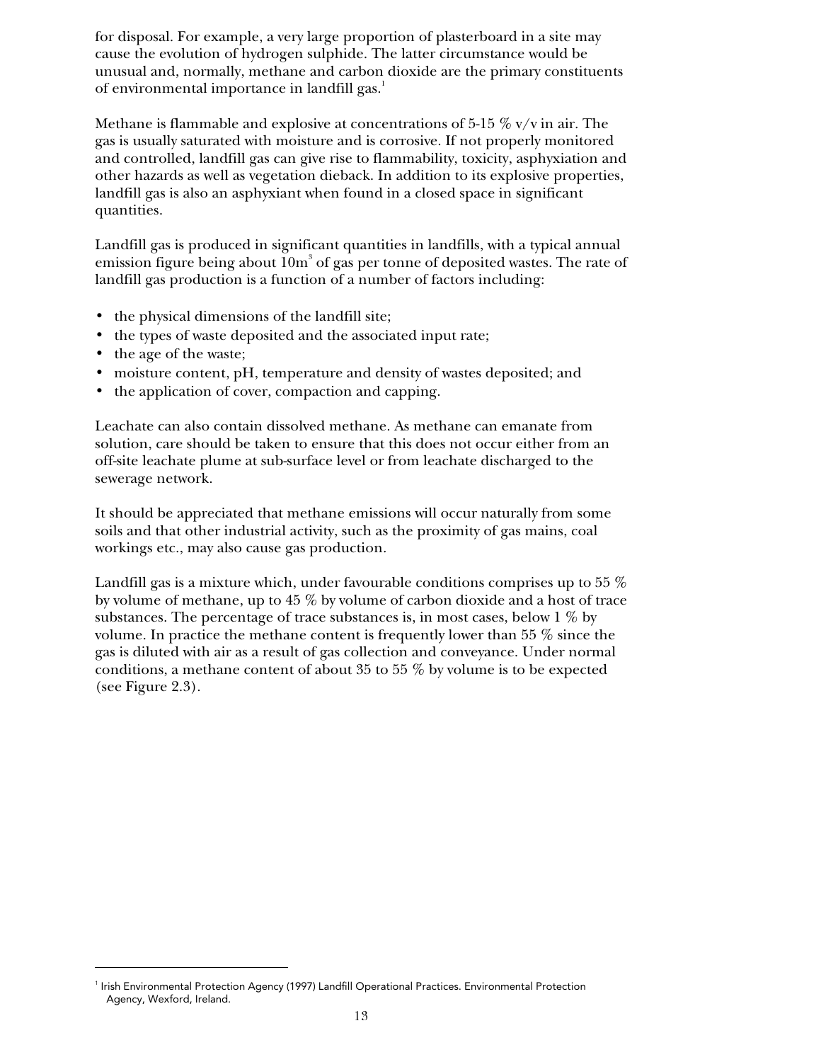for disposal. For example, a very large proportion of plasterboard in a site may cause the evolution of hydrogen sulphide. The latter circumstance would be unusual and, normally, methane and carbon dioxide are the primary constituents of environmental importance in landfill gas.[1]

Methane is flammable and explosive at concentrations of 5-15 % v/v in air. The gas is usually saturated with moisture and is corrosive. If not properly monitored and controlled, landfill gas can give rise to flammability, toxicity, asphyxiation and other hazards as well as vegetation dieback. In addition to its explosive properties, landfill gas is also an asphyxiant when found in a closed space in significant quantities.

Landfill gas is produced in significant quantities in landfills, with a typical annual emission figure being about $10m^3$ of gas per tonne of deposited wastes. The rate of landfill gas production is a function of a number of factors including:

- the physical dimensions of the landfill site;
- the types of waste deposited and the associated input rate;
- the age of the waste;
- moisture content, pH, temperature and density of wastes deposited; and
- the application of cover, compaction and capping.

Leachate can also contain dissolved methane. As methane can emanate from solution, care should be taken to ensure that this does not occur either from an off-site leachate plume at sub-surface level or from leachate discharged to the sewerage network.

It should be appreciated that methane emissions will occur naturally from some soils and that other industrial activity, such as the proximity of gas mains, coal workings etc., may also cause gas production.

Landfill gas is a mixture which, under favourable conditions comprises up to 55 % by volume of methane, up to 45 % by volume of carbon dioxide and a host of trace substances. The percentage of trace substances is, in most cases, below 1 % by volume. In practice the methane content is frequently lower than 55 % since the gas is diluted with air as a result of gas collection and conveyance. Under normal conditions, a methane content of about 35 to 55 % by volume is to be expected (see Figure 2.3).

---

[1] Irish Environmental Protection Agency (1997) Landfill Operational Practices. Environmental Protection Agency, Wexford, Ireland.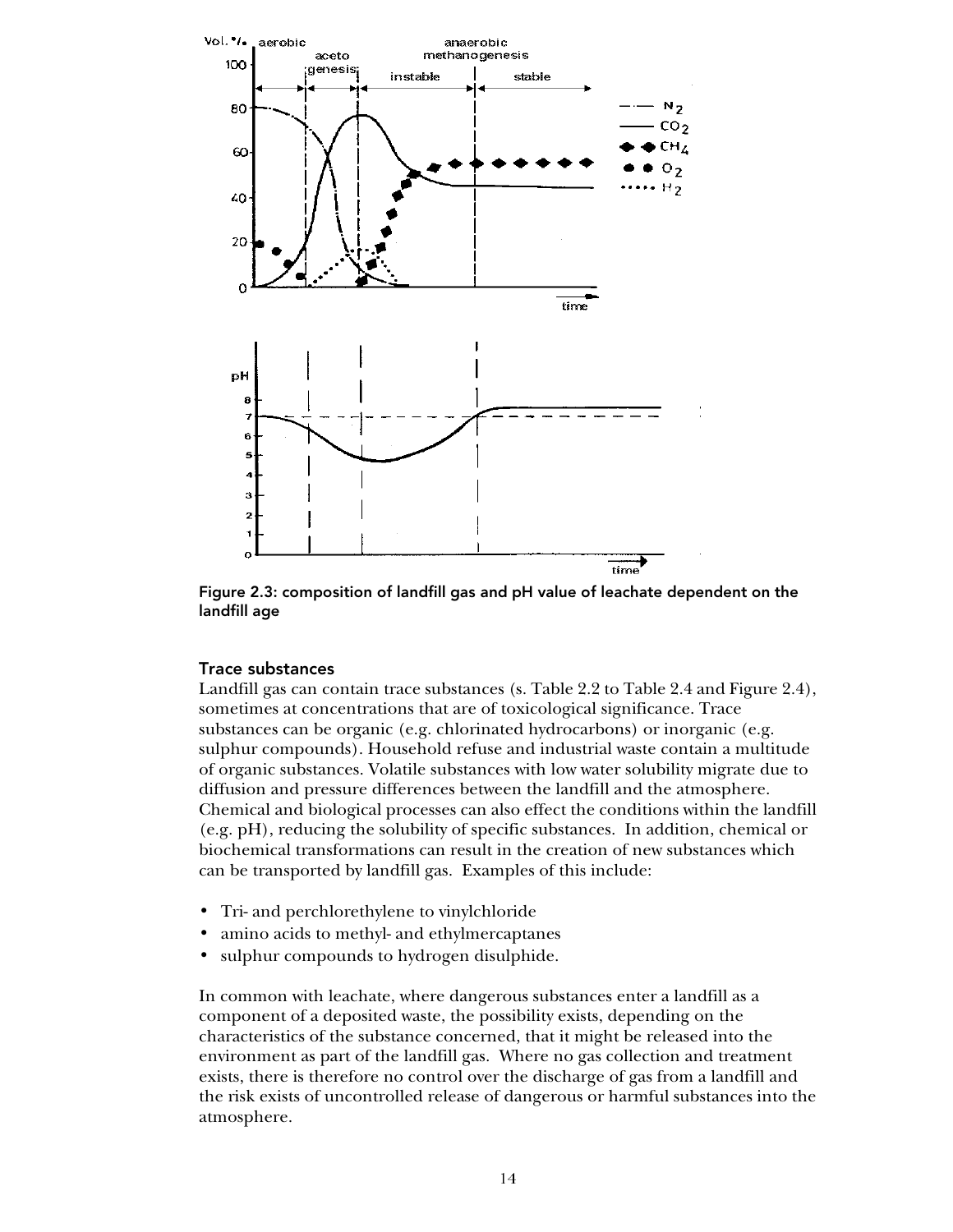Figure 2.3: composition of landfill gas and pH value of leachate dependent on the landfill age

### Trace substances

Landfill gas can contain trace substances (s. Table 2.2 to Table 2.4 and Figure 2.4), sometimes at concentrations that are of toxicological significance. Trace substances can be organic (e.g. chlorinated hydrocarbons) or inorganic (e.g. sulphur compounds). Household refuse and industrial waste contain a multitude of organic substances. Volatile substances with low water solubility migrate due to diffusion and pressure differences between the landfill and the atmosphere. Chemical and biological processes can also effect the conditions within the landfill (e.g. pH), reducing the solubility of specific substances. In addition, chemical or biochemical transformations can result in the creation of new substances which can be transported by landfill gas. Examples of this include:

- Tri- and perchlorethylene to vinylchloride
- amino acids to methyl- and ethylmercaptanes
- sulphur compounds to hydrogen disulphide.

In common with leachate, where dangerous substances enter a landfill as a component of a deposited waste, the possibility exists, depending on the characteristics of the substance concerned, that it might be released into the environment as part of the landfill gas. Where no gas collection and treatment exists, there is therefore no control over the discharge of gas from a landfill and the risk exists of uncontrolled release of dangerous or harmful substances into the atmosphere.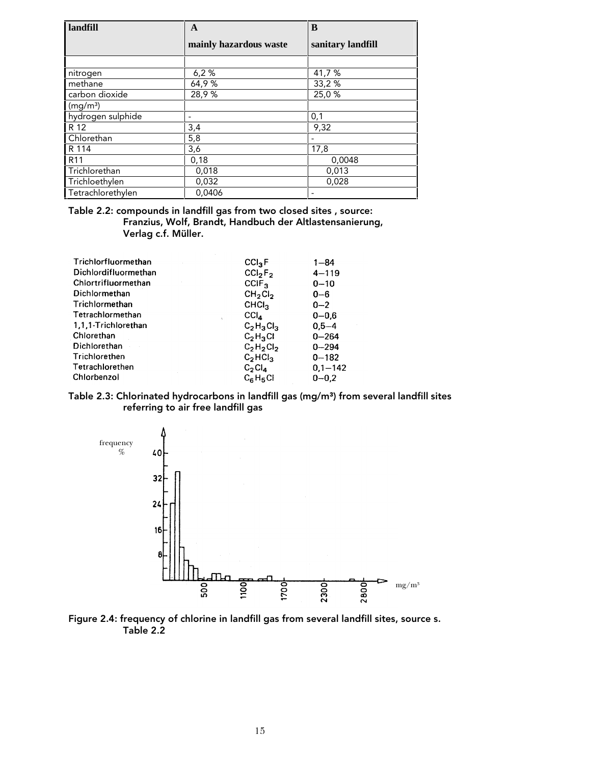| landfill | A<br>mainly hazardous waste | B<br>sanitary landfill |
|---|---|---|
| | | |
| nitrogen | 6,2 % | 41,7 % |
| methane | 64,9 % | 33,2 % |
| carbon dioxide | 28,9 % | 25,0 % |
| ($mg/m^3$) | | |
| hydrogen sulphide | - | 0,1 |
| R 12 | 3,4 | 9,32 |
| Chlorethan | 5,8 | - |
| R 114 | 3,6 | 17,8 |
| R11 | 0,18 | 0,0048 |
| Trichlorethan | 0,018 | 0,013 |
| Trichloethylen | 0,032 | 0,028 |
| Tetrachlorethylen | 0,0406 | - |

Table 2.2: compounds in landfill gas from two closed sites , source: Franzius, Wolf, Brandt, Handbuch der Altlastensanierung, Verlag c.f. Müller.

| | | |
|---|---|---|
| Trichlorfluormethan | $CCl_3F$ | 1–84 |
| Dichlordifluormethan | $CCl_2F_2$ | 4–119 |
| Chlortrifluormethan | $CClF_3$ | 0–10 |
| Dichlormethan | $CH_2Cl_2$ | 0–6 |
| Trichlormethan | $CHCl_3$ | 0–2 |
| Tetrachlormethan | $CCl_4$ | 0–0,6 |
| 1,1,1-Trichlorethan | $C_2H_3Cl_3$ | 0,5–4 |
| Chlorethan | $C_2H_3Cl$ | 0–264 |
| Dichlorethan | $C_2H_2Cl_2$ | 0–294 |
| Trichlorethen | $C_2HCl_3$ | 0–182 |
| Tetrachlorethen | $C_2Cl_4$ | 0,1–142 |
| Chlorbenzol | $C_6H_5Cl$ | 0–0,2 |

Table 2.3: Chlorinated hydrocarbons in landfill gas ($mg/m^3$) from several landfill sites referring to air free landfill gas

Figure 2.4: frequency of chlorine in landfill gas from several landfill sites, source s. Table 2.2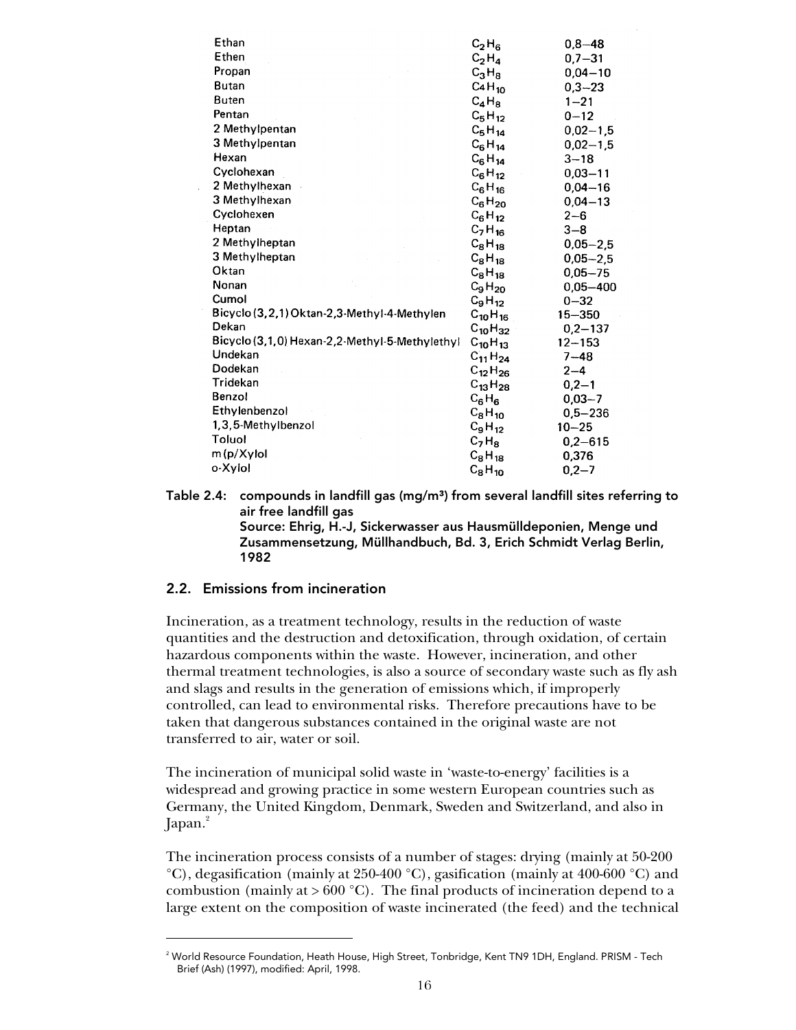| | | |
|---|---|---|
| Ethan | $C_2H_6$ | 0,8–48 |
| Ethen | $C_2H_4$ | 0,7–31 |
| Propan | $C_3H_8$ | 0,04–10 |
| Butan | $C_4H_{10}$ | 0,3–23 |
| Buten | $C_4H_8$ | 1–21 |
| Pentan | $C_5H_{12}$ | 0–12 |
| 2 Methylpentan | $C_5H_{14}$ | 0,02–1,5 |
| 3 Methylpentan | $C_6H_{14}$ | 0,02–1,5 |
| Hexan | $C_6H_{14}$ | 3–18 |
| Cyclohexan | $C_6H_{12}$ | 0,03–11 |
| 2 Methylhexan | $C_6H_{16}$ | 0,04–16 |
| 3 Methylhexan | $C_6H_{20}$ | 0,04–13 |
| Cyclohexen | $C_6H_{12}$ | 2–6 |
| Heptan | $C_7H_{16}$ | 3–8 |
| 2 Methylheptan | $C_8H_{18}$ | 0,05–2,5 |
| 3 Methylheptan | $C_8H_{18}$ | 0,05–2,5 |
| Oktan | $C_8H_{18}$ | 0,05–75 |
| Nonan | $C_9H_{20}$ | 0,05–400 |
| Cumol | $C_9H_{12}$ | 0–32 |
| Bicyclo (3,2,1) Oktan-2,3-Methyl-4-Methylen | $C_{10}H_{16}$ | 15–350 |
| Dekan | $C_{10}H_{32}$ | 0,2–137 |
| Bicyclo (3,1,0) Hexan-2,2-Methyl-5-Methylethyl | $C_{10}H_{13}$ | 12–153 |
| Undekan | $C_{11}H_{24}$ | 7–48 |
| Dodekan | $C_{12}H_{26}$ | 2–4 |
| Tridekan | $C_{13}H_{28}$ | 0,2–1 |
| Benzol | $C_6H_6$ | 0,03–7 |
| Ethylenbenzol | $C_8H_{10}$ | 0,5–236 |
| 1,3,5-Methylbenzol | $C_9H_{12}$ | 10–25 |
| Toluol | $C_7H_8$ | 0,2–615 |
| m (p/Xylol | $C_8H_{18}$ | 0,376 |
| o-Xylol | $C_8H_{10}$ | 0,2–7 |

**Table 2.4: compounds in landfill gas (mg/m³) from several landfill sites referring to air free landfill gas**
**Source: Ehrig, H.-J, Sickerwasser aus Hausmülldeponien, Menge und Zusammensetzung, Müllhandbuch, Bd. 3, Erich Schmidt Verlag Berlin, 1982**

## 2.2. Emissions from incineration

Incineration, as a treatment technology, results in the reduction of waste quantities and the destruction and detoxification, through oxidation, of certain hazardous components within the waste. However, incineration, and other thermal treatment technologies, is also a source of secondary waste such as fly ash and slags and results in the generation of emissions which, if improperly controlled, can lead to environmental risks. Therefore precautions have to be taken that dangerous substances contained in the original waste are not transferred to air, water or soil.

The incineration of municipal solid waste in 'waste-to-energy' facilities is a widespread and growing practice in some western European countries such as Germany, the United Kingdom, Denmark, Sweden and Switzerland, and also in Japan.[2]

The incineration process consists of a number of stages: drying (mainly at 50-200 °C), degasification (mainly at 250-400 °C), gasification (mainly at 400-600 °C) and combustion (mainly at > 600 °C). The final products of incineration depend to a large extent on the composition of waste incinerated (the feed) and the technical

[2] World Resource Foundation, Heath House, High Street, Tonbridge, Kent TN9 1DH, England. PRISM - Tech Brief (Ash) (1997), modified: April, 1998.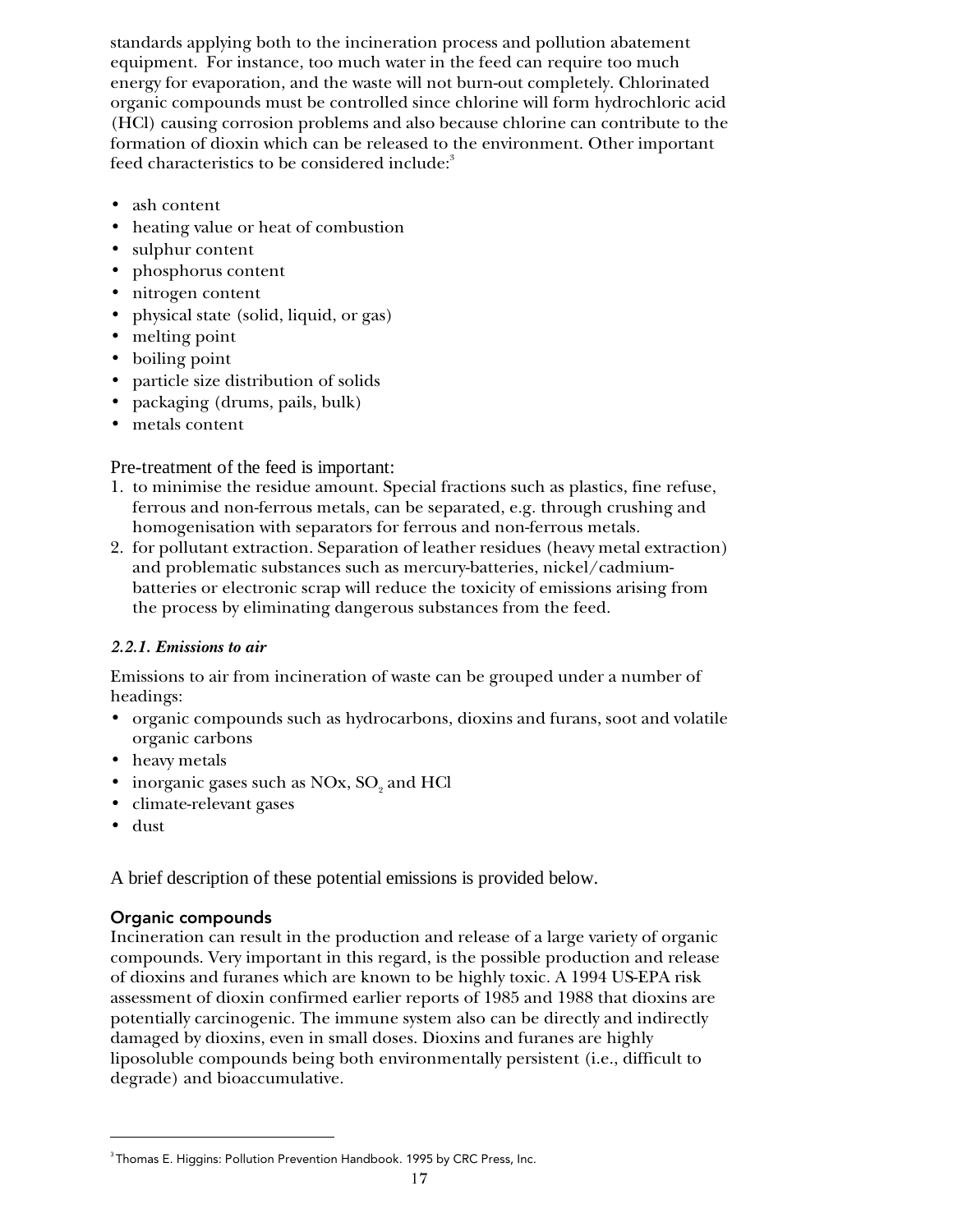standards applying both to the incineration process and pollution abatement equipment. For instance, too much water in the feed can require too much energy for evaporation, and the waste will not burn-out completely. Chlorinated organic compounds must be controlled since chlorine will form hydrochloric acid (HCl) causing corrosion problems and also because chlorine can contribute to the formation of dioxin which can be released to the environment. Other important feed characteristics to be considered include:[3]

- ash content
- heating value or heat of combustion
- sulphur content
- phosphorus content
- nitrogen content
- physical state (solid, liquid, or gas)
- melting point
- boiling point
- particle size distribution of solids
- packaging (drums, pails, bulk)
- metals content

Pre-treatment of the feed is important:

1. to minimise the residue amount. Special fractions such as plastics, fine refuse, ferrous and non-ferrous metals, can be separated, e.g. through crushing and homogenisation with separators for ferrous and non-ferrous metals.
2. for pollutant extraction. Separation of leather residues (heavy metal extraction) and problematic substances such as mercury-batteries, nickel/cadmium-batteries or electronic scrap will reduce the toxicity of emissions arising from the process by eliminating dangerous substances from the feed.

#### *2.2.1. Emissions to air*

Emissions to air from incineration of waste can be grouped under a number of headings:

- organic compounds such as hydrocarbons, dioxins and furans, soot and volatile organic carbons
- heavy metals
- inorganic gases such as NOx, $SO_2$ and HCl
- climate-relevant gases
- dust

A brief description of these potential emissions is provided below.

#### Organic compounds

Incineration can result in the production and release of a large variety of organic compounds. Very important in this regard, is the possible production and release of dioxins and furanes which are known to be highly toxic. A 1994 US-EPA risk assessment of dioxin confirmed earlier reports of 1985 and 1988 that dioxins are potentially carcinogenic. The immune system also can be directly and indirectly damaged by dioxins, even in small doses. Dioxins and furanes are highly liposoluble compounds being both environmentally persistent (i.e., difficult to degrade) and bioaccumulative.

---

[3] Thomas E. Higgins: Pollution Prevention Handbook. 1995 by CRC Press, Inc.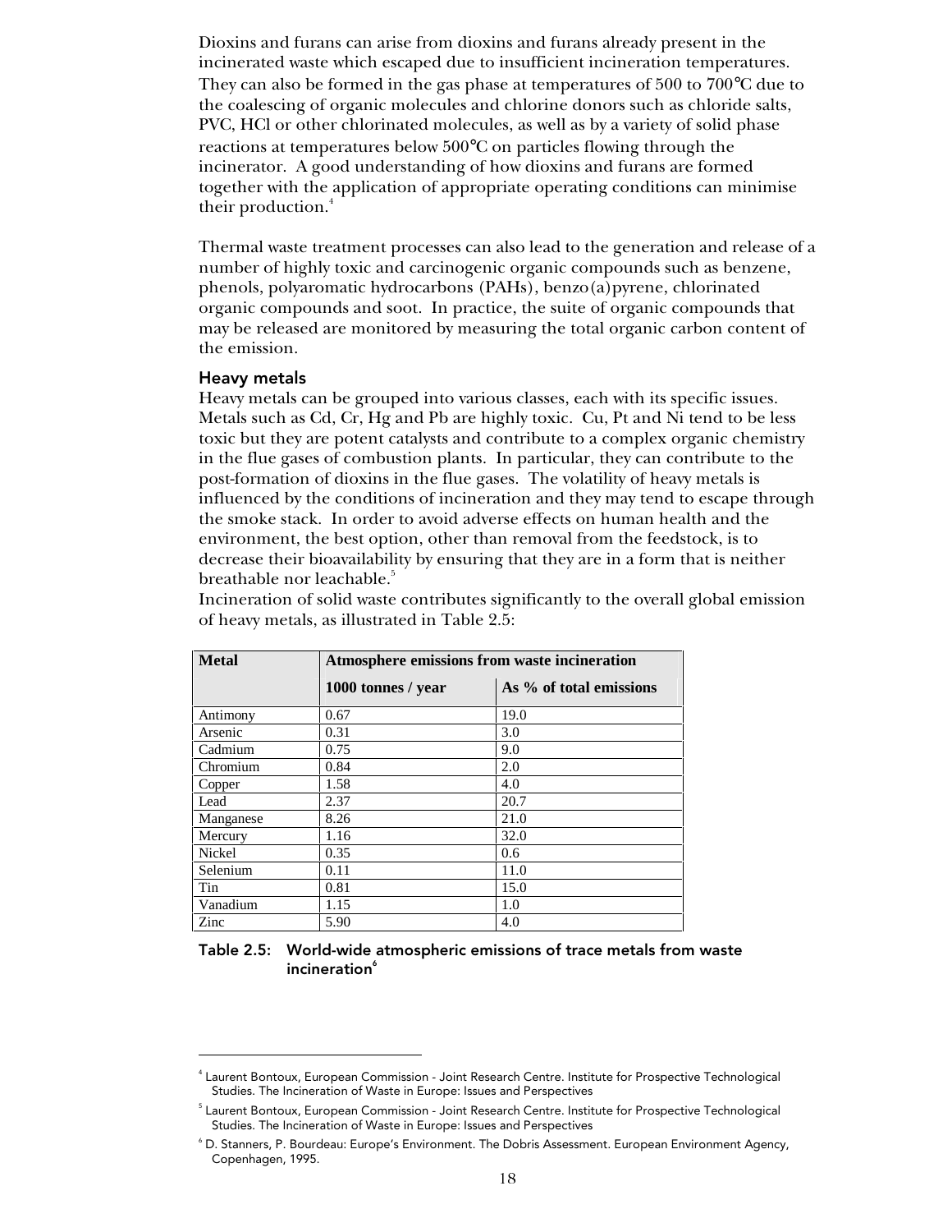Dioxins and furans can arise from dioxins and furans already present in the incinerated waste which escaped due to insufficient incineration temperatures. They can also be formed in the gas phase at temperatures of 500 to 700°C due to the coalescing of organic molecules and chlorine donors such as chloride salts, PVC, HCl or other chlorinated molecules, as well as by a variety of solid phase reactions at temperatures below 500°C on particles flowing through the incinerator. A good understanding of how dioxins and furans are formed together with the application of appropriate operating conditions can minimise their production.[4]

Thermal waste treatment processes can also lead to the generation and release of a number of highly toxic and carcinogenic organic compounds such as benzene, phenols, polyaromatic hydrocarbons (PAHs), benzo(a)pyrene, chlorinated organic compounds and soot. In practice, the suite of organic compounds that may be released are monitored by measuring the total organic carbon content of the emission.

### Heavy metals

Heavy metals can be grouped into various classes, each with its specific issues. Metals such as Cd, Cr, Hg and Pb are highly toxic. Cu, Pt and Ni tend to be less toxic but they are potent catalysts and contribute to a complex organic chemistry in the flue gases of combustion plants. In particular, they can contribute to the post-formation of dioxins in the flue gases. The volatility of heavy metals is influenced by the conditions of incineration and they may tend to escape through the smoke stack. In order to avoid adverse effects on human health and the environment, the best option, other than removal from the feedstock, is to decrease their bioavailability by ensuring that they are in a form that is neither breathable nor leachable.[5]

Incineration of solid waste contributes significantly to the overall global emission of heavy metals, as illustrated in Table 2.5:

| **Metal** | **Atmosphere emissions from waste incineration** | |
|---|---|---|
| | **1000 tonnes / year** | **As % of total emissions** |
| Antimony | 0.67 | 19.0 |
| Arsenic | 0.31 | 3.0 |
| Cadmium | 0.75 | 9.0 |
| Chromium | 0.84 | 2.0 |
| Copper | 1.58 | 4.0 |
| Lead | 2.37 | 20.7 |
| Manganese | 8.26 | 21.0 |
| Mercury | 1.16 | 32.0 |
| Nickel | 0.35 | 0.6 |
| Selenium | 0.11 | 11.0 |
| Tin | 0.81 | 15.0 |
| Vanadium | 1.15 | 1.0 |
| Zinc | 5.90 | 4.0 |

**Table 2.5: World-wide atmospheric emissions of trace metals from waste incineration[6]**

---

[4] Laurent Bontoux, European Commission - Joint Research Centre. Institute for Prospective Technological Studies. The Incineration of Waste in Europe: Issues and Perspectives

[5] Laurent Bontoux, European Commission - Joint Research Centre. Institute for Prospective Technological Studies. The Incineration of Waste in Europe: Issues and Perspectives

[6] D. Stanners, P. Bourdeau: Europe's Environment. The Dobris Assessment. European Environment Agency, Copenhagen, 1995.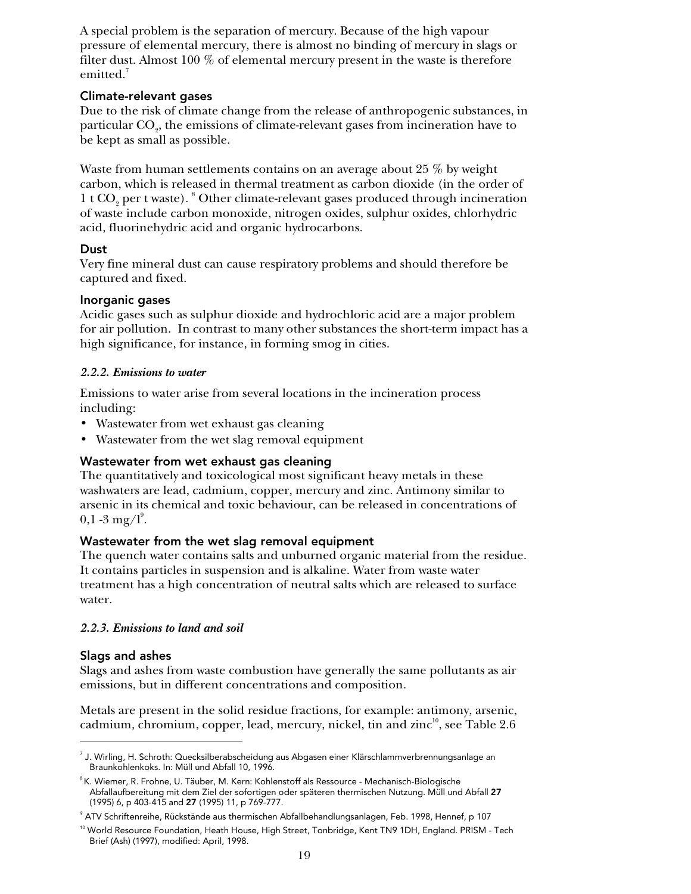A special problem is the separation of mercury. Because of the high vapour pressure of elemental mercury, there is almost no binding of mercury in slags or filter dust. Almost 100 % of elemental mercury present in the waste is therefore emitted.[7]

### Climate-relevant gases

Due to the risk of climate change from the release of anthropogenic substances, in particular $CO_2$, the emissions of climate-relevant gases from incineration have to be kept as small as possible.

Waste from human settlements contains on an average about 25 % by weight carbon, which is released in thermal treatment as carbon dioxide (in the order of 1 t $CO_2$ per t waste).[8] Other climate-relevant gases produced through incineration of waste include carbon monoxide, nitrogen oxides, sulphur oxides, chlorhydric acid, fluorinehydric acid and organic hydrocarbons.

### Dust

Very fine mineral dust can cause respiratory problems and should therefore be captured and fixed.

### Inorganic gases

Acidic gases such as sulphur dioxide and hydrochloric acid are a major problem for air pollution. In contrast to many other substances the short-term impact has a high significance, for instance, in forming smog in cities.

#### *2.2.2. Emissions to water*

Emissions to water arise from several locations in the incineration process including:

- Wastewater from wet exhaust gas cleaning
- Wastewater from the wet slag removal equipment

### Wastewater from wet exhaust gas cleaning

The quantitatively and toxicological most significant heavy metals in these washwaters are lead, cadmium, copper, mercury and zinc. Antimony similar to arsenic in its chemical and toxic behaviour, can be released in concentrations of 0,1 -3 mg/l[9].

### Wastewater from the wet slag removal equipment

The quench water contains salts and unburned organic material from the residue. It contains particles in suspension and is alkaline. Water from waste water treatment has a high concentration of neutral salts which are released to surface water.

#### *2.2.3. Emissions to land and soil*

### Slags and ashes

Slags and ashes from waste combustion have generally the same pollutants as air emissions, but in different concentrations and composition.

Metals are present in the solid residue fractions, for example: antimony, arsenic, cadmium, chromium, copper, lead, mercury, nickel, tin and zinc[10], see Table 2.6

---

[7] J. Wirling, H. Schroth: Quecksilberabscheidung aus Abgasen einer Klärschlammverbrennungsanlage an Braunkohlenkoks. In: Müll und Abfall 10, 1996.

[8] K. Wiemer, R. Frohne, U. Täuber, M. Kern: Kohlenstoff als Ressource - Mechanisch-Biologische Abfallaufbereitung mit dem Ziel der sofortigen oder späteren thermischen Nutzung. Müll und Abfall **27** (1995) 6, p 403-415 and **27** (1995) 11, p 769-777.

[9] ATV Schriftenreihe, Rückstände aus thermischen Abfallbehandlungsanlagen, Feb. 1998, Hennef, p 107

[10] World Resource Foundation, Heath House, High Street, Tonbridge, Kent TN9 1DH, England. PRISM - Tech Brief (Ash) (1997), modified: April, 1998.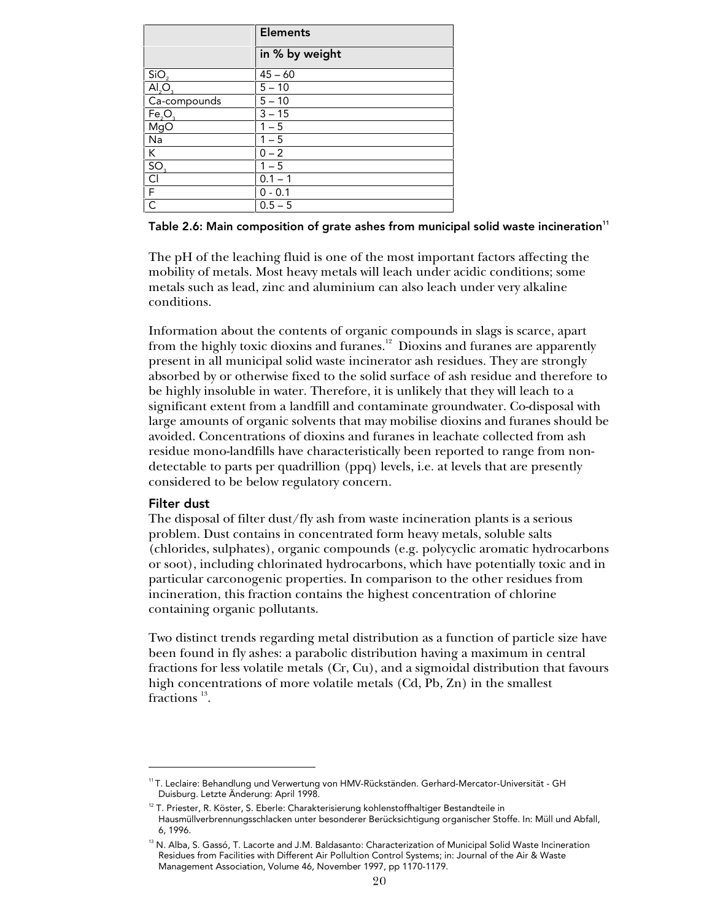| | Elements |
|---|---|
| | in % by weight |
| $SiO_2$ | 45 – 60 |
| $Al_2O_3$ | 5 – 10 |
| Ca-compounds | 5 – 10 |
| $Fe_2O_3$ | 3 – 15 |
| MgO | 1 – 5 |
| Na | 1 – 5 |
| K | 0 – 2 |
| $SO_3$ | 1 – 5 |
| Cl | 0.1 – 1 |
| F | 0 - 0.1 |
| C | 0.5 – 5 |

**Table 2.6: Main composition of grate ashes from municipal solid waste incineration**[11]

The pH of the leaching fluid is one of the most important factors affecting the mobility of metals. Most heavy metals will leach under acidic conditions; some metals such as lead, zinc and aluminium can also leach under very alkaline conditions.

Information about the contents of organic compounds in slags is scarce, apart from the highly toxic dioxins and furanes.[12] Dioxins and furanes are apparently present in all municipal solid waste incinerator ash residues. They are strongly absorbed by or otherwise fixed to the solid surface of ash residue and therefore to be highly insoluble in water. Therefore, it is unlikely that they will leach to a significant extent from a landfill and contaminate groundwater. Co-disposal with large amounts of organic solvents that may mobilise dioxins and furanes should be avoided. Concentrations of dioxins and furanes in leachate collected from ash residue mono-landfills have characteristically been reported to range from non-detectable to parts per quadrillion (ppq) levels, i.e. at levels that are presently considered to be below regulatory concern.

### Filter dust

The disposal of filter dust/fly ash from waste incineration plants is a serious problem. Dust contains in concentrated form heavy metals, soluble salts (chlorides, sulphates), organic compounds (e.g. polycyclic aromatic hydrocarbons or soot), including chlorinated hydrocarbons, which have potentially toxic and in particular carconogenic properties. In comparison to the other residues from incineration, this fraction contains the highest concentration of chlorine containing organic pollutants.

Two distinct trends regarding metal distribution as a function of particle size have been found in fly ashes: a parabolic distribution having a maximum in central fractions for less volatile metals (Cr, Cu), and a sigmoidal distribution that favours high concentrations of more volatile metals (Cd, Pb, Zn) in the smallest fractions [13].

---

[11] T. Leclaire: Behandlung und Verwertung von HMV-Rückständen. Gerhard-Mercator-Universität - GH Duisburg. Letzte Änderung: April 1998.

[12] T. Priester, R. Köster, S. Eberle: Charakterisierung kohlenstoffhaltiger Bestandteile in Hausmüllverbrennungsschlacken unter besonderer Berücksichtigung organischer Stoffe. In: Müll und Abfall, 6, 1996.

[13] N. Alba, S. Gassó, T. Lacorte and J.M. Baldasanto: Characterization of Municipal Solid Waste Incineration Residues from Facilities with Different Air Pollultion Control Systems; in: Journal of the Air & Waste Management Association, Volume 46, November 1997, pp 1170-1179.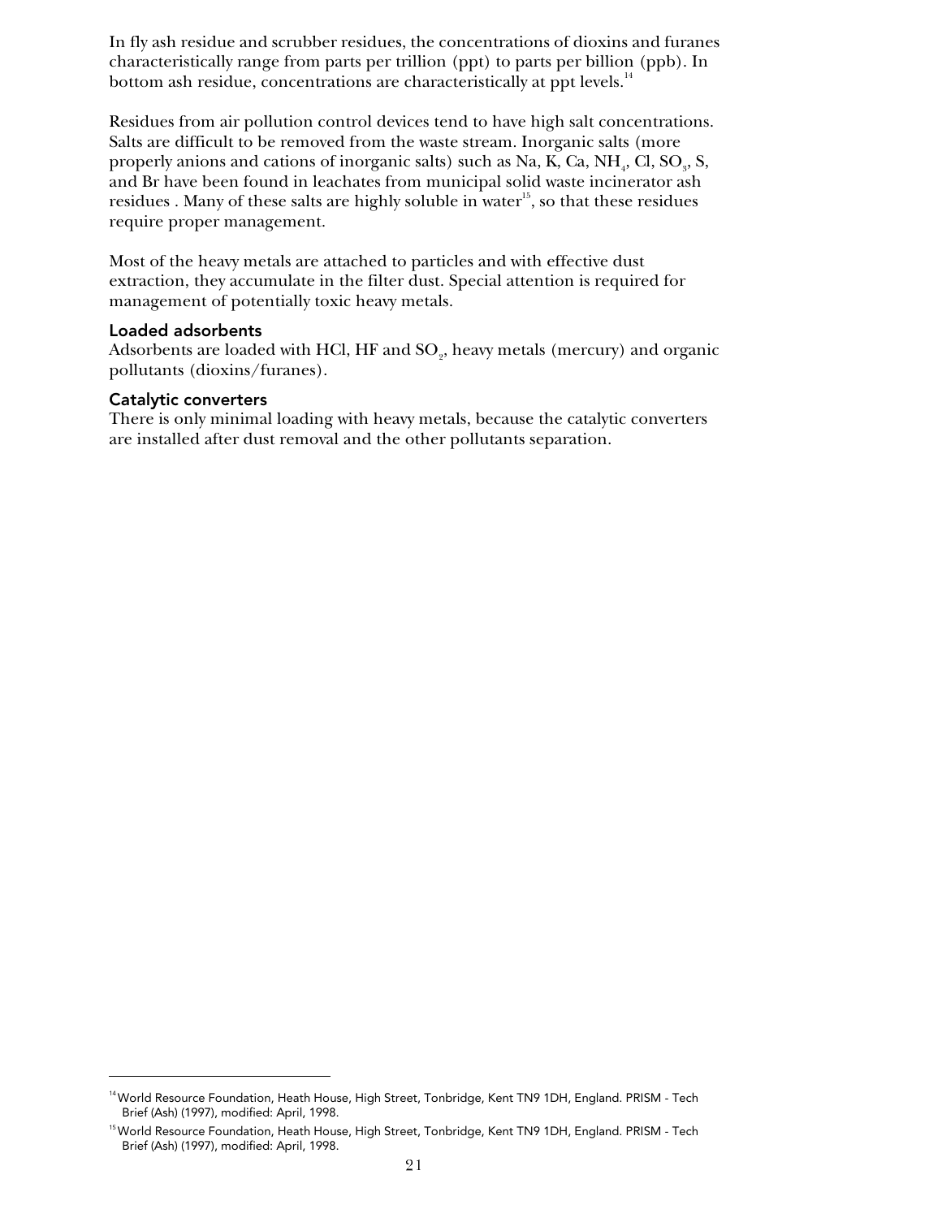In fly ash residue and scrubber residues, the concentrations of dioxins and furanes characteristically range from parts per trillion (ppt) to parts per billion (ppb). In bottom ash residue, concentrations are characteristically at ppt levels.[14]

Residues from air pollution control devices tend to have high salt concentrations. Salts are difficult to be removed from the waste stream. Inorganic salts (more properly anions and cations of inorganic salts) such as Na, K, Ca, $NH_4$, Cl, $SO_3$, S, and Br have been found in leachates from municipal solid waste incinerator ash residues . Many of these salts are highly soluble in water[15], so that these residues require proper management.

Most of the heavy metals are attached to particles and with effective dust extraction, they accumulate in the filter dust. Special attention is required for management of potentially toxic heavy metals.

### Loaded adsorbents

Adsorbents are loaded with HCl, HF and $SO_2$, heavy metals (mercury) and organic pollutants (dioxins/furanes).

### Catalytic converters

There is only minimal loading with heavy metals, because the catalytic converters are installed after dust removal and the other pollutants separation.

---

[14] World Resource Foundation, Heath House, High Street, Tonbridge, Kent TN9 1DH, England. PRISM - Tech Brief (Ash) (1997), modified: April, 1998.

[15] World Resource Foundation, Heath House, High Street, Tonbridge, Kent TN9 1DH, England. PRISM - Tech Brief (Ash) (1997), modified: April, 1998.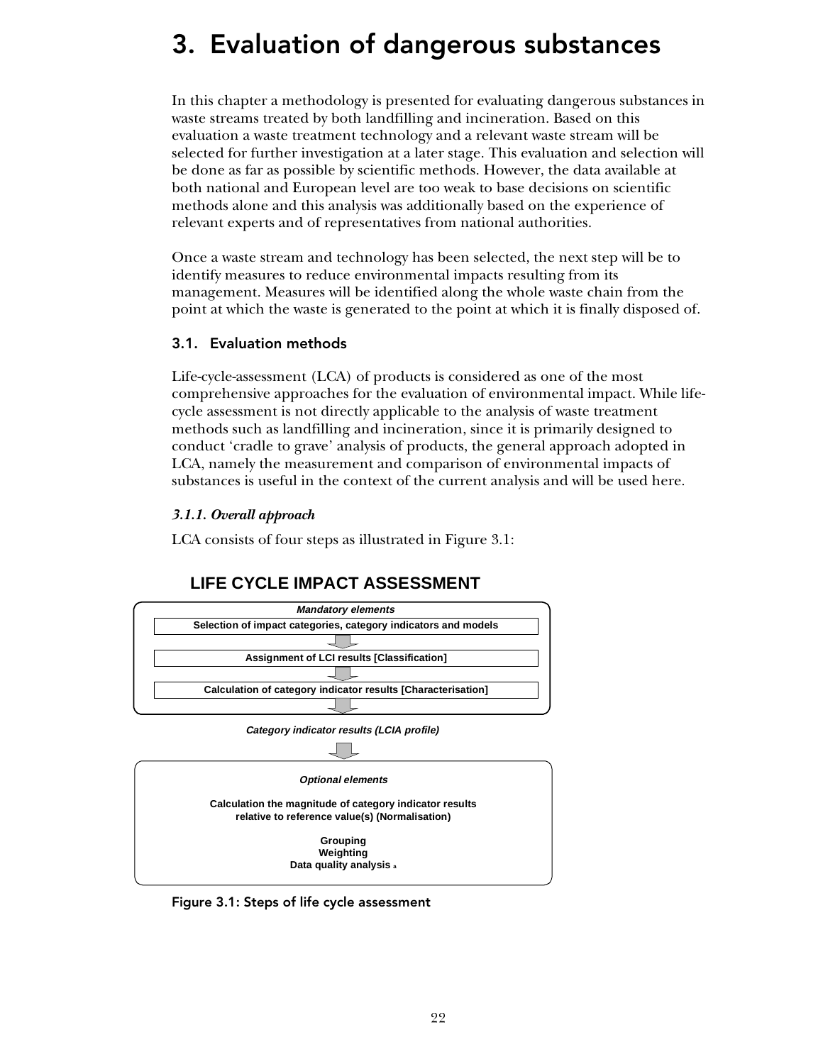# 3. Evaluation of dangerous substances

In this chapter a methodology is presented for evaluating dangerous substances in waste streams treated by both landfilling and incineration. Based on this evaluation a waste treatment technology and a relevant waste stream will be selected for further investigation at a later stage. This evaluation and selection will be done as far as possible by scientific methods. However, the data available at both national and European level are too weak to base decisions on scientific methods alone and this analysis was additionally based on the experience of relevant experts and of representatives from national authorities.

Once a waste stream and technology has been selected, the next step will be to identify measures to reduce environmental impacts resulting from its management. Measures will be identified along the whole waste chain from the point at which the waste is generated to the point at which it is finally disposed of.

## 3.1. Evaluation methods

Life-cycle-assessment (LCA) of products is considered as one of the most comprehensive approaches for the evaluation of environmental impact. While life-cycle assessment is not directly applicable to the analysis of waste treatment methods such as landfilling and incineration, since it is primarily designed to conduct 'cradle to grave' analysis of products, the general approach adopted in LCA, namely the measurement and comparison of environmental impacts of substances is useful in the context of the current analysis and will be used here.

### *3.1.1. Overall approach*

LCA consists of four steps as illustrated in Figure 3.1:

**LIFE CYCLE IMPACT ASSESSMENT**

***Mandatory elements***

**Selection of impact categories, category indicators and models**

↓

**Assignment of LCI results [Classification]**

↓

**Calculation of category indicator results [Characterisation]**

↓

***Category indicator results (LCIA profile)***

↓

***Optional elements***

**Calculation the magnitude of category indicator results relative to reference value(s) (Normalisation)**

**Grouping**
**Weighting**
**Data quality analysis** [a]

Figure 3.1: Steps of life cycle assessment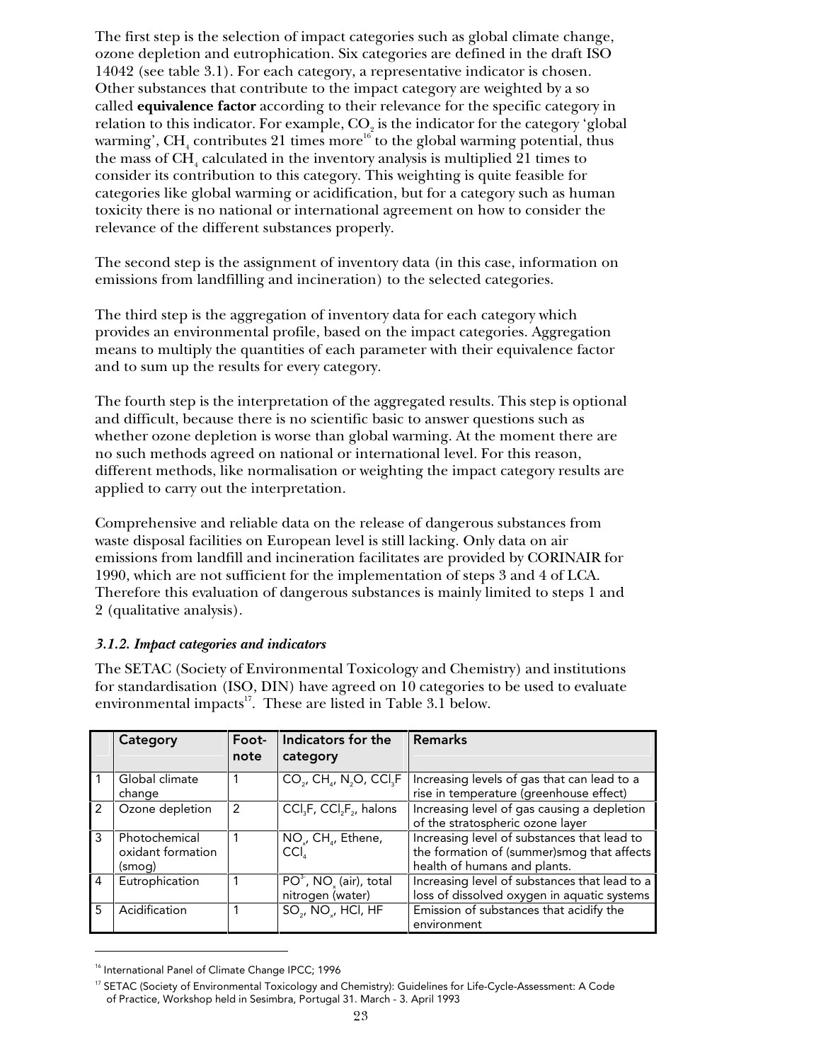The first step is the selection of impact categories such as global climate change, ozone depletion and eutrophication. Six categories are defined in the draft ISO 14042 (see table 3.1). For each category, a representative indicator is chosen. Other substances that contribute to the impact category are weighted by a so called **equivalence factor** according to their relevance for the specific category in relation to this indicator. For example, $CO_2$ is the indicator for the category 'global warming', $CH_4$ contributes 21 times more[16] to the global warming potential, thus the mass of $CH_4$ calculated in the inventory analysis is multiplied 21 times to consider its contribution to this category. This weighting is quite feasible for categories like global warming or acidification, but for a category such as human toxicity there is no national or international agreement on how to consider the relevance of the different substances properly.

The second step is the assignment of inventory data (in this case, information on emissions from landfilling and incineration) to the selected categories.

The third step is the aggregation of inventory data for each category which provides an environmental profile, based on the impact categories. Aggregation means to multiply the quantities of each parameter with their equivalence factor and to sum up the results for every category.

The fourth step is the interpretation of the aggregated results. This step is optional and difficult, because there is no scientific basic to answer questions such as whether ozone depletion is worse than global warming. At the moment there are no such methods agreed on national or international level. For this reason, different methods, like normalisation or weighting the impact category results are applied to carry out the interpretation.

Comprehensive and reliable data on the release of dangerous substances from waste disposal facilities on European level is still lacking. Only data on air emissions from landfill and incineration facilitates are provided by CORINAIR for 1990, which are not sufficient for the implementation of steps 3 and 4 of LCA. Therefore this evaluation of dangerous substances is mainly limited to steps 1 and 2 (qualitative analysis).

### *3.1.2. Impact categories and indicators*

The SETAC (Society of Environmental Toxicology and Chemistry) and institutions for standardisation (ISO, DIN) have agreed on 10 categories to be used to evaluate environmental impacts[17]. These are listed in Table 3.1 below.

| | Category | Foot-note | Indicators for the category | Remarks |
|---|---|---|---|---|
| 1 | Global climate change | 1 | $CO_2$, $CH_4$, $N_2O$, $CCl_3F$ | Increasing levels of gas that can lead to a rise in temperature (greenhouse effect) |
| 2 | Ozone depletion | 2 | $CCl_3F$, $CCl_2F_2$, halons | Increasing level of gas causing a depletion of the stratospheric ozone layer |
| 3 | Photochemical oxidant formation (smog) | 1 | $NO_x$, $CH_4$, Ethene, $CCl_4$ | Increasing level of substances that lead to the formation of (summer)smog that affects health of humans and plants. |
| 4 | Eutrophication | 1 | $PO^{3}$, $NO_x$ (air), total nitrogen (water) | Increasing level of substances that lead to a loss of dissolved oxygen in aquatic systems |
| 5 | Acidification | 1 | $SO_2$, $NO_x$, HCl, HF | Emission of substances that acidify the environment |

[16] International Panel of Climate Change IPCC; 1996

[17] SETAC (Society of Environmental Toxicology and Chemistry): Guidelines for Life-Cycle-Assessment: A Code of Practice, Workshop held in Sesimbra, Portugal 31. March - 3. April 1993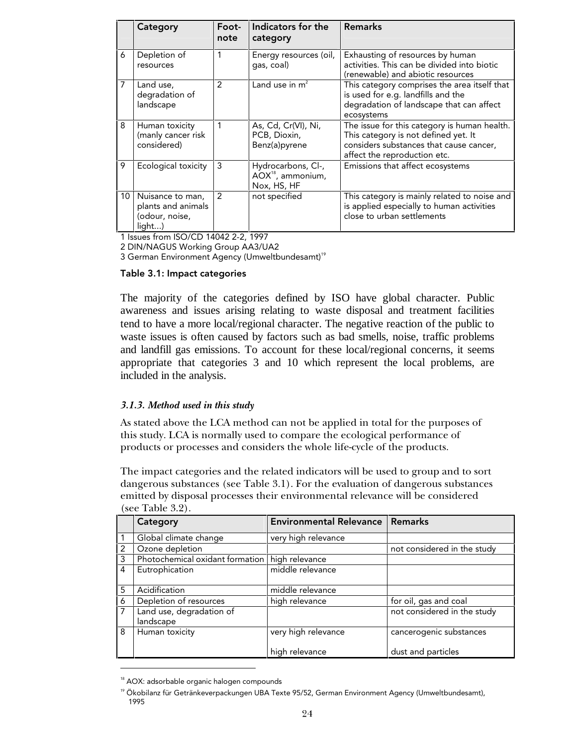| | Category | Foot-note | Indicators for the category | Remarks |
|---|---|---|---|---|
| 6 | Depletion of resources | 1 | Energy resources (oil, gas, coal) | Exhausting of resources by human activities. This can be divided into biotic (renewable) and abiotic resources |
| 7 | Land use, degradation of landscape | 2 | Land use in $m^2$ | This category comprises the area itself that is used for e.g. landfills and the degradation of landscape that can affect ecosystems |
| 8 | Human toxicity (manly cancer risk considered) | 1 | As, Cd, Cr(VI), Ni, PCB, Dioxin, Benz(a)pyrene | The issue for this category is human health. This category is not defined yet. It considers substances that cause cancer, affect the reproduction etc. |
| 9 | Ecological toxicity | 3 | Hydrocarbons, Cl-, AOX[18], ammonium, Nox, HS, HF | Emissions that affect ecosystems |
| 10 | Nuisance to man, plants and animals (odour, noise, light…) | 2 | not specified | This category is mainly related to noise and is applied especially to human activities close to urban settlements |

1 Issues from ISO/CD 14042 2-2, 1997
2 DIN/NAGUS Working Group AA3/UA2
3 German Environment Agency (Umweltbundesamt)[19]

**Table 3.1: Impact categories**

The majority of the categories defined by ISO have global character. Public awareness and issues arising relating to waste disposal and treatment facilities tend to have a more local/regional character. The negative reaction of the public to waste issues is often caused by factors such as bad smells, noise, traffic problems and landfill gas emissions. To account for these local/regional concerns, it seems appropriate that categories 3 and 10 which represent the local problems, are included in the analysis.

### *3.1.3. Method used in this study*

As stated above the LCA method can not be applied in total for the purposes of this study. LCA is normally used to compare the ecological performance of products or processes and considers the whole life-cycle of the products.

The impact categories and the related indicators will be used to group and to sort dangerous substances (see Table 3.1). For the evaluation of dangerous substances emitted by disposal processes their environmental relevance will be considered (see Table 3.2).

| | Category | Environmental Relevance | Remarks |
|---|---|---|---|
| 1 | Global climate change | very high relevance | |
| 2 | Ozone depletion | | not considered in the study |
| 3 | Photochemical oxidant formation | high relevance | |
| 4 | Eutrophication | middle relevance | |
| 5 | Acidification | middle relevance | |
| 6 | Depletion of resources | high relevance | for oil, gas and coal |
| 7 | Land use, degradation of landscape | | not considered in the study |
| 8 | Human toxicity | very high relevance<br><br>high relevance | cancerogenic substances<br><br>dust and particles |

[18] AOX: adsorbable organic halogen compounds

[19] Ökobilanz für Getränkeverpackungen UBA Texte 95/52, German Environment Agency (Umweltbundesamt), 1995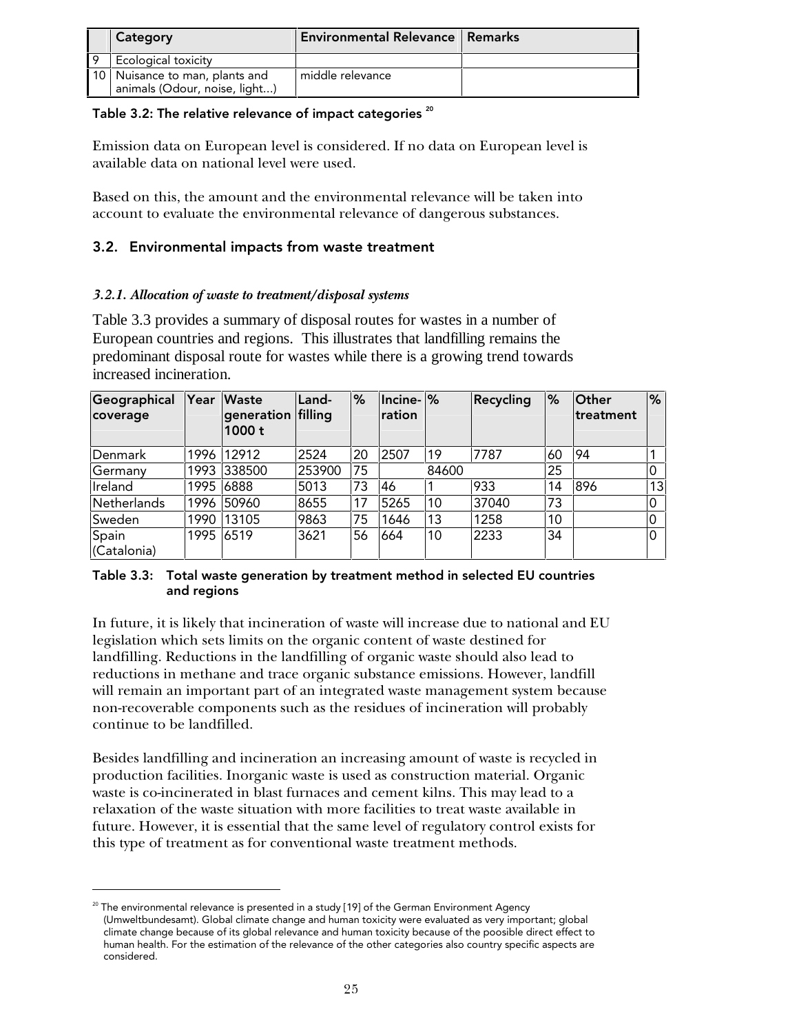| | Category | Environmental Relevance | Remarks |
|---|---|---|---|
| 9 | Ecological toxicity | | |
| 10 | Nuisance to man, plants and animals (Odour, noise, light...) | middle relevance | |

**Table 3.2: The relative relevance of impact categories [20]**

Emission data on European level is considered. If no data on European level is available data on national level were used.

Based on this, the amount and the environmental relevance will be taken into account to evaluate the environmental relevance of dangerous substances.

## 3.2. Environmental impacts from waste treatment

### *3.2.1. Allocation of waste to treatment/disposal systems*

Table 3.3 provides a summary of disposal routes for wastes in a number of European countries and regions. This illustrates that landfilling remains the predominant disposal route for wastes while there is a growing trend towards increased incineration.

| Geographical coverage | Year | Waste generation 1000 t | Land-filling | % | Incine-ration | % | Recycling | % | Other treatment | % |
|---|---|---|---|---|---|---|---|---|---|---|
| Denmark | 1996 | 12912 | 2524 | 20 | 2507 | 19 | 7787 | 60 | 94 | 1 |
| Germany | 1993 | 338500 | 253900 | 75 | | 84600 | | 25 | | 0 |
| Ireland | 1995 | 6888 | 5013 | 73 | 46 | 1 | 933 | 14 | 896 | 13 |
| Netherlands | 1996 | 50960 | 8655 | 17 | 5265 | 10 | 37040 | 73 | | 0 |
| Sweden | 1990 | 13105 | 9863 | 75 | 1646 | 13 | 1258 | 10 | | 0 |
| Spain (Catalonia) | 1995 | 6519 | 3621 | 56 | 664 | 10 | 2233 | 34 | | 0 |

**Table 3.3: Total waste generation by treatment method in selected EU countries and regions**

In future, it is likely that incineration of waste will increase due to national and EU legislation which sets limits on the organic content of waste destined for landfilling. Reductions in the landfilling of organic waste should also lead to reductions in methane and trace organic substance emissions. However, landfill will remain an important part of an integrated waste management system because non-recoverable components such as the residues of incineration will probably continue to be landfilled.

Besides landfilling and incineration an increasing amount of waste is recycled in production facilities. Inorganic waste is used as construction material. Organic waste is co-incinerated in blast furnaces and cement kilns. This may lead to a relaxation of the waste situation with more facilities to treat waste available in future. However, it is essential that the same level of regulatory control exists for this type of treatment as for conventional waste treatment methods.

[20] The environmental relevance is presented in a study [19] of the German Environment Agency (Umweltbundesamt). Global climate change and human toxicity were evaluated as very important; global climate change because of its global relevance and human toxicity because of the poosible direct effect to human health. For the estimation of the relevance of the other categories also country specific aspects are considered.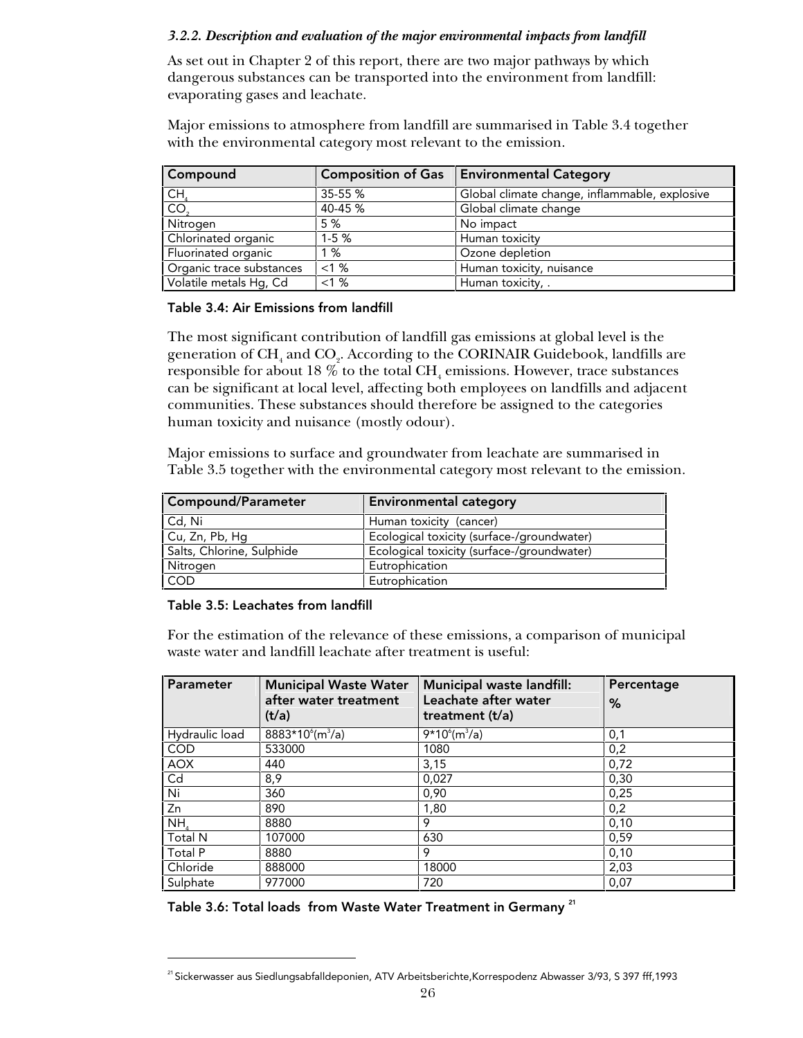### *3.2.2. Description and evaluation of the major environmental impacts from landfill*

As set out in Chapter 2 of this report, there are two major pathways by which dangerous substances can be transported into the environment from landfill: evaporating gases and leachate.

Major emissions to atmosphere from landfill are summarised in Table 3.4 together with the environmental category most relevant to the emission.

| Compound | Composition of Gas | Environmental Category |
|---|---|---|
| $CH_4$ | 35-55 % | Global climate change, inflammable, explosive |
| $CO_2$ | 40-45 % | Global climate change |
| Nitrogen | 5 % | No impact |
| Chlorinated organic | 1-5 % | Human toxicity |
| Fluorinated organic | 1 % | Ozone depletion |
| Organic trace substances | <1 % | Human toxicity, nuisance |
| Volatile metals Hg, Cd | <1 % | Human toxicity, . |

**Table 3.4: Air Emissions from landfill**

The most significant contribution of landfill gas emissions at global level is the generation of $CH_4$ and $CO_2$. According to the CORINAIR Guidebook, landfills are responsible for about 18 % to the total $CH_4$ emissions. However, trace substances can be significant at local level, affecting both employees on landfills and adjacent communities. These substances should therefore be assigned to the categories human toxicity and nuisance (mostly odour).

Major emissions to surface and groundwater from leachate are summarised in Table 3.5 together with the environmental category most relevant to the emission.

| Compound/Parameter | Environmental category |
|---|---|
| Cd, Ni | Human toxicity (cancer) |
| Cu, Zn, Pb, Hg | Ecological toxicity (surface-/groundwater) |
| Salts, Chlorine, Sulphide | Ecological toxicity (surface-/groundwater) |
| Nitrogen | Eutrophication |
| COD | Eutrophication |

**Table 3.5: Leachates from landfill**

For the estimation of the relevance of these emissions, a comparison of municipal waste water and landfill leachate after treatment is useful:

| Parameter | Municipal Waste Water after water treatment (t/a) | Municipal waste landfill: Leachate after water treatment (t/a) | Percentage % |
|---|---|---|---|
| Hydraulic load | $8883 \cdot 10^6 (m^3/a)$ | $9 \cdot 10^6 (m^3/a)$ | 0,1 |
| COD | 533000 | 1080 | 0,2 |
| AOX | 440 | 3,15 | 0,72 |
| Cd | 8,9 | 0,027 | 0,30 |
| Ni | 360 | 0,90 | 0,25 |
| Zn | 890 | 1,80 | 0,2 |
| $NH_4$ | 8880 | 9 | 0,10 |
| Total N | 107000 | 630 | 0,59 |
| Total P | 8880 | 9 | 0,10 |
| Chloride | 888000 | 18000 | 2,03 |
| Sulphate | 977000 | 720 | 0,07 |

**Table 3.6: Total loads from Waste Water Treatment in Germany [21]**

[21] Sickerwasser aus Siedlungsabfalldeponien, ATV Arbeitsberichte,Korrespodenz Abwasser 3/93, S 397 fff,1993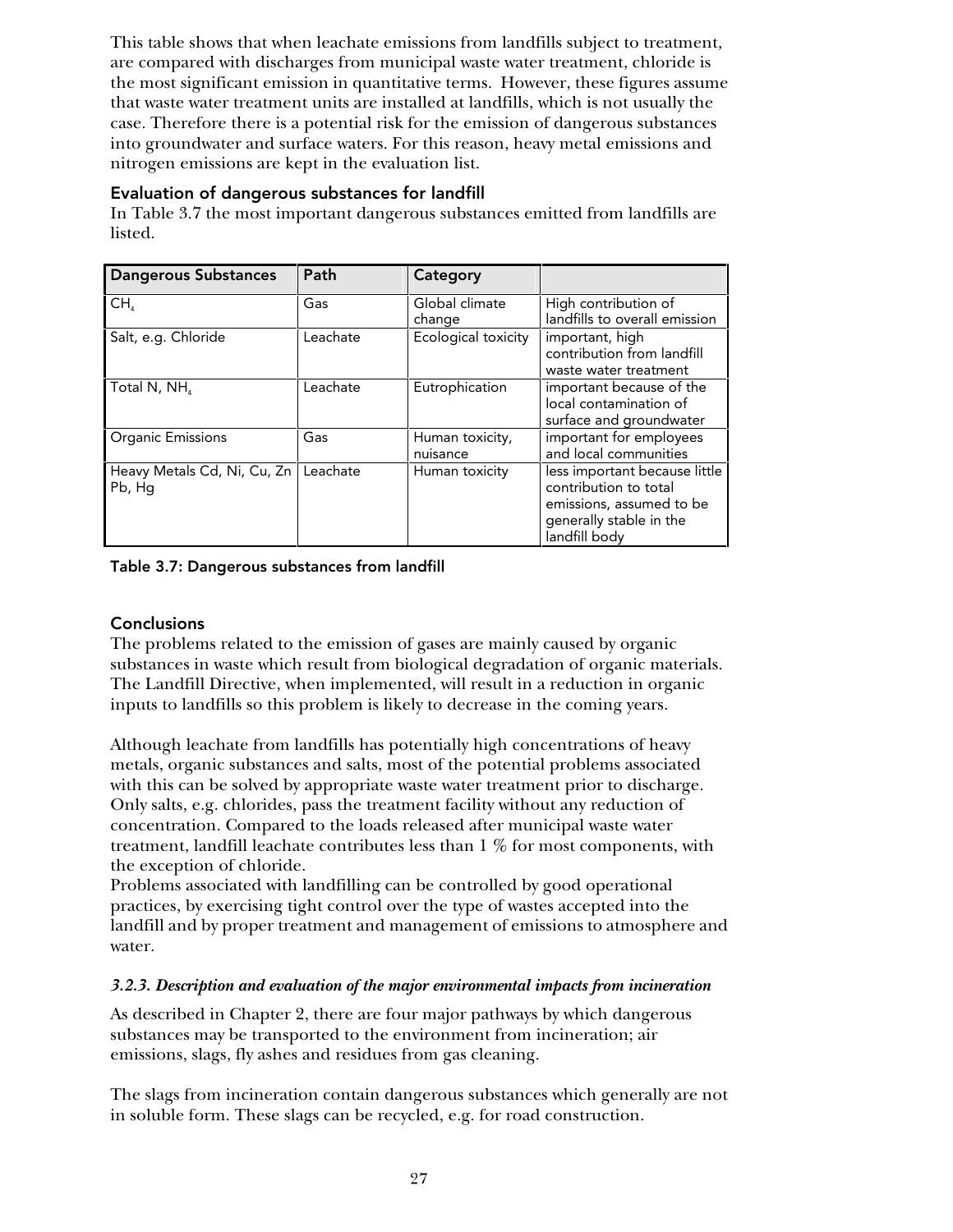This table shows that when leachate emissions from landfills subject to treatment, are compared with discharges from municipal waste water treatment, chloride is the most significant emission in quantitative terms. However, these figures assume that waste water treatment units are installed at landfills, which is not usually the case. Therefore there is a potential risk for the emission of dangerous substances into groundwater and surface waters. For this reason, heavy metal emissions and nitrogen emissions are kept in the evaluation list.

### Evaluation of dangerous substances for landfill

In Table 3.7 the most important dangerous substances emitted from landfills are listed.

| Dangerous Substances | Path | Category | |
|---|---|---|---|
| $CH_4$ | Gas | Global climate change | High contribution of landfills to overall emission |
| Salt, e.g. Chloride | Leachate | Ecological toxicity | important, high contribution from landfill waste water treatment |
| Total N, $NH_4$ | Leachate | Eutrophication | important because of the local contamination of surface and groundwater |
| Organic Emissions | Gas | Human toxicity, nuisance | important for employees and local communities |
| Heavy Metals Cd, Ni, Cu, Zn Pb, Hg | Leachate | Human toxicity | less important because little contribution to total emissions, assumed to be generally stable in the landfill body |

**Table 3.7: Dangerous substances from landfill**

### Conclusions

The problems related to the emission of gases are mainly caused by organic substances in waste which result from biological degradation of organic materials. The Landfill Directive, when implemented, will result in a reduction in organic inputs to landfills so this problem is likely to decrease in the coming years.

Although leachate from landfills has potentially high concentrations of heavy metals, organic substances and salts, most of the potential problems associated with this can be solved by appropriate waste water treatment prior to discharge. Only salts, e.g. chlorides, pass the treatment facility without any reduction of concentration. Compared to the loads released after municipal waste water treatment, landfill leachate contributes less than 1 % for most components, with the exception of chloride.

Problems associated with landfilling can be controlled by good operational practices, by exercising tight control over the type of wastes accepted into the landfill and by proper treatment and management of emissions to atmosphere and water.

### *3.2.3. Description and evaluation of the major environmental impacts from incineration*

As described in Chapter 2, there are four major pathways by which dangerous substances may be transported to the environment from incineration; air emissions, slags, fly ashes and residues from gas cleaning.

The slags from incineration contain dangerous substances which generally are not in soluble form. These slags can be recycled, e.g. for road construction.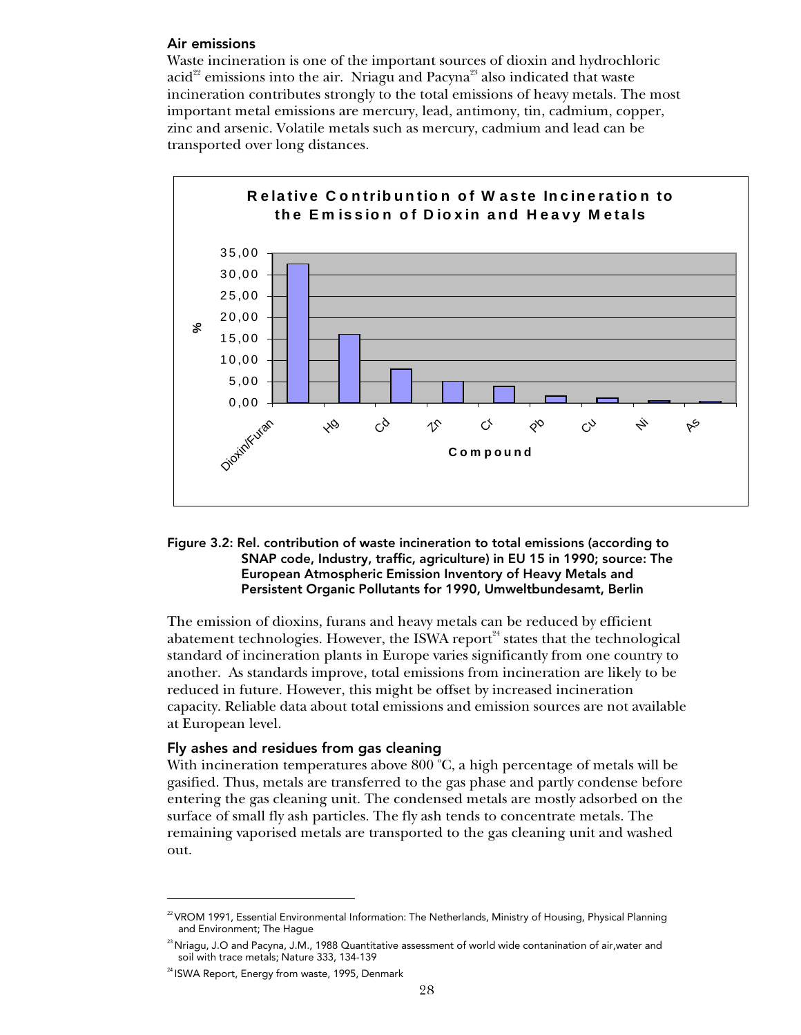### Air emissions

Waste incineration is one of the important sources of dioxin and hydrochloric acid[22] emissions into the air. Nriagu and Pacyna[23] also indicated that waste incineration contributes strongly to the total emissions of heavy metals. The most important metal emissions are mercury, lead, antimony, tin, cadmium, copper, zinc and arsenic. Volatile metals such as mercury, cadmium and lead can be transported over long distances.

**Figure 3.2: Rel. contribution of waste incineration to total emissions (according to SNAP code, Industry, traffic, agriculture) in EU 15 in 1990; source: The European Atmospheric Emission Inventory of Heavy Metals and Persistent Organic Pollutants for 1990, Umweltbundesamt, Berlin**

The emission of dioxins, furans and heavy metals can be reduced by efficient abatement technologies. However, the ISWA report[24] states that the technological standard of incineration plants in Europe varies significantly from one country to another. As standards improve, total emissions from incineration are likely to be reduced in future. However, this might be offset by increased incineration capacity. Reliable data about total emissions and emission sources are not available at European level.

### Fly ashes and residues from gas cleaning

With incineration temperatures above 800 °C, a high percentage of metals will be gasified. Thus, metals are transferred to the gas phase and partly condense before entering the gas cleaning unit. The condensed metals are mostly adsorbed on the surface of small fly ash particles. The fly ash tends to concentrate metals. The remaining vaporised metals are transported to the gas cleaning unit and washed out.

---

[22] VROM 1991, Essential Environmental Information: The Netherlands, Ministry of Housing, Physical Planning and Environment; The Hague

[23] Nriagu, J.O and Pacyna, J.M., 1988 Quantitative assessment of world wide contanination of air,water and soil with trace metals; Nature 333, 134-139

[24] ISWA Report, Energy from waste, 1995, Denmark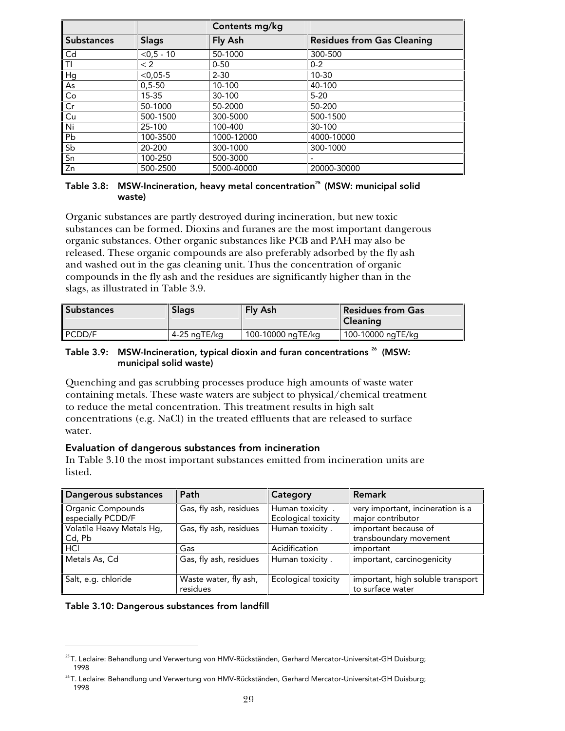| | Contents mg/kg | | |
|---|---|---|---|
| **Substances** | **Slags** | **Fly Ash** | **Residues from Gas Cleaning** |
| Cd | <0,5 - 10 | 50-1000 | 300-500 |
| Tl | < 2 | 0-50 | 0-2 |
| Hg | <0,05-5 | 2-30 | 10-30 |
| As | 0,5-50 | 10-100 | 40-100 |
| Co | 15-35 | 30-100 | 5-20 |
| Cr | 50-1000 | 50-2000 | 50-200 |
| Cu | 500-1500 | 300-5000 | 500-1500 |
| Ni | 25-100 | 100-400 | 30-100 |
| Pb | 100-3500 | 1000-12000 | 4000-10000 |
| Sb | 20-200 | 300-1000 | 300-1000 |
| Sn | 100-250 | 500-3000 | - |
| Zn | 500-2500 | 5000-40000 | 20000-30000 |

**Table 3.8: MSW-Incineration, heavy metal concentration[25] (MSW: municipal solid waste)**

Organic substances are partly destroyed during incineration, but new toxic substances can be formed. Dioxins and furanes are the most important dangerous organic substances. Other organic substances like PCB and PAH may also be released. These organic compounds are also preferably adsorbed by the fly ash and washed out in the gas cleaning unit. Thus the concentration of organic compounds in the fly ash and the residues are significantly higher than in the slags, as illustrated in Table 3.9.

| Substances | Slags | Fly Ash | Residues from Gas Cleaning |
|---|---|---|---|
| PCDD/F | 4-25 ngTE/kg | 100-10000 ngTE/kg | 100-10000 ngTE/kg |

**Table 3.9: MSW-Incineration, typical dioxin and furan concentrations [26] (MSW: municipal solid waste)**

Quenching and gas scrubbing processes produce high amounts of waste water containing metals. These waste waters are subject to physical/chemical treatment to reduce the metal concentration. This treatment results in high salt concentrations (e.g. NaCl) in the treated effluents that are released to surface water.

### Evaluation of dangerous substances from incineration

In Table 3.10 the most important substances emitted from incineration units are listed.

| Dangerous substances | Path | Category | Remark |
|---|---|---|---|
| Organic Compounds especially PCDD/F | Gas, fly ash, residues | Human toxicity . Ecological toxicity | very important, incineration is a major contributor |
| Volatile Heavy Metals Hg, Cd, Pb | Gas, fly ash, residues | Human toxicity . | important because of transboundary movement |
| HCl | Gas | Acidification | important |
| Metals As, Cd | Gas, fly ash, residues | Human toxicity . | important, carcinogenicity |
| Salt, e.g. chloride | Waste water, fly ash, residues | Ecological toxicity | important, high soluble transport to surface water |

**Table 3.10: Dangerous substances from landfill**

[25] T. Leclaire: Behandlung und Verwertung von HMV-Rückständen, Gerhard Mercator-Universitat-GH Duisburg; 1998

[26] T. Leclaire: Behandlung und Verwertung von HMV-Rückständen, Gerhard Mercator-Universitat-GH Duisburg; 1998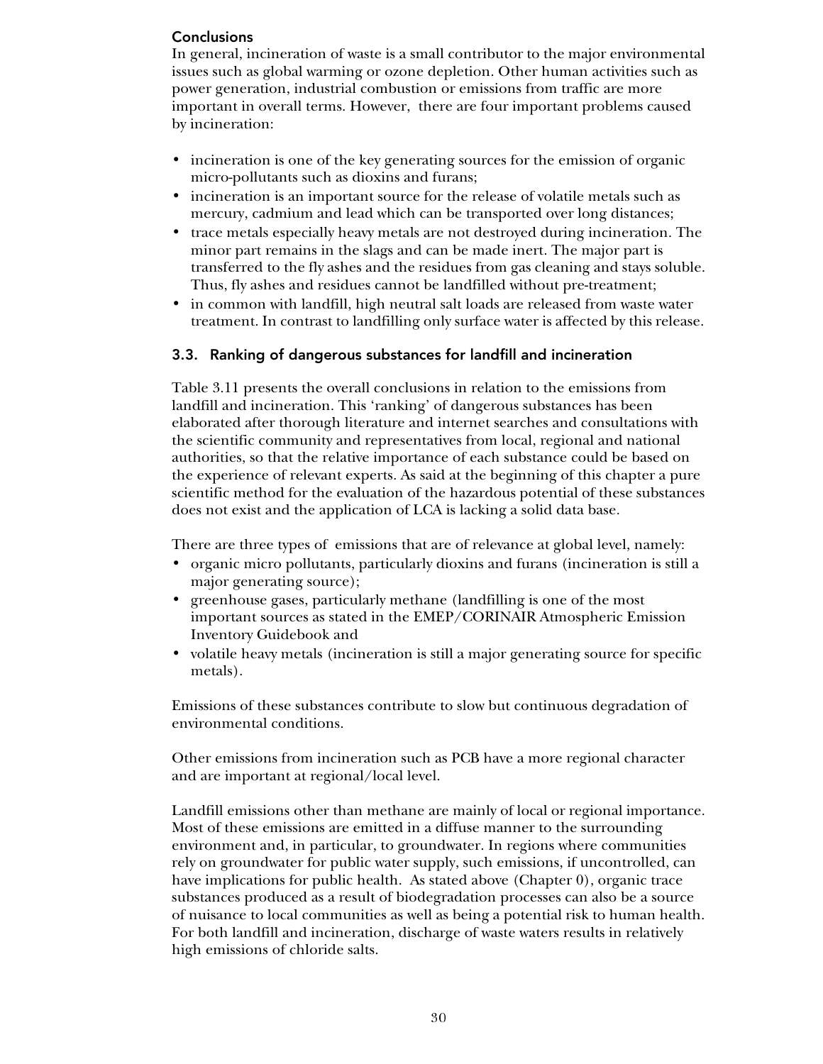**Conclusions**

In general, incineration of waste is a small contributor to the major environmental issues such as global warming or ozone depletion. Other human activities such as power generation, industrial combustion or emissions from traffic are more important in overall terms. However, there are four important problems caused by incineration:

- incineration is one of the key generating sources for the emission of organic micro-pollutants such as dioxins and furans;
- incineration is an important source for the release of volatile metals such as mercury, cadmium and lead which can be transported over long distances;
- trace metals especially heavy metals are not destroyed during incineration. The minor part remains in the slags and can be made inert. The major part is transferred to the fly ashes and the residues from gas cleaning and stays soluble. Thus, fly ashes and residues cannot be landfilled without pre-treatment;
- in common with landfill, high neutral salt loads are released from waste water treatment. In contrast to landfilling only surface water is affected by this release.

## 3.3. Ranking of dangerous substances for landfill and incineration

Table 3.11 presents the overall conclusions in relation to the emissions from landfill and incineration. This 'ranking' of dangerous substances has been elaborated after thorough literature and internet searches and consultations with the scientific community and representatives from local, regional and national authorities, so that the relative importance of each substance could be based on the experience of relevant experts. As said at the beginning of this chapter a pure scientific method for the evaluation of the hazardous potential of these substances does not exist and the application of LCA is lacking a solid data base.

There are three types of emissions that are of relevance at global level, namely:

- organic micro pollutants, particularly dioxins and furans (incineration is still a major generating source);
- greenhouse gases, particularly methane (landfilling is one of the most important sources as stated in the EMEP/CORINAIR Atmospheric Emission Inventory Guidebook and
- volatile heavy metals (incineration is still a major generating source for specific metals).

Emissions of these substances contribute to slow but continuous degradation of environmental conditions.

Other emissions from incineration such as PCB have a more regional character and are important at regional/local level.

Landfill emissions other than methane are mainly of local or regional importance. Most of these emissions are emitted in a diffuse manner to the surrounding environment and, in particular, to groundwater. In regions where communities rely on groundwater for public water supply, such emissions, if uncontrolled, can have implications for public health. As stated above (Chapter 0), organic trace substances produced as a result of biodegradation processes can also be a source of nuisance to local communities as well as being a potential risk to human health. For both landfill and incineration, discharge of waste waters results in relatively high emissions of chloride salts.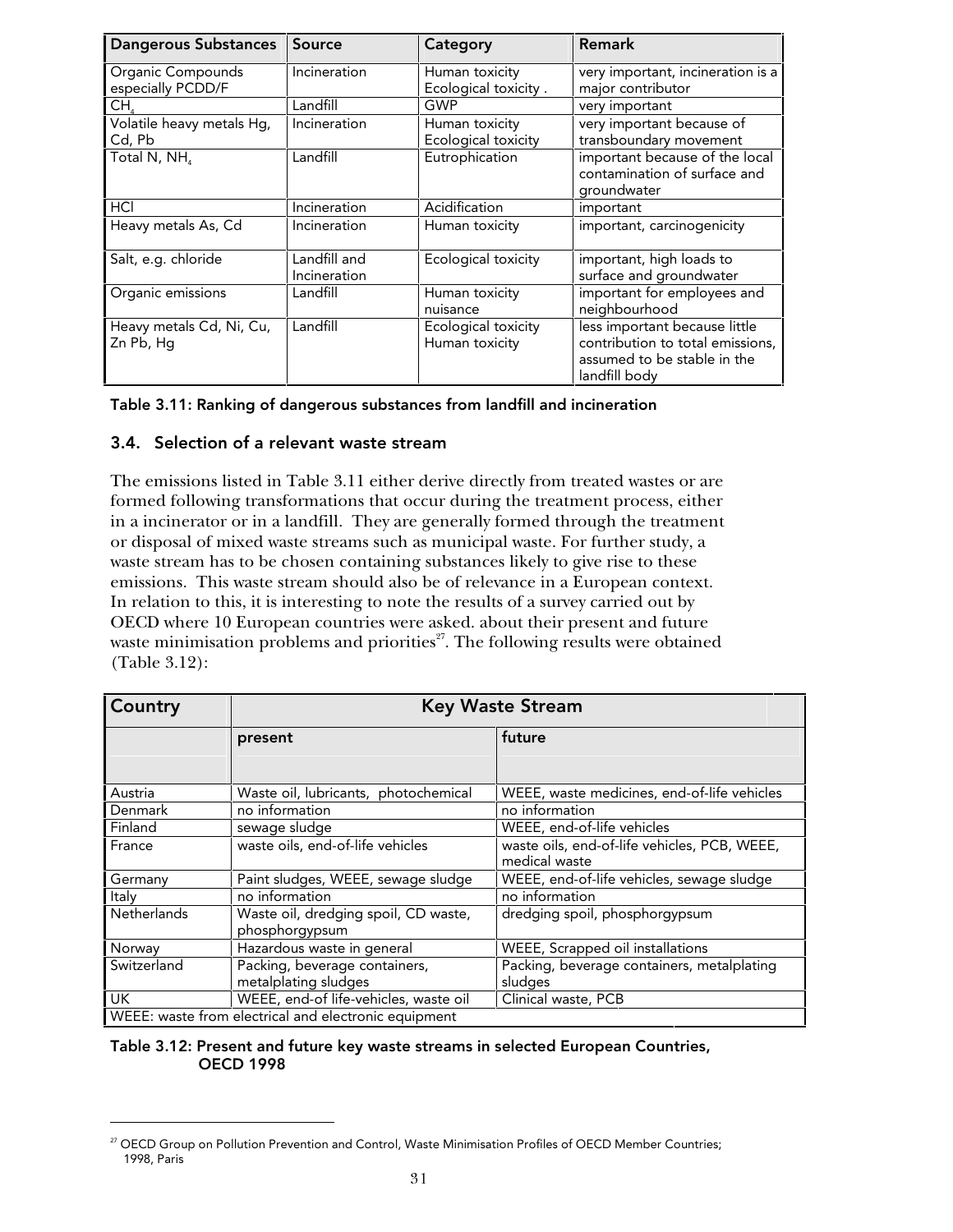| Dangerous Substances | Source | Category | Remark |
|---|---|---|---|
| Organic Compounds especially PCDD/F | Incineration | Human toxicity Ecological toxicity . | very important, incineration is a major contributor |
| $CH_4$ | Landfill | GWP | very important |
| Volatile heavy metals Hg, Cd, Pb | Incineration | Human toxicity Ecological toxicity | very important because of transboundary movement |
| Total N, $NH_4$ | Landfill | Eutrophication | important because of the local contamination of surface and groundwater |
| HCl | Incineration | Acidification | important |
| Heavy metals As, Cd | Incineration | Human toxicity | important, carcinogenicity |
| Salt, e.g. chloride | Landfill and Incineration | Ecological toxicity | important, high loads to surface and groundwater |
| Organic emissions | Landfill | Human toxicity nuisance | important for employees and neighbourhood |
| Heavy metals Cd, Ni, Cu, Zn Pb, Hg | Landfill | Ecological toxicity Human toxicity | less important because little contribution to total emissions, assumed to be stable in the landfill body |

**Table 3.11: Ranking of dangerous substances from landfill and incineration**

## 3.4. Selection of a relevant waste stream

The emissions listed in Table 3.11 either derive directly from treated wastes or are formed following transformations that occur during the treatment process, either in a incinerator or in a landfill. They are generally formed through the treatment or disposal of mixed waste streams such as municipal waste. For further study, a waste stream has to be chosen containing substances likely to give rise to these emissions. This waste stream should also be of relevance in a European context. In relation to this, it is interesting to note the results of a survey carried out by OECD where 10 European countries were asked. about their present and future waste minimisation problems and priorities[27]. The following results were obtained (Table 3.12):

| Country | Key Waste Stream | |
|---|---|---|
| | present | future |
| Austria | Waste oil, lubricants, photochemical | WEEE, waste medicines, end-of-life vehicles |
| Denmark | no information | no information |
| Finland | sewage sludge | WEEE, end-of-life vehicles |
| France | waste oils, end-of-life vehicles | waste oils, end-of-life vehicles, PCB, WEEE, medical waste |
| Germany | Paint sludges, WEEE, sewage sludge | WEEE, end-of-life vehicles, sewage sludge |
| Italy | no information | no information |
| Netherlands | Waste oil, dredging spoil, CD waste, phosphorgypsum | dredging spoil, phosphorgypsum |
| Norway | Hazardous waste in general | WEEE, Scrapped oil installations |
| Switzerland | Packing, beverage containers, metalplating sludges | Packing, beverage containers, metalplating sludges |
| UK | WEEE, end-of life-vehicles, waste oil | Clinical waste, PCB |
| WEEE: waste from electrical and electronic equipment | | |

**Table 3.12: Present and future key waste streams in selected European Countries, OECD 1998**

[27] OECD Group on Pollution Prevention and Control, Waste Minimisation Profiles of OECD Member Countries; 1998, Paris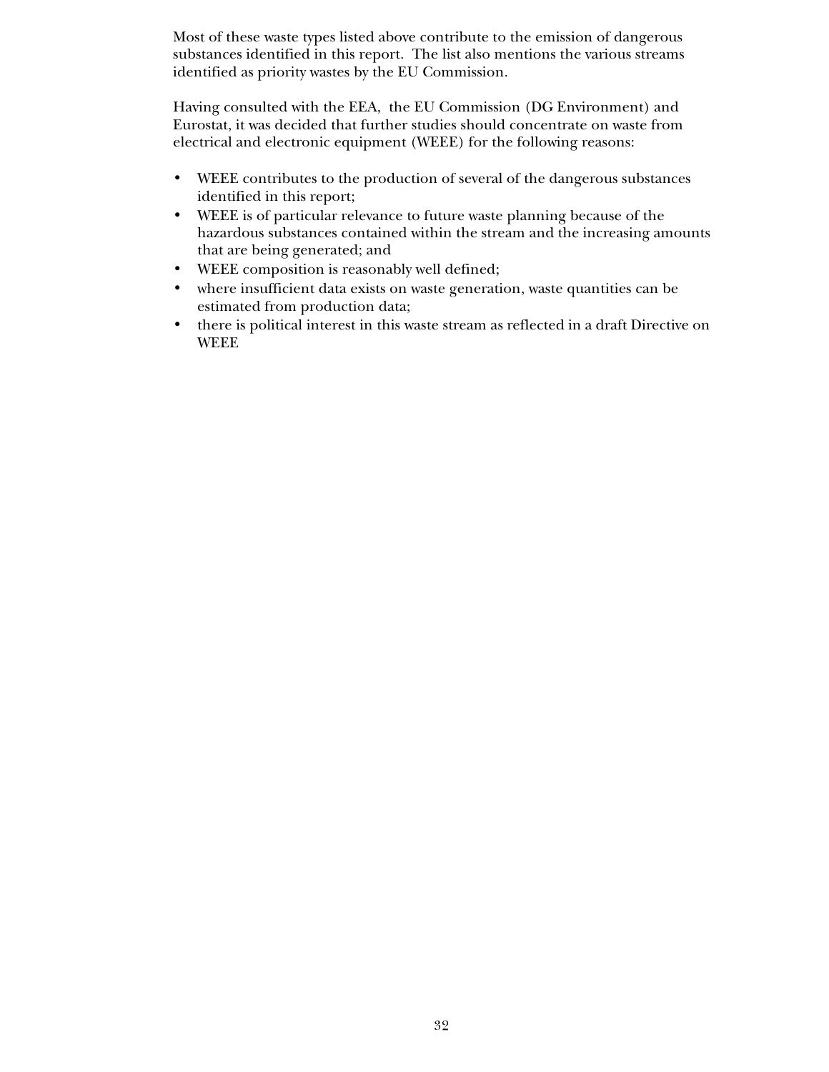Most of these waste types listed above contribute to the emission of dangerous substances identified in this report. The list also mentions the various streams identified as priority wastes by the EU Commission.

Having consulted with the EEA, the EU Commission (DG Environment) and Eurostat, it was decided that further studies should concentrate on waste from electrical and electronic equipment (WEEE) for the following reasons:

- WEEE contributes to the production of several of the dangerous substances identified in this report;
- WEEE is of particular relevance to future waste planning because of the hazardous substances contained within the stream and the increasing amounts that are being generated; and
- WEEE composition is reasonably well defined;
- where insufficient data exists on waste generation, waste quantities can be estimated from production data;
- there is political interest in this waste stream as reflected in a draft Directive on WEEE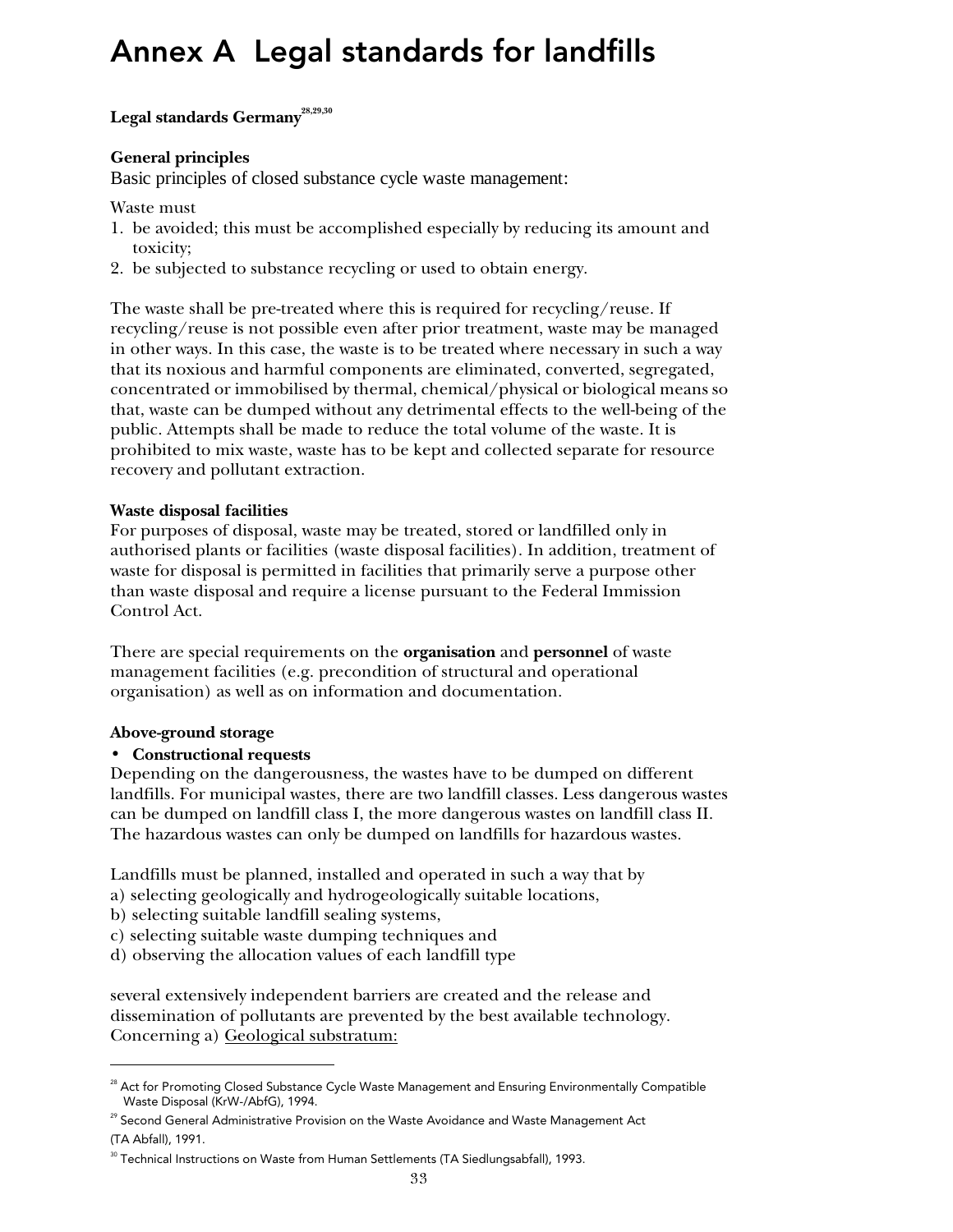# Annex A Legal standards for landfills

**Legal standards Germany**[28,29,30]

**General principles**

Basic principles of closed substance cycle waste management:

Waste must

1. be avoided; this must be accomplished especially by reducing its amount and toxicity;
2. be subjected to substance recycling or used to obtain energy.

The waste shall be pre-treated where this is required for recycling/reuse. If recycling/reuse is not possible even after prior treatment, waste may be managed in other ways. In this case, the waste is to be treated where necessary in such a way that its noxious and harmful components are eliminated, converted, segregated, concentrated or immobilised by thermal, chemical/physical or biological means so that, waste can be dumped without any detrimental effects to the well-being of the public. Attempts shall be made to reduce the total volume of the waste. It is prohibited to mix waste, waste has to be kept and collected separate for resource recovery and pollutant extraction.

**Waste disposal facilities**

For purposes of disposal, waste may be treated, stored or landfilled only in authorised plants or facilities (waste disposal facilities). In addition, treatment of waste for disposal is permitted in facilities that primarily serve a purpose other than waste disposal and require a license pursuant to the Federal Immission Control Act.

There are special requirements on the **organisation** and **personnel** of waste management facilities (e.g. precondition of structural and operational organisation) as well as on information and documentation.

**Above-ground storage**

- **Constructional requests**

Depending on the dangerousness, the wastes have to be dumped on different landfills. For municipal wastes, there are two landfill classes. Less dangerous wastes can be dumped on landfill class I, the more dangerous wastes on landfill class II. The hazardous wastes can only be dumped on landfills for hazardous wastes.

Landfills must be planned, installed and operated in such a way that by

a) selecting geologically and hydrogeologically suitable locations,
b) selecting suitable landfill sealing systems,
c) selecting suitable waste dumping techniques and
d) observing the allocation values of each landfill type

several extensively independent barriers are created and the release and dissemination of pollutants are prevented by the best available technology.

Concerning a) Geological substratum:

---

[28] Act for Promoting Closed Substance Cycle Waste Management and Ensuring Environmentally Compatible Waste Disposal (KrW-/AbfG), 1994.

[29] Second General Administrative Provision on the Waste Avoidance and Waste Management Act (TA Abfall), 1991.

[30] Technical Instructions on Waste from Human Settlements (TA Siedlungsabfall), 1993.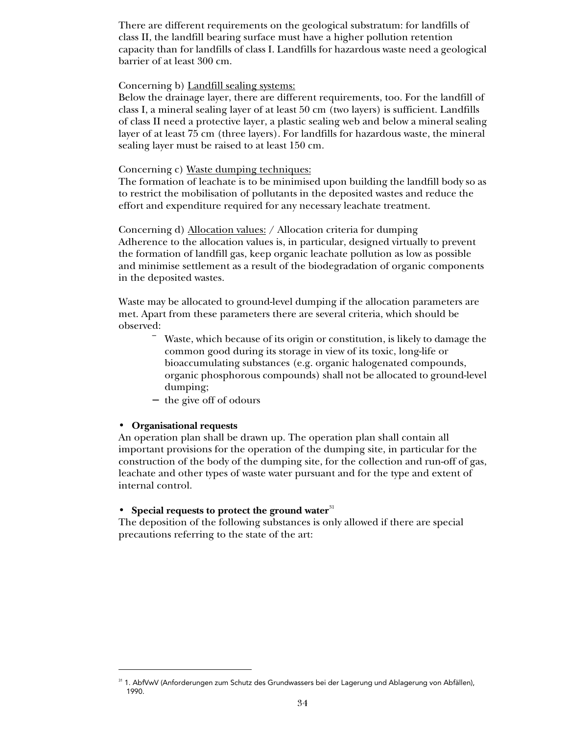There are different requirements on the geological substratum: for landfills of class II, the landfill bearing surface must have a higher pollution retention capacity than for landfills of class I. Landfills for hazardous waste need a geological barrier of at least 300 cm.

Concerning b) Landfill sealing systems:
Below the drainage layer, there are different requirements, too. For the landfill of class I, a mineral sealing layer of at least 50 cm (two layers) is sufficient. Landfills of class II need a protective layer, a plastic sealing web and below a mineral sealing layer of at least 75 cm (three layers). For landfills for hazardous waste, the mineral sealing layer must be raised to at least 150 cm.

Concerning c) Waste dumping techniques:
The formation of leachate is to be minimised upon building the landfill body so as to restrict the mobilisation of pollutants in the deposited wastes and reduce the effort and expenditure required for any necessary leachate treatment.

Concerning d) Allocation values: / Allocation criteria for dumping
Adherence to the allocation values is, in particular, designed virtually to prevent the formation of landfill gas, keep organic leachate pollution as low as possible and minimise settlement as a result of the biodegradation of organic components in the deposited wastes.

Waste may be allocated to ground-level dumping if the allocation parameters are met. Apart from these parameters there are several criteria, which should be observed:

- Waste, which because of its origin or constitution, is likely to damage the common good during its storage in view of its toxic, long-life or bioaccumulating substances (e.g. organic halogenated compounds, organic phosphorous compounds) shall not be allocated to ground-level dumping;
- the give off of odours

- **Organisational requests**

An operation plan shall be drawn up. The operation plan shall contain all important provisions for the operation of the dumping site, in particular for the construction of the body of the dumping site, for the collection and run-off of gas, leachate and other types of waste water pursuant and for the type and extent of internal control.

- **Special requests to protect the ground water**[31]

The deposition of the following substances is only allowed if there are special precautions referring to the state of the art:

[31] 1. AbfVwV (Anforderungen zum Schutz des Grundwassers bei der Lagerung und Ablagerung von Abfällen), 1990.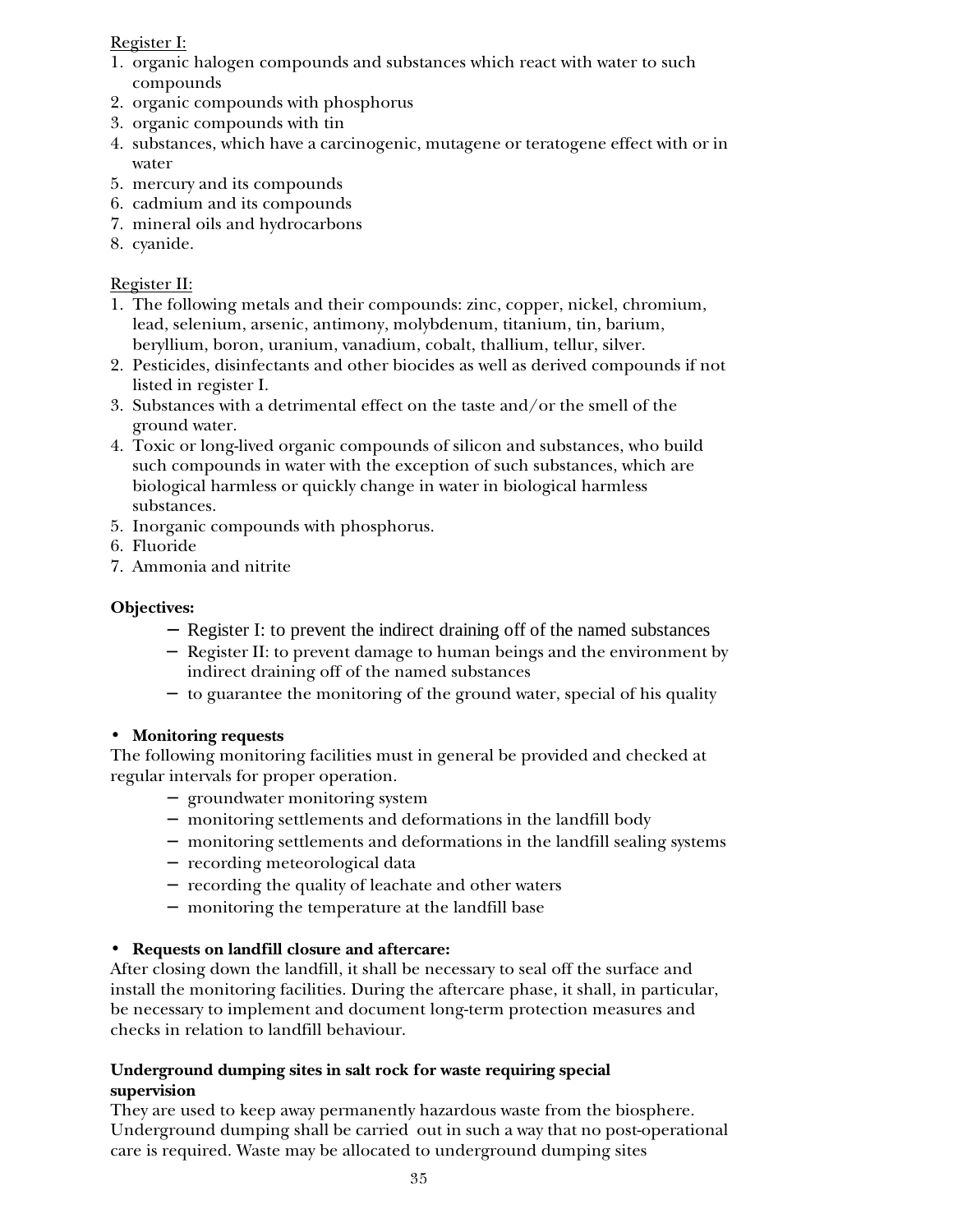Register I:

1. organic halogen compounds and substances which react with water to such compounds
2. organic compounds with phosphorus
3. organic compounds with tin
4. substances, which have a carcinogenic, mutagene or teratogene effect with or in water
5. mercury and its compounds
6. cadmium and its compounds
7. mineral oils and hydrocarbons
8. cyanide.

Register II:

1. The following metals and their compounds: zinc, copper, nickel, chromium, lead, selenium, arsenic, antimony, molybdenum, titanium, tin, barium, beryllium, boron, uranium, vanadium, cobalt, thallium, tellur, silver.
2. Pesticides, disinfectants and other biocides as well as derived compounds if not listed in register I.
3. Substances with a detrimental effect on the taste and/or the smell of the ground water.
4. Toxic or long-lived organic compounds of silicon and substances, who build such compounds in water with the exception of such substances, which are biological harmless or quickly change in water in biological harmless substances.
5. Inorganic compounds with phosphorus.
6. Fluoride
7. Ammonia and nitrite

**Objectives:**

- Register I: to prevent the indirect draining off of the named substances
- Register II: to prevent damage to human beings and the environment by indirect draining off of the named substances
- to guarantee the monitoring of the ground water, special of his quality

- **Monitoring requests**

The following monitoring facilities must in general be provided and checked at regular intervals for proper operation.

- groundwater monitoring system
- monitoring settlements and deformations in the landfill body
- monitoring settlements and deformations in the landfill sealing systems
- recording meteorological data
- recording the quality of leachate and other waters
- monitoring the temperature at the landfill base

- **Requests on landfill closure and aftercare:**

After closing down the landfill, it shall be necessary to seal off the surface and install the monitoring facilities. During the aftercare phase, it shall, in particular, be necessary to implement and document long-term protection measures and checks in relation to landfill behaviour.

**Underground dumping sites in salt rock for waste requiring special supervision**

They are used to keep away permanently hazardous waste from the biosphere. Underground dumping shall be carried out in such a way that no post-operational care is required. Waste may be allocated to underground dumping sites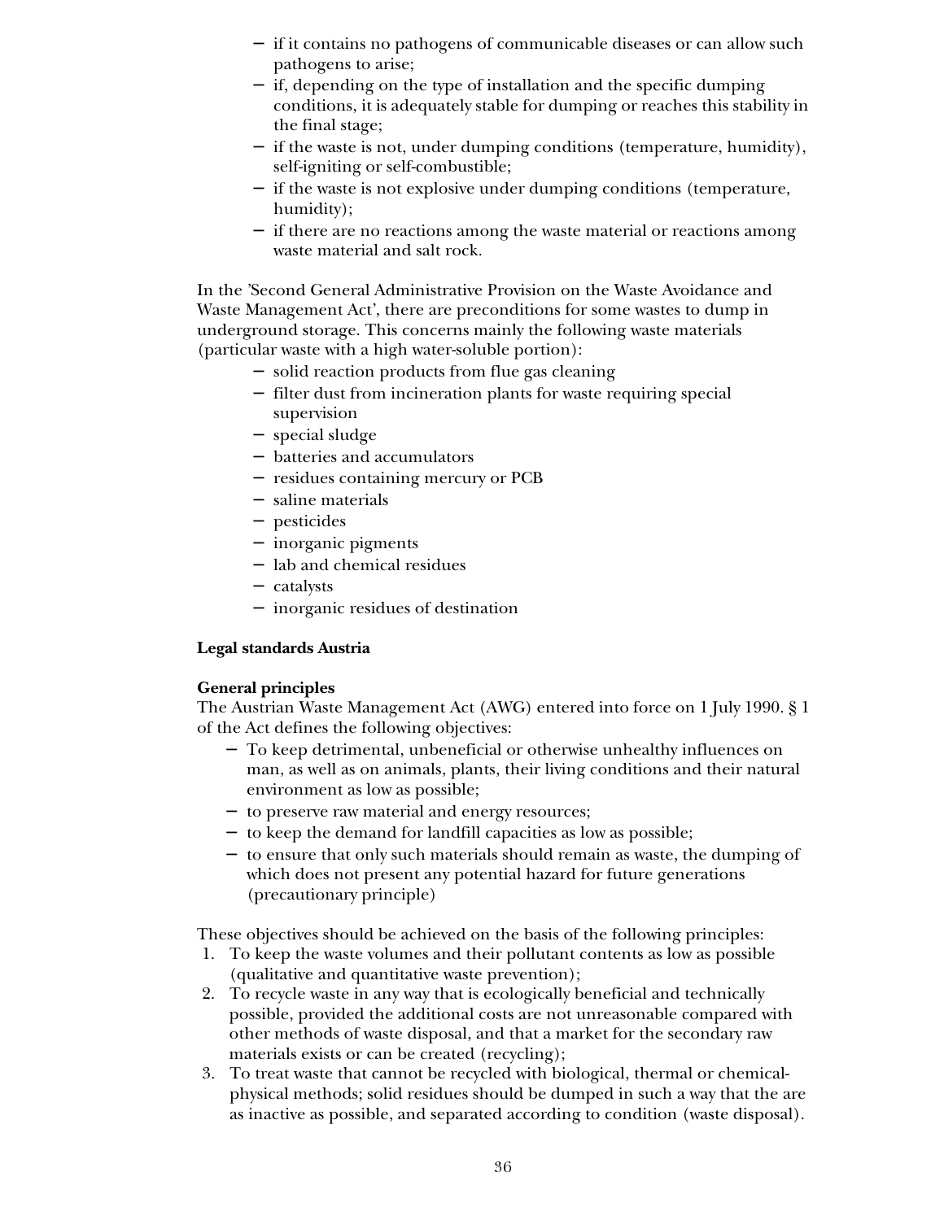- if it contains no pathogens of communicable diseases or can allow such pathogens to arise;
- if, depending on the type of installation and the specific dumping conditions, it is adequately stable for dumping or reaches this stability in the final stage;
- if the waste is not, under dumping conditions (temperature, humidity), self-igniting or self-combustible;
- if the waste is not explosive under dumping conditions (temperature, humidity);
- if there are no reactions among the waste material or reactions among waste material and salt rock.

In the 'Second General Administrative Provision on the Waste Avoidance and Waste Management Act', there are preconditions for some wastes to dump in underground storage. This concerns mainly the following waste materials (particular waste with a high water-soluble portion):

- solid reaction products from flue gas cleaning
- filter dust from incineration plants for waste requiring special supervision
- special sludge
- batteries and accumulators
- residues containing mercury or PCB
- saline materials
- pesticides
- inorganic pigments
- lab and chemical residues
- catalysts
- inorganic residues of destination

**Legal standards Austria**

**General principles**

The Austrian Waste Management Act (AWG) entered into force on 1 July 1990. § 1 of the Act defines the following objectives:

- To keep detrimental, unbeneficial or otherwise unhealthy influences on man, as well as on animals, plants, their living conditions and their natural environment as low as possible;
- to preserve raw material and energy resources;
- to keep the demand for landfill capacities as low as possible;
- to ensure that only such materials should remain as waste, the dumping of which does not present any potential hazard for future generations (precautionary principle)

These objectives should be achieved on the basis of the following principles:

1. To keep the waste volumes and their pollutant contents as low as possible (qualitative and quantitative waste prevention);
2. To recycle waste in any way that is ecologically beneficial and technically possible, provided the additional costs are not unreasonable compared with other methods of waste disposal, and that a market for the secondary raw materials exists or can be created (recycling);
3. To treat waste that cannot be recycled with biological, thermal or chemical-physical methods; solid residues should be dumped in such a way that the are as inactive as possible, and separated according to condition (waste disposal).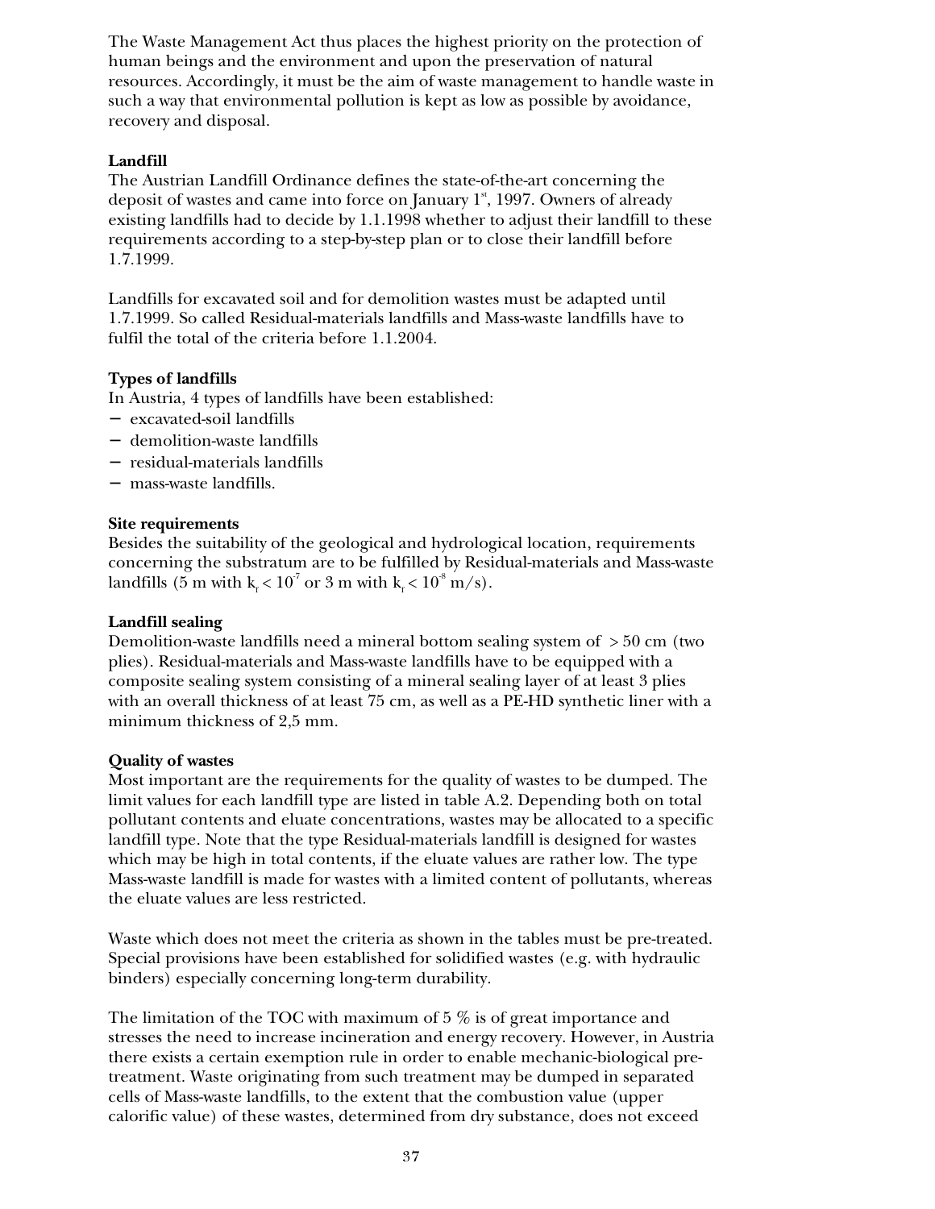The Waste Management Act thus places the highest priority on the protection of human beings and the environment and upon the preservation of natural resources. Accordingly, it must be the aim of waste management to handle waste in such a way that environmental pollution is kept as low as possible by avoidance, recovery and disposal.

**Landfill**

The Austrian Landfill Ordinance defines the state-of-the-art concerning the deposit of wastes and came into force on January 1st, 1997. Owners of already existing landfills had to decide by 1.1.1998 whether to adjust their landfill to these requirements according to a step-by-step plan or to close their landfill before 1.7.1999.

Landfills for excavated soil and for demolition wastes must be adapted until 1.7.1999. So called Residual-materials landfills and Mass-waste landfills have to fulfil the total of the criteria before 1.1.2004.

**Types of landfills**

In Austria, 4 types of landfills have been established:

- excavated-soil landfills
- demolition-waste landfills
- residual-materials landfills
- mass-waste landfills.

**Site requirements**

Besides the suitability of the geological and hydrological location, requirements concerning the substratum are to be fulfilled by Residual-materials and Mass-waste landfills (5 m with $k_f < 10^{-7}$ or 3 m with $k_f < 10^{-8}$ m/s).

**Landfill sealing**

Demolition-waste landfills need a mineral bottom sealing system of > 50 cm (two plies). Residual-materials and Mass-waste landfills have to be equipped with a composite sealing system consisting of a mineral sealing layer of at least 3 plies with an overall thickness of at least 75 cm, as well as a PE-HD synthetic liner with a minimum thickness of 2,5 mm.

**Quality of wastes**

Most important are the requirements for the quality of wastes to be dumped. The limit values for each landfill type are listed in table A.2. Depending both on total pollutant contents and eluate concentrations, wastes may be allocated to a specific landfill type. Note that the type Residual-materials landfill is designed for wastes which may be high in total contents, if the eluate values are rather low. The type Mass-waste landfill is made for wastes with a limited content of pollutants, whereas the eluate values are less restricted.

Waste which does not meet the criteria as shown in the tables must be pre-treated. Special provisions have been established for solidified wastes (e.g. with hydraulic binders) especially concerning long-term durability.

The limitation of the TOC with maximum of 5 % is of great importance and stresses the need to increase incineration and energy recovery. However, in Austria there exists a certain exemption rule in order to enable mechanic-biological pre-treatment. Waste originating from such treatment may be dumped in separated cells of Mass-waste landfills, to the extent that the combustion value (upper calorific value) of these wastes, determined from dry substance, does not exceed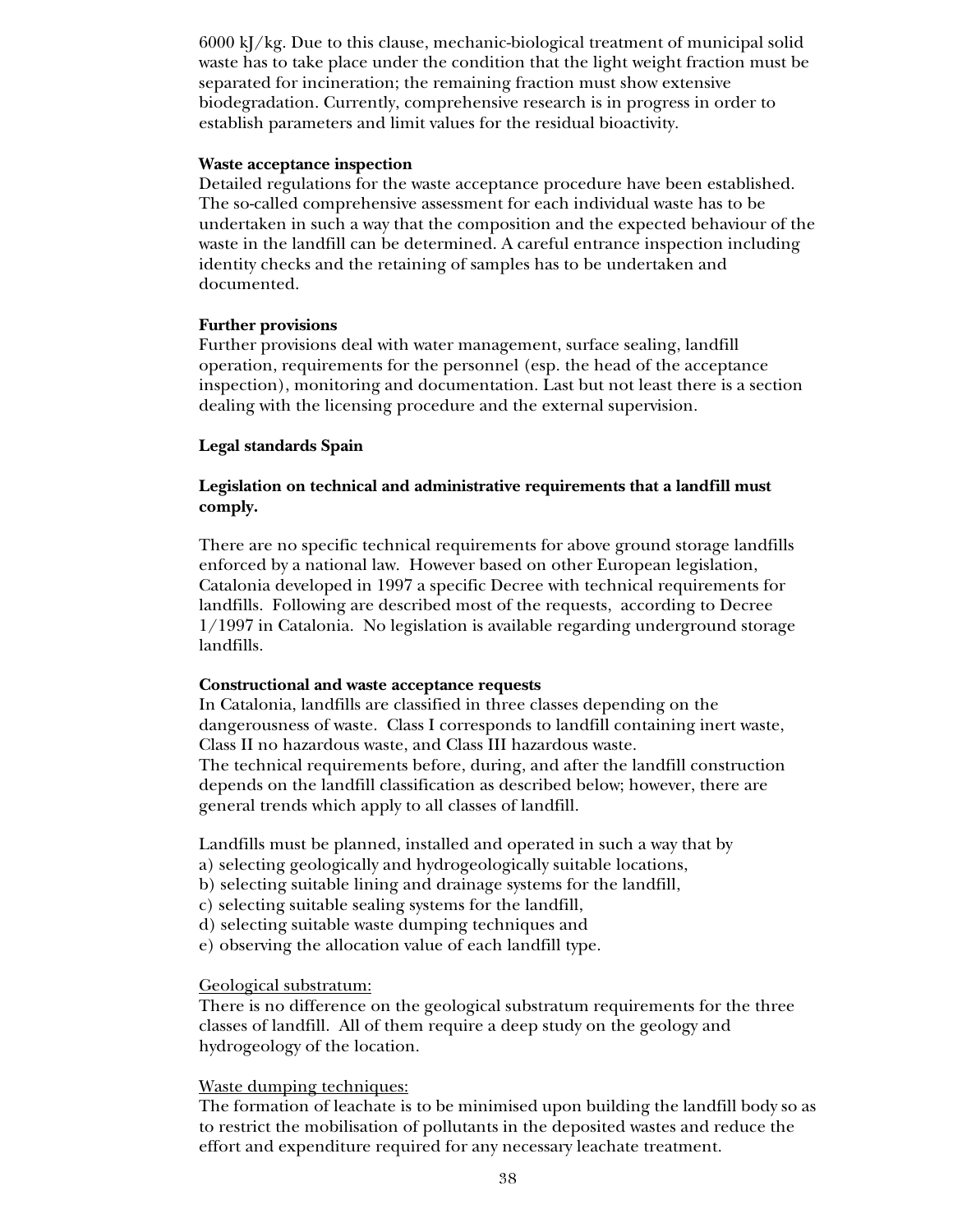6000 kJ/kg. Due to this clause, mechanic-biological treatment of municipal solid waste has to take place under the condition that the light weight fraction must be separated for incineration; the remaining fraction must show extensive biodegradation. Currently, comprehensive research is in progress in order to establish parameters and limit values for the residual bioactivity.

**Waste acceptance inspection**

Detailed regulations for the waste acceptance procedure have been established. The so-called comprehensive assessment for each individual waste has to be undertaken in such a way that the composition and the expected behaviour of the waste in the landfill can be determined. A careful entrance inspection including identity checks and the retaining of samples has to be undertaken and documented.

**Further provisions**

Further provisions deal with water management, surface sealing, landfill operation, requirements for the personnel (esp. the head of the acceptance inspection), monitoring and documentation. Last but not least there is a section dealing with the licensing procedure and the external supervision.

**Legal standards Spain**

**Legislation on technical and administrative requirements that a landfill must comply.**

There are no specific technical requirements for above ground storage landfills enforced by a national law. However based on other European legislation, Catalonia developed in 1997 a specific Decree with technical requirements for landfills. Following are described most of the requests, according to Decree 1/1997 in Catalonia. No legislation is available regarding underground storage landfills.

**Constructional and waste acceptance requests**

In Catalonia, landfills are classified in three classes depending on the dangerousness of waste. Class I corresponds to landfill containing inert waste, Class II no hazardous waste, and Class III hazardous waste.
The technical requirements before, during, and after the landfill construction depends on the landfill classification as described below; however, there are general trends which apply to all classes of landfill.

Landfills must be planned, installed and operated in such a way that by
a) selecting geologically and hydrogeologically suitable locations,
b) selecting suitable lining and drainage systems for the landfill,
c) selecting suitable sealing systems for the landfill,
d) selecting suitable waste dumping techniques and
e) observing the allocation value of each landfill type.

Geological substratum:
There is no difference on the geological substratum requirements for the three classes of landfill. All of them require a deep study on the geology and hydrogeology of the location.

Waste dumping techniques:
The formation of leachate is to be minimised upon building the landfill body so as to restrict the mobilisation of pollutants in the deposited wastes and reduce the effort and expenditure required for any necessary leachate treatment.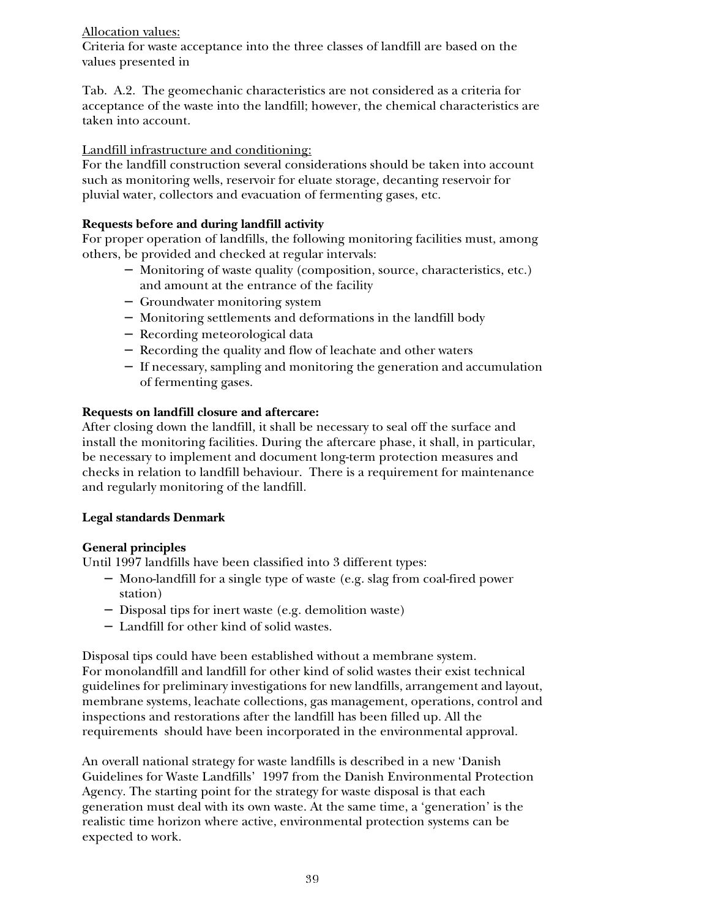Allocation values:
Criteria for waste acceptance into the three classes of landfill are based on the values presented in

Tab. A.2. The geomechanic characteristics are not considered as a criteria for acceptance of the waste into the landfill; however, the chemical characteristics are taken into account.

Landfill infrastructure and conditioning:
For the landfill construction several considerations should be taken into account such as monitoring wells, reservoir for eluate storage, decanting reservoir for pluvial water, collectors and evacuation of fermenting gases, etc.

**Requests before and during landfill activity**
For proper operation of landfills, the following monitoring facilities must, among others, be provided and checked at regular intervals:

- Monitoring of waste quality (composition, source, characteristics, etc.) and amount at the entrance of the facility
- Groundwater monitoring system
- Monitoring settlements and deformations in the landfill body
- Recording meteorological data
- Recording the quality and flow of leachate and other waters
- If necessary, sampling and monitoring the generation and accumulation of fermenting gases.

**Requests on landfill closure and aftercare:**
After closing down the landfill, it shall be necessary to seal off the surface and install the monitoring facilities. During the aftercare phase, it shall, in particular, be necessary to implement and document long-term protection measures and checks in relation to landfill behaviour. There is a requirement for maintenance and regularly monitoring of the landfill.

**Legal standards Denmark**

**General principles**
Until 1997 landfills have been classified into 3 different types:

- Mono-landfill for a single type of waste (e.g. slag from coal-fired power station)
- Disposal tips for inert waste (e.g. demolition waste)
- Landfill for other kind of solid wastes.

Disposal tips could have been established without a membrane system.
For monolandfill and landfill for other kind of solid wastes their exist technical guidelines for preliminary investigations for new landfills, arrangement and layout, membrane systems, leachate collections, gas management, operations, control and inspections and restorations after the landfill has been filled up. All the requirements should have been incorporated in the environmental approval.

An overall national strategy for waste landfills is described in a new 'Danish Guidelines for Waste Landfills' 1997 from the Danish Environmental Protection Agency. The starting point for the strategy for waste disposal is that each generation must deal with its own waste. At the same time, a 'generation' is the realistic time horizon where active, environmental protection systems can be expected to work.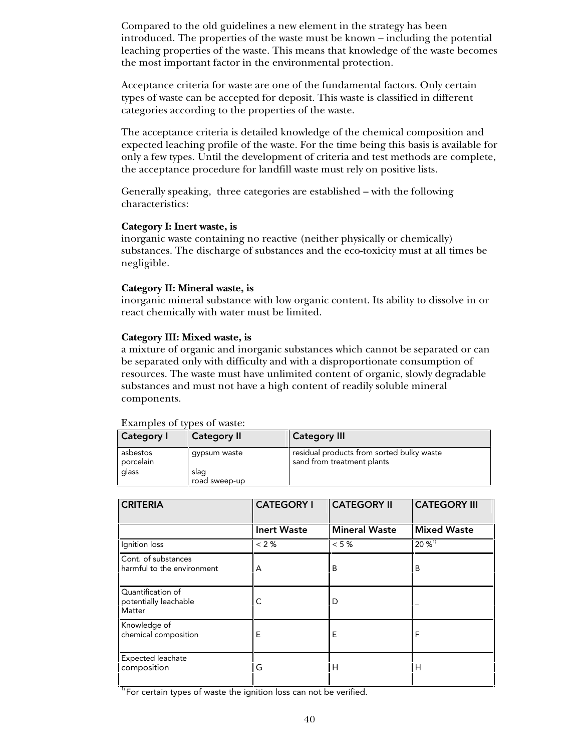Compared to the old guidelines a new element in the strategy has been introduced. The properties of the waste must be known – including the potential leaching properties of the waste. This means that knowledge of the waste becomes the most important factor in the environmental protection.

Acceptance criteria for waste are one of the fundamental factors. Only certain types of waste can be accepted for deposit. This waste is classified in different categories according to the properties of the waste.

The acceptance criteria is detailed knowledge of the chemical composition and expected leaching profile of the waste. For the time being this basis is available for only a few types. Until the development of criteria and test methods are complete, the acceptance procedure for landfill waste must rely on positive lists.

Generally speaking, three categories are established – with the following characteristics:

**Category I: Inert waste, is**
inorganic waste containing no reactive (neither physically or chemically) substances. The discharge of substances and the eco-toxicity must at all times be negligible.

**Category II: Mineral waste, is**
inorganic mineral substance with low organic content. Its ability to dissolve in or react chemically with water must be limited.

**Category III: Mixed waste, is**
a mixture of organic and inorganic substances which cannot be separated or can be separated only with difficulty and with a disproportionate consumption of resources. The waste must have unlimited content of organic, slowly degradable substances and must not have a high content of readily soluble mineral components.

Examples of types of waste:

| Category I | Category II | Category III |
|---|---|---|
| asbestos<br>porcelain<br>glass | gypsum waste<br><br>slag<br>road sweep-up | residual products from sorted bulky waste<br>sand from treatment plants |

| CRITERIA | CATEGORY I | CATEGORY II | CATEGORY III |
|---|---|---|---|
| | **Inert Waste** | **Mineral Waste** | **Mixed Waste** |
| Ignition loss | < 2 % | < 5 % | 20 %[1)] |
| Cont. of substances harmful to the environment | A | B | B |
| Quantification of potentially leachable Matter | C | D | _ |
| Knowledge of chemical composition | E | E | F |
| Expected leachate composition | G | H | H |

[1)] For certain types of waste the ignition loss can not be verified.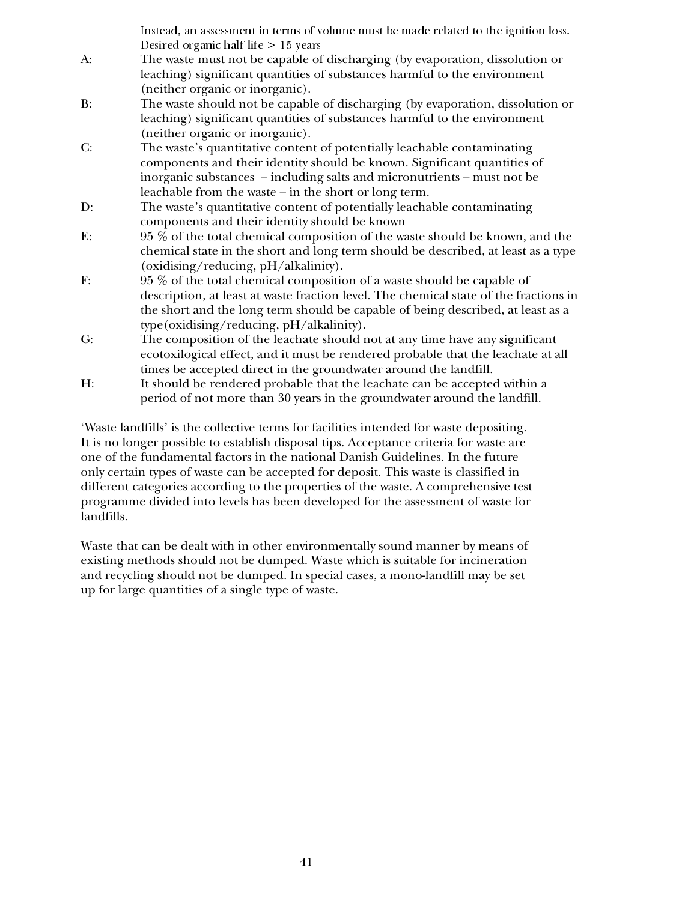Instead, an assessment in terms of volume must be made related to the ignition loss.
Desired organic half-life > 15 years

A: The waste must not be capable of discharging (by evaporation, dissolution or leaching) significant quantities of substances harmful to the environment (neither organic or inorganic).

B: The waste should not be capable of discharging (by evaporation, dissolution or leaching) significant quantities of substances harmful to the environment (neither organic or inorganic).

C: The waste's quantitative content of potentially leachable contaminating components and their identity should be known. Significant quantities of inorganic substances – including salts and micronutrients – must not be leachable from the waste – in the short or long term.

D: The waste's quantitative content of potentially leachable contaminating components and their identity should be known

E: 95 % of the total chemical composition of the waste should be known, and the chemical state in the short and long term should be described, at least as a type (oxidising/reducing, pH/alkalinity).

F: 95 % of the total chemical composition of a waste should be capable of description, at least at waste fraction level. The chemical state of the fractions in the short and the long term should be capable of being described, at least as a type(oxidising/reducing, pH/alkalinity).

G: The composition of the leachate should not at any time have any significant ecotoxilogical effect, and it must be rendered probable that the leachate at all times be accepted direct in the groundwater around the landfill.

H: It should be rendered probable that the leachate can be accepted within a period of not more than 30 years in the groundwater around the landfill.

'Waste landfills' is the collective terms for facilities intended for waste depositing. It is no longer possible to establish disposal tips. Acceptance criteria for waste are one of the fundamental factors in the national Danish Guidelines. In the future only certain types of waste can be accepted for deposit. This waste is classified in different categories according to the properties of the waste. A comprehensive test programme divided into levels has been developed for the assessment of waste for landfills.

Waste that can be dealt with in other environmentally sound manner by means of existing methods should not be dumped. Waste which is suitable for incineration and recycling should not be dumped. In special cases, a mono-landfill may be set up for large quantities of a single type of waste.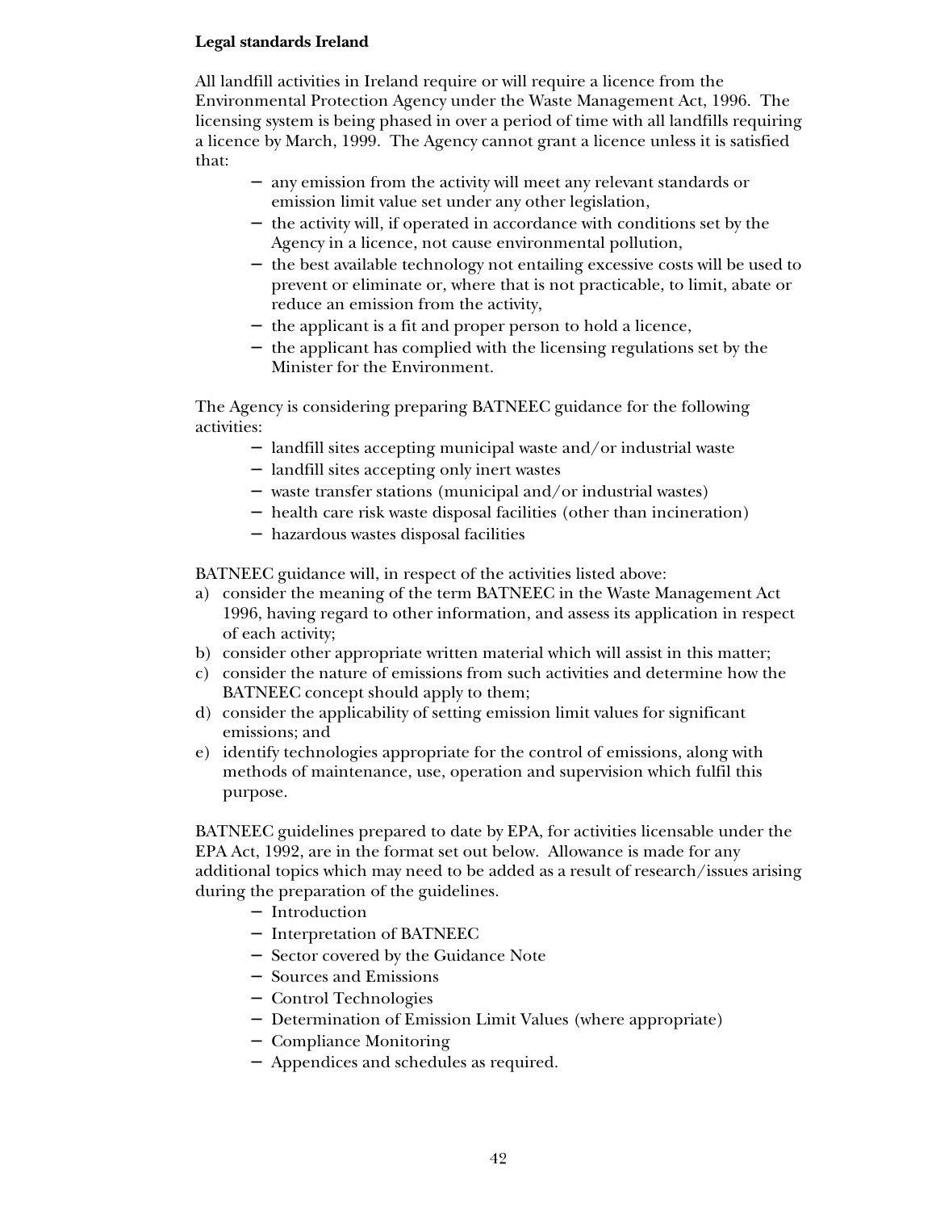**Legal standards Ireland**

All landfill activities in Ireland require or will require a licence from the Environmental Protection Agency under the Waste Management Act, 1996. The licensing system is being phased in over a period of time with all landfills requiring a licence by March, 1999. The Agency cannot grant a licence unless it is satisfied that:

- any emission from the activity will meet any relevant standards or emission limit value set under any other legislation,
- the activity will, if operated in accordance with conditions set by the Agency in a licence, not cause environmental pollution,
- the best available technology not entailing excessive costs will be used to prevent or eliminate or, where that is not practicable, to limit, abate or reduce an emission from the activity,
- the applicant is a fit and proper person to hold a licence,
- the applicant has complied with the licensing regulations set by the Minister for the Environment.

The Agency is considering preparing BATNEEC guidance for the following activities:

- landfill sites accepting municipal waste and/or industrial waste
- landfill sites accepting only inert wastes
- waste transfer stations (municipal and/or industrial wastes)
- health care risk waste disposal facilities (other than incineration)
- hazardous wastes disposal facilities

BATNEEC guidance will, in respect of the activities listed above:

a) consider the meaning of the term BATNEEC in the Waste Management Act 1996, having regard to other information, and assess its application in respect of each activity;
b) consider other appropriate written material which will assist in this matter;
c) consider the nature of emissions from such activities and determine how the BATNEEC concept should apply to them;
d) consider the applicability of setting emission limit values for significant emissions; and
e) identify technologies appropriate for the control of emissions, along with methods of maintenance, use, operation and supervision which fulfil this purpose.

BATNEEC guidelines prepared to date by EPA, for activities licensable under the EPA Act, 1992, are in the format set out below. Allowance is made for any additional topics which may need to be added as a result of research/issues arising during the preparation of the guidelines.

- Introduction
- Interpretation of BATNEEC
- Sector covered by the Guidance Note
- Sources and Emissions
- Control Technologies
- Determination of Emission Limit Values (where appropriate)
- Compliance Monitoring
- Appendices and schedules as required.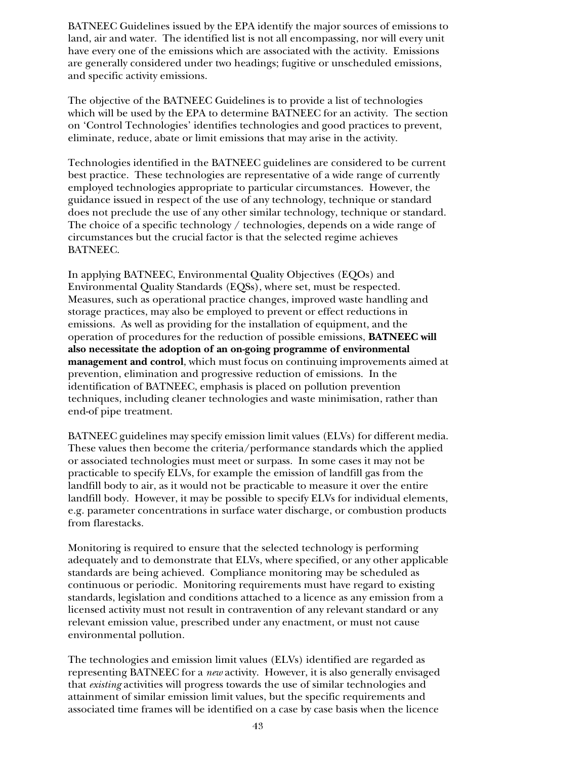BATNEEC Guidelines issued by the EPA identify the major sources of emissions to land, air and water. The identified list is not all encompassing, nor will every unit have every one of the emissions which are associated with the activity. Emissions are generally considered under two headings; fugitive or unscheduled emissions, and specific activity emissions.

The objective of the BATNEEC Guidelines is to provide a list of technologies which will be used by the EPA to determine BATNEEC for an activity. The section on 'Control Technologies' identifies technologies and good practices to prevent, eliminate, reduce, abate or limit emissions that may arise in the activity.

Technologies identified in the BATNEEC guidelines are considered to be current best practice. These technologies are representative of a wide range of currently employed technologies appropriate to particular circumstances. However, the guidance issued in respect of the use of any technology, technique or standard does not preclude the use of any other similar technology, technique or standard. The choice of a specific technology / technologies, depends on a wide range of circumstances but the crucial factor is that the selected regime achieves BATNEEC.

In applying BATNEEC, Environmental Quality Objectives (EQOs) and Environmental Quality Standards (EQSs), where set, must be respected. Measures, such as operational practice changes, improved waste handling and storage practices, may also be employed to prevent or effect reductions in emissions. As well as providing for the installation of equipment, and the operation of procedures for the reduction of possible emissions, **BATNEEC will also necessitate the adoption of an on-going programme of environmental management and control**, which must focus on continuing improvements aimed at prevention, elimination and progressive reduction of emissions. In the identification of BATNEEC, emphasis is placed on pollution prevention techniques, including cleaner technologies and waste minimisation, rather than end-of pipe treatment.

BATNEEC guidelines may specify emission limit values (ELVs) for different media. These values then become the criteria/performance standards which the applied or associated technologies must meet or surpass. In some cases it may not be practicable to specify ELVs, for example the emission of landfill gas from the landfill body to air, as it would not be practicable to measure it over the entire landfill body. However, it may be possible to specify ELVs for individual elements, e.g. parameter concentrations in surface water discharge, or combustion products from flarestacks.

Monitoring is required to ensure that the selected technology is performing adequately and to demonstrate that ELVs, where specified, or any other applicable standards are being achieved. Compliance monitoring may be scheduled as continuous or periodic. Monitoring requirements must have regard to existing standards, legislation and conditions attached to a licence as any emission from a licensed activity must not result in contravention of any relevant standard or any relevant emission value, prescribed under any enactment, or must not cause environmental pollution.

The technologies and emission limit values (ELVs) identified are regarded as representing BATNEEC for a *new* activity. However, it is also generally envisaged that *existing* activities will progress towards the use of similar technologies and attainment of similar emission limit values, but the specific requirements and associated time frames will be identified on a case by case basis when the licence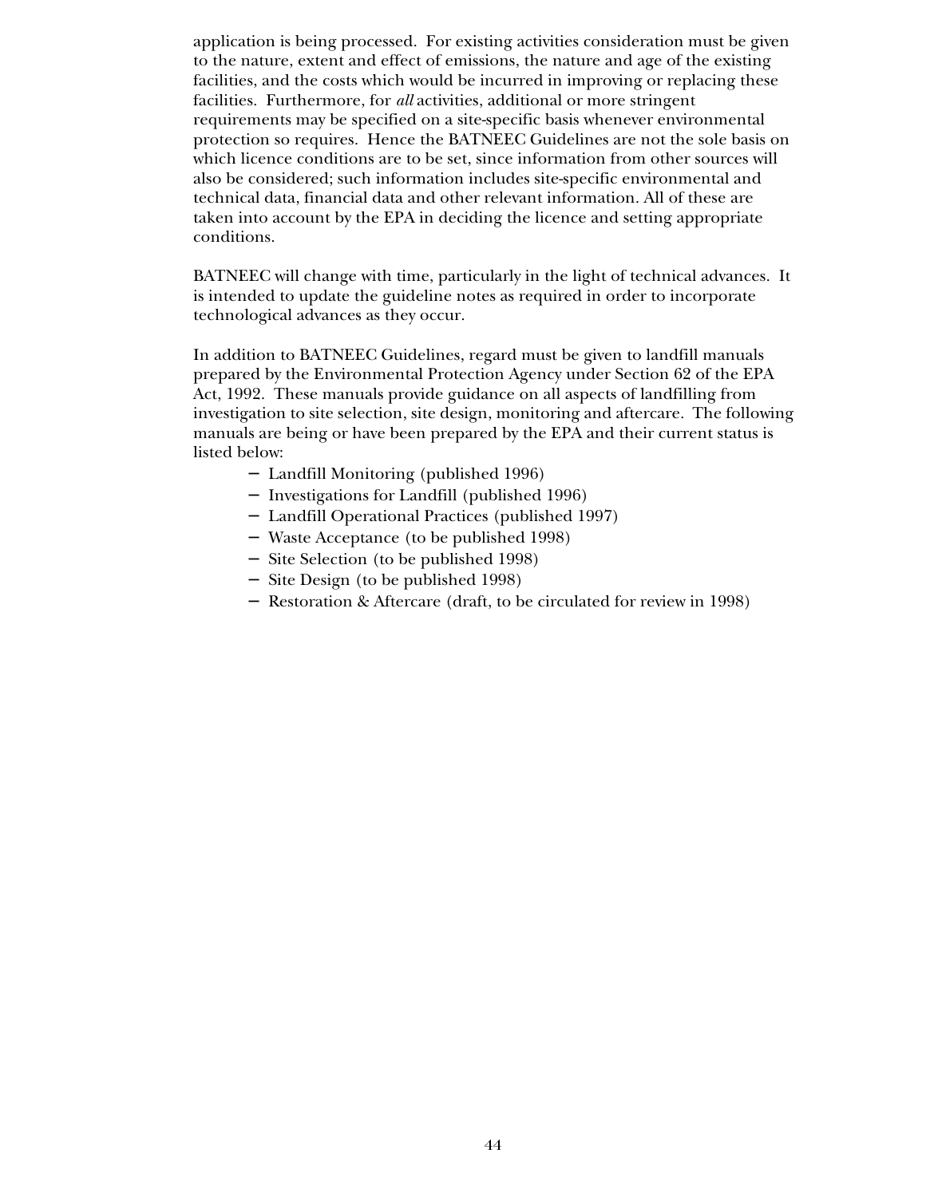application is being processed. For existing activities consideration must be given to the nature, extent and effect of emissions, the nature and age of the existing facilities, and the costs which would be incurred in improving or replacing these facilities. Furthermore, for *all* activities, additional or more stringent requirements may be specified on a site-specific basis whenever environmental protection so requires. Hence the BATNEEC Guidelines are not the sole basis on which licence conditions are to be set, since information from other sources will also be considered; such information includes site-specific environmental and technical data, financial data and other relevant information. All of these are taken into account by the EPA in deciding the licence and setting appropriate conditions.

BATNEEC will change with time, particularly in the light of technical advances. It is intended to update the guideline notes as required in order to incorporate technological advances as they occur.

In addition to BATNEEC Guidelines, regard must be given to landfill manuals prepared by the Environmental Protection Agency under Section 62 of the EPA Act, 1992. These manuals provide guidance on all aspects of landfilling from investigation to site selection, site design, monitoring and aftercare. The following manuals are being or have been prepared by the EPA and their current status is listed below:

- Landfill Monitoring (published 1996)
- Investigations for Landfill (published 1996)
- Landfill Operational Practices (published 1997)
- Waste Acceptance (to be published 1998)
- Site Selection (to be published 1998)
- Site Design (to be published 1998)
- Restoration & Aftercare (draft, to be circulated for review in 1998)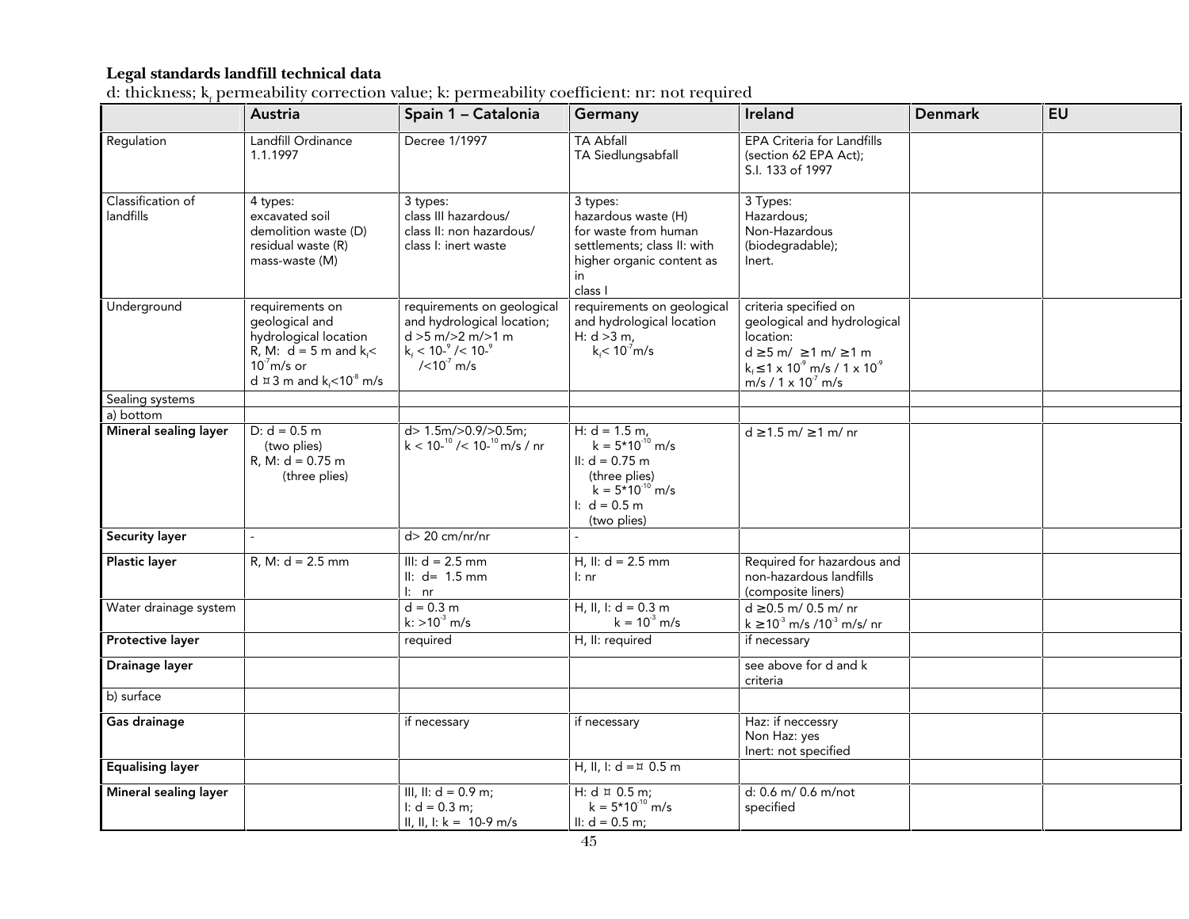**Legal standards landfill technical data**

d: thickness; $k_f$ permeability correction value; k: permeability coefficient: nr: not required

| | Austria | Spain 1 – Catalonia | Germany | Ireland | Denmark | EU |
|---|---|---|---|---|---|---|
| Regulation | Landfill Ordinance 1.1.1997 | Decree 1/1997 | TA Abfall<br>TA Siedlungsabfall | EPA Criteria for Landfills (section 62 EPA Act);<br>S.I. 133 of 1997 | | |
| Classification of landfills | 4 types:<br>excavated soil<br>demolition waste (D)<br>residual waste (R)<br>mass-waste (M) | 3 types:<br>class III hazardous/<br>class II: non hazardous/<br>class I: inert waste | 3 types:<br>hazardous waste (H)<br>for waste from human settlements; class II: with higher organic content as in<br>class I | 3 Types:<br>Hazardous;<br>Non-Hazardous (biodegradable);<br>Inert. | | |
| Underground | requirements on geological and hydrological location<br>R, M: d = 5 m and $k_f < 10^{-7}$ m/s or<br>d ¤ 3 m and $k_f < 10^{-8}$ m/s | requirements on geological and hydrological location;<br>d >5 m/>2 m/>1 m<br>$k_f$ < $10^{-9}$ /< $10^{-9}$ /<$10^{-7}$ m/s | requirements on geological and hydrological location<br>H: d >3 m,<br>$k_f$< $10^{-7}$m/s | criteria specified on geological and hydrological location:<br>d ≥5 m/ ≥1 m/ ≥1 m<br>$k_f$ ≤1 x $10^{-9}$ m/s / 1 x $10^{-9}$ m/s / 1 x $10^{-7}$ m/s | | |
| Sealing systems | | | | | | |
| a) bottom | | | | | | |
| **Mineral sealing layer** | D: d = 0.5 m<br>(two plies)<br>R, M: d = 0.75 m<br>(three plies) | d> 1.5m/>0.9/>0.5m;<br>k < $10^{-10}$ /< $10^{-10}$ m/s / nr | H: d = 1.5 m,<br>k = 5*$10^{-10}$ m/s<br>II: d = 0.75 m<br>(three plies)<br>k = 5*$10^{-10}$ m/s<br>I: d = 0.5 m<br>(two plies) | d ≥1.5 m/ ≥1 m/ nr | | |
| **Security layer** | - | d> 20 cm/nr/nr | - | | | |
| **Plastic layer** | R, M: d = 2.5 mm | III: d = 2.5 mm<br>II: d= 1.5 mm<br>I: nr | H, II: d = 2.5 mm<br>I: nr | Required for hazardous and non-hazardous landfills (composite liners) | | |
| Water drainage system | | d = 0.3 m<br>k: >$10^{-3}$ m/s | H, II, I: d = 0.3 m<br>k = $10^{-3}$ m/s | d ≥0.5 m/ 0.5 m/ nr<br>k ≥$10^{-3}$ m/s /$10^{-3}$ m/s/ nr | | |
| **Protective layer** | | required | H, II: required | if necessary | | |
| **Drainage layer** | | | | see above for d and k criteria | | |
| b) surface | | | | | | |
| **Gas drainage** | | if necessary | if necessary | Haz: if neccessry<br>Non Haz: yes<br>Inert: not specified | | |
| **Equalising layer** | | | H, II, I: d =¤ 0.5 m | | | |
| **Mineral sealing layer** | | III, II: d = 0.9 m;<br>I: d = 0.3 m;<br>II, II, I: k = 10-9 m/s | H: d ¤ 0.5 m;<br>k = 5*$10^{-10}$ m/s<br>II: d = 0.5 m; | d: 0.6 m/ 0.6 m/not specified | | |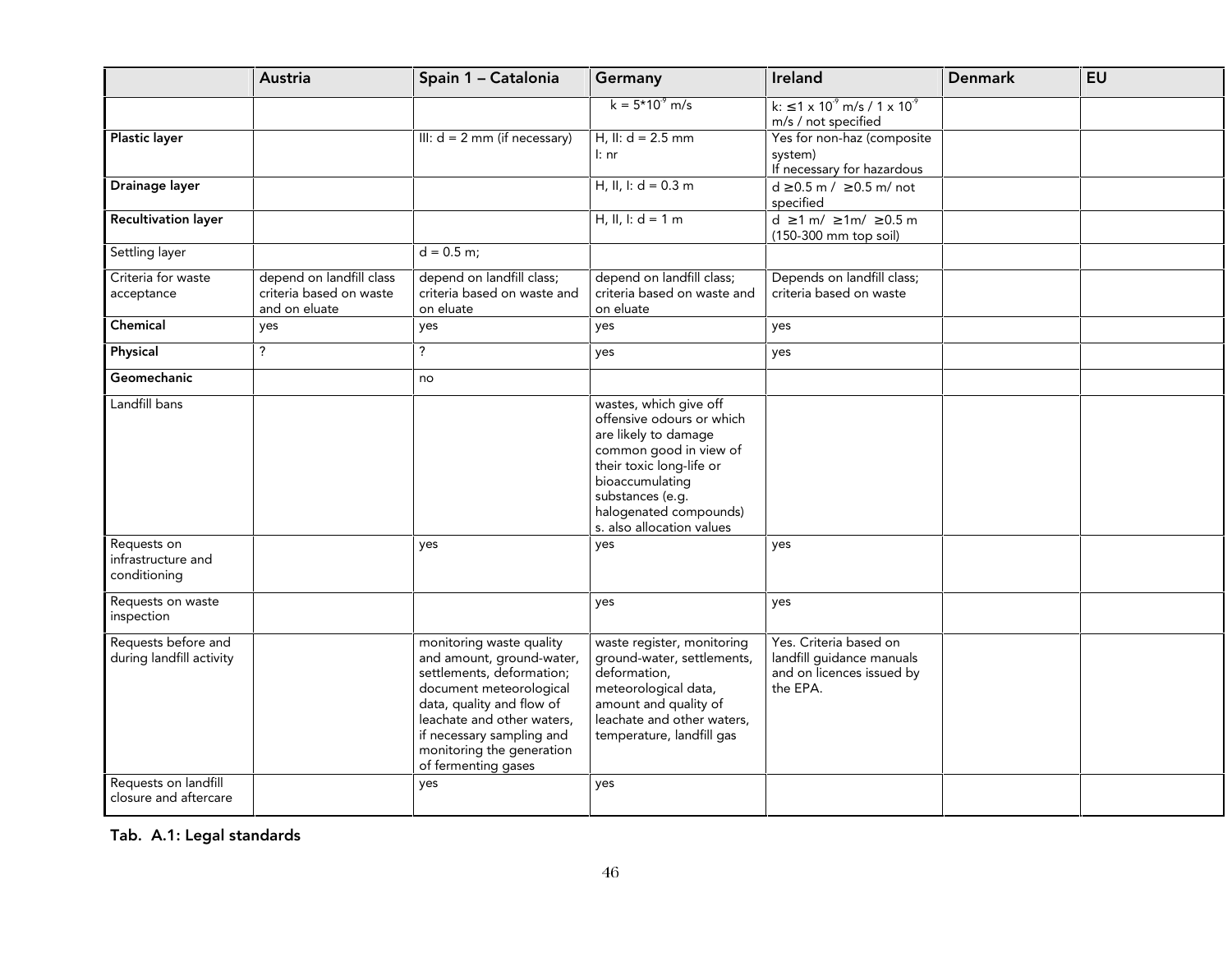|  | Austria | Spain 1 – Catalonia | Germany | Ireland | Denmark | EU |
|---|---|---|---|---|---|---|
|  |  |  | $k = 5 \times 10^{-9}$ m/s | k: $\leq 1 \times 10^{-9}$ m/s / $1 \times 10^{-9}$ m/s / not specified |  |  |
| **Plastic layer** |  | III: d = 2 mm (if necessary) | H, II: d = 2.5 mm<br>I: nr | Yes for non-haz (composite system)<br>If necessary for hazardous |  |  |
| **Drainage layer** |  |  | H, II, I: d = 0.3 m | d ≥0.5 m / ≥0.5 m/ not specified |  |  |
| **Recultivation layer** |  |  | H, II, I: d = 1 m | d ≥1 m/ ≥1m/ ≥0.5 m (150-300 mm top soil) |  |  |
| Settling layer |  | d = 0.5 m; |  |  |  |  |
| Criteria for waste acceptance | depend on landfill class criteria based on waste and on eluate | depend on landfill class; criteria based on waste and on eluate | depend on landfill class; criteria based on waste and on eluate | Depends on landfill class; criteria based on waste |  |  |
| **Chemical** | yes | yes | yes | yes |  |  |
| **Physical** | ? | ? | yes | yes |  |  |
| **Geomechanic** |  | no |  |  |  |  |
| Landfill bans |  |  | wastes, which give off offensive odours or which are likely to damage common good in view of their toxic long-life or bioaccumulating substances (e.g. halogenated compounds) s. also allocation values |  |  |  |
| Requests on infrastructure and conditioning |  | yes | yes | yes |  |  |
| Requests on waste inspection |  |  | yes | yes |  |  |
| Requests before and during landfill activity |  | monitoring waste quality and amount, ground-water, settlements, deformation; document meteorological data, quality and flow of leachate and other waters, if necessary sampling and monitoring the generation of fermenting gases | waste register, monitoring ground-water, settlements, deformation, meteorological data, amount and quality of leachate and other waters, temperature, landfill gas | Yes. Criteria based on landfill guidance manuals and on licences issued by the EPA. |  |  |
| Requests on landfill closure and aftercare |  | yes | yes |  |  |  |

**Tab. A.1: Legal standards**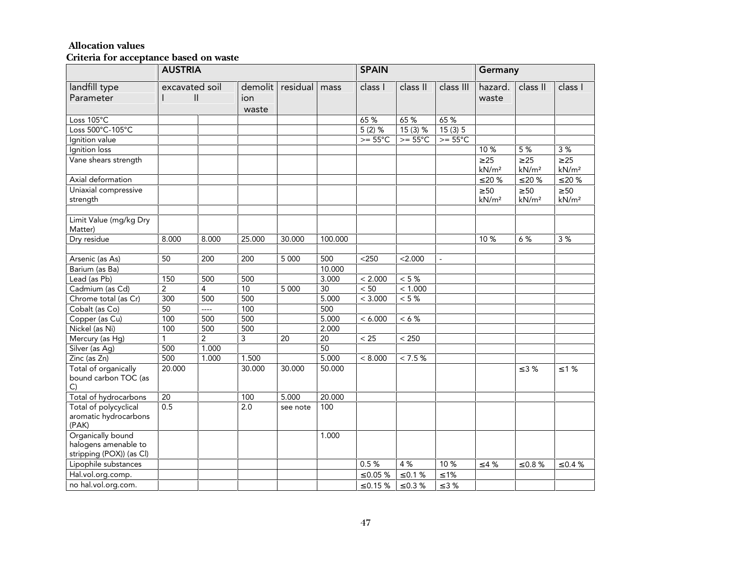**Allocation values**

**Criteria for acceptance based on waste**

| | AUSTRIA | | | | | SPAIN | | | Germany | | |
|---|---|---|---|---|---|---|---|---|---|---|---|
| landfill type Parameter | excavated soil I | II | demolition waste | residual | mass | class I | class II | class III | hazard. waste | class II | class I |
| Loss 105°C | | | | | | 65 % | 65 % | 65 % | | | |
| Loss 500°C-105°C | | | | | | 5 (2) % | 15 (3) % | 15 (3) 5 | | | |
| Ignition value | | | | | | >= 55°C | >= 55°C | >= 55°C | | | |
| Ignition loss | | | | | | | | | 10 % | 5 % | 3 % |
| Vane shears strength | | | | | | | | | ≥25 kN/m² | ≥25 kN/m² | ≥25 kN/m² |
| Axial deformation | | | | | | | | | ≤20 % | ≤20 % | ≤20 % |
| Uniaxial compressive strength | | | | | | | | | ≥50 kN/m² | ≥50 kN/m² | ≥50 kN/m² |
| | | | | | | | | | | | |
| Limit Value (mg/kg Dry Matter) | | | | | | | | | | | |
| Dry residue | 8.000 | 8.000 | 25.000 | 30.000 | 100.000 | | | | 10 % | 6 % | 3 % |
| | | | | | | | | | | | |
| Arsenic (as As) | 50 | 200 | 200 | 5 000 | 500 | <250 | <2.000 | - | | | |
| Barium (as Ba) | | | | | 10.000 | | | | | | |
| Lead (as Pb) | 150 | 500 | 500 | | 3.000 | < 2.000 | < 5 % | | | | |
| Cadmium (as Cd) | 2 | 4 | 10 | 5 000 | 30 | < 50 | < 1.000 | | | | |
| Chrome total (as Cr) | 300 | 500 | 500 | | 5.000 | < 3.000 | < 5 % | | | | |
| Cobalt (as Co) | 50 | ---- | 100 | | 500 | | | | | | |
| Copper (as Cu) | 100 | 500 | 500 | | 5.000 | < 6.000 | < 6 % | | | | |
| Nickel (as Ni) | 100 | 500 | 500 | | 2.000 | | | | | | |
| Mercury (as Hg) | 1 | 2 | 3 | 20 | 20 | < 25 | < 250 | | | | |
| Silver (as Ag) | 500 | 1.000 | | | 50 | | | | | | |
| Zinc (as Zn) | 500 | 1.000 | 1.500 | | 5.000 | < 8.000 | < 7.5 % | | | | |
| Total of organically bound carbon TOC (as C) | 20.000 | | 30.000 | 30.000 | 50.000 | | | | | ≤3 % | ≤1 % |
| Total of hydrocarbons | 20 | | 100 | 5.000 | 20.000 | | | | | | |
| Total of polycyclical aromatic hydrocarbons (PAK) | 0.5 | | 2.0 | see note | 100 | | | | | | |
| Organically bound halogens amenable to stripping (POX)) (as Cl) | | | | | 1.000 | | | | | | |
| Lipophile substances | | | | | | 0.5 % | 4 % | 10 % | ≤4 % | ≤0.8 % | ≤0.4 % |
| Hal.vol.org.comp. | | | | | | ≤0.05 % | ≤0.1 % | ≤1% | | | |
| no hal.vol.org.com. | | | | | | ≤0.15 % | ≤0.3 % | ≤3 % | | | |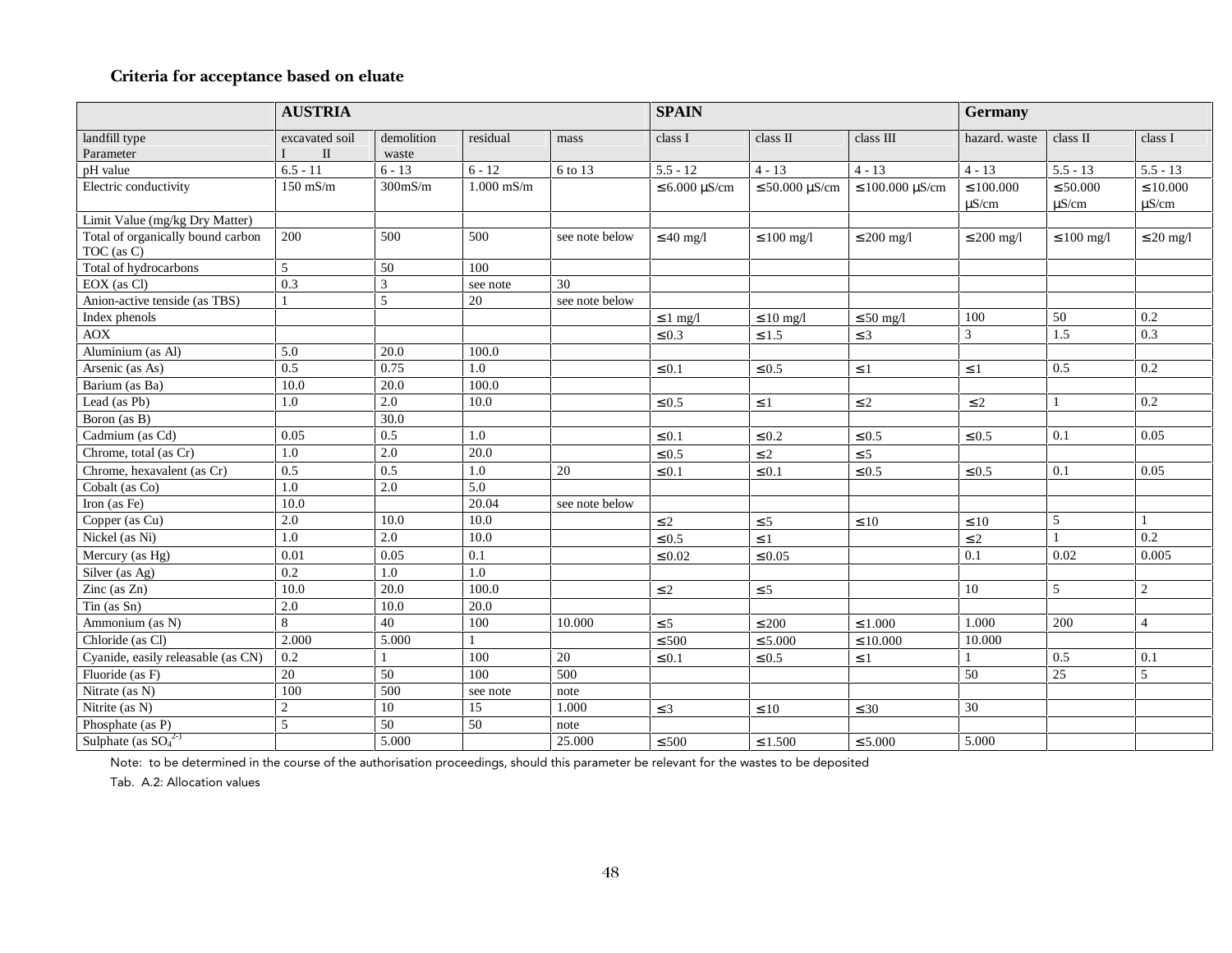### Criteria for acceptance based on eluate

| | AUSTRIA | | | | SPAIN | | | Germany | | |
|---|---|---|---|---|---|---|---|---|---|---|
| landfill type<br>Parameter | excavated soil<br>I II | demolition waste | residual | mass | class I | class II | class III | hazard. waste | class II | class I |
| pH value | 6.5 - 11 | 6 - 13 | 6 - 12 | 6 to 13 | 5.5 - 12 | 4 - 13 | 4 - 13 | 4 - 13 | 5.5 - 13 | 5.5 - 13 |
| Electric conductivity | 150 mS/m | 300mS/m | 1.000 mS/m | | ≤6.000 µS/cm | ≤50.000 µS/cm | ≤100.000 µS/cm | ≤100.000 µS/cm | ≤50.000 µS/cm | ≤10.000 µS/cm |
| Limit Value (mg/kg Dry Matter) | | | | | | | | | | |
| Total of organically bound carbon TOC (as C) | 200 | 500 | 500 | see note below | ≤40 mg/l | ≤100 mg/l | ≤200 mg/l | ≤200 mg/l | ≤100 mg/l | ≤20 mg/l |
| Total of hydrocarbons | 5 | 50 | 100 | | | | | | | |
| EOX (as Cl) | 0.3 | 3 | see note | 30 | | | | | | |
| Anion-active tenside (as TBS) | 1 | 5 | 20 | see note below | | | | | | |
| Index phenols | | | | | ≤1 mg/l | ≤10 mg/l | ≤50 mg/l | 100 | 50 | 0.2 |
| AOX | | | | | ≤0.3 | ≤1.5 | ≤3 | 3 | 1.5 | 0.3 |
| Aluminium (as Al) | 5.0 | 20.0 | 100.0 | | | | | | | |
| Arsenic (as As) | 0.5 | 0.75 | 1.0 | | ≤0.1 | ≤0.5 | ≤1 | ≤1 | 0.5 | 0.2 |
| Barium (as Ba) | 10.0 | 20.0 | 100.0 | | | | | | | |
| Lead (as Pb) | 1.0 | 2.0 | 10.0 | | ≤0.5 | ≤1 | ≤2 | ≤2 | 1 | 0.2 |
| Boron (as B) | | 30.0 | | | | | | | | |
| Cadmium (as Cd) | 0.05 | 0.5 | 1.0 | | ≤0.1 | ≤0.2 | ≤0.5 | ≤0.5 | 0.1 | 0.05 |
| Chrome, total (as Cr) | 1.0 | 2.0 | 20.0 | | ≤0.5 | ≤2 | ≤5 | | | |
| Chrome, hexavalent (as Cr) | 0.5 | 0.5 | 1.0 | 20 | ≤0.1 | ≤0.1 | ≤0.5 | ≤0.5 | 0.1 | 0.05 |
| Cobalt (as Co) | 1.0 | 2.0 | 5.0 | | | | | | | |
| Iron (as Fe) | 10.0 | | 20.04 | see note below | | | | | | |
| Copper (as Cu) | 2.0 | 10.0 | 10.0 | | ≤2 | ≤5 | ≤10 | ≤10 | 5 | 1 |
| Nickel (as Ni) | 1.0 | 2.0 | 10.0 | | ≤0.5 | ≤1 | | ≤2 | 1 | 0.2 |
| Mercury (as Hg) | 0.01 | 0.05 | 0.1 | | ≤0.02 | ≤0.05 | | 0.1 | 0.02 | 0.005 |
| Silver (as Ag) | 0.2 | 1.0 | 1.0 | | | | | | | |
| Zinc (as Zn) | 10.0 | 20.0 | 100.0 | | ≤2 | ≤5 | | 10 | 5 | 2 |
| Tin (as Sn) | 2.0 | 10.0 | 20.0 | | | | | | | |
| Ammonium (as N) | 8 | 40 | 100 | 10.000 | ≤5 | ≤200 | ≤1.000 | 1.000 | 200 | 4 |
| Chloride (as Cl) | 2.000 | 5.000 | 1 | | ≤500 | ≤5.000 | ≤10.000 | 10.000 | | |
| Cyanide, easily releasable (as CN) | 0.2 | 1 | 100 | 20 | ≤0.1 | ≤0.5 | ≤1 | 1 | 0.5 | 0.1 |
| Fluoride (as F) | 20 | 50 | 100 | 500 | | | | 50 | 25 | 5 |
| Nitrate (as N) | 100 | 500 | see note | note | | | | | | |
| Nitrite (as N) | 2 | 10 | 15 | 1.000 | ≤3 | ≤10 | ≤30 | 30 | | |
| Phosphate (as P) | 5 | 50 | 50 | note | | | | | | |
| Sulphate (as $SO_4^{2-}$) | | 5.000 | | 25.000 | ≤500 | ≤1.500 | ≤5.000 | 5.000 | | |

Note: to be determined in the course of the authorisation proceedings, should this parameter be relevant for the wastes to be deposited

Tab. A.2: Allocation values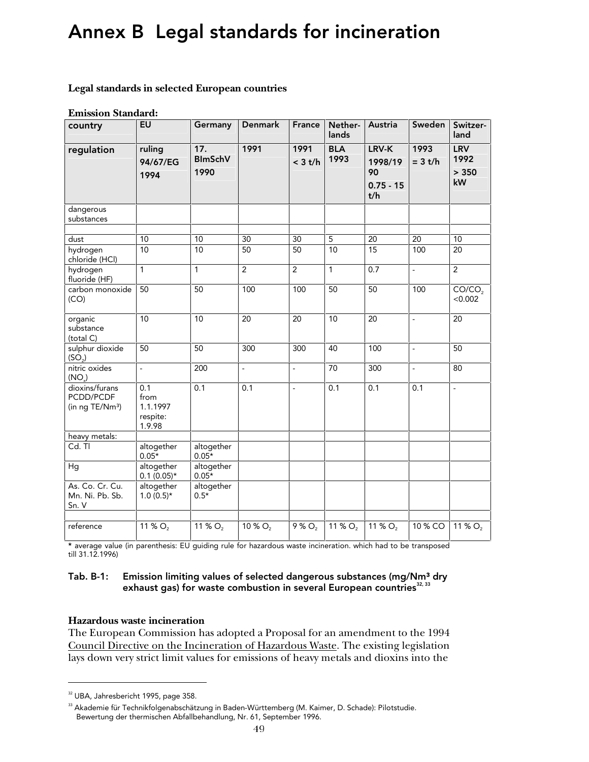# Annex B Legal standards for incineration

**Legal standards in selected European countries**

**Emission Standard:**

| country | EU | Germany | Denmark | France | Nether-lands | Austria | Sweden | Switzer-land |
|---|---|---|---|---|---|---|---|---|
| **regulation** | **ruling 94/67/EG 1994** | **17. BImSchV 1990** | **1991** | **1991 < 3 t/h** | **BLA 1993** | **LRV-K 1998/1990 0.75 - 15 t/h** | **1993 = 3 t/h** | **LRV 1992 > 350 kW** |
| dangerous substances | | | | | | | | |
| | | | | | | | | |
| dust | 10 | 10 | 30 | 30 | 5 | 20 | 20 | 10 |
| hydrogen chloride (HCl) | 10 | 10 | 50 | 50 | 10 | 15 | 100 | 20 |
| hydrogen fluoride (HF) | 1 | 1 | 2 | 2 | 1 | 0.7 | - | 2 |
| carbon monoxide (CO) | 50 | 50 | 100 | 100 | 50 | 50 | 100 | $CO/CO_2$ <0.002 |
| organic substance (total C) | 10 | 10 | 20 | 20 | 10 | 20 | - | 20 |
| sulphur dioxide ($SO_2$) | 50 | 50 | 300 | 300 | 40 | 100 | - | 50 |
| nitric oxides ($NO_x$) | - | 200 | - | - | 70 | 300 | - | 80 |
| dioxins/furans PCDD/PCDF (in ng TE/Nm³) | 0.1 from 1.1.1997 respite: 1.9.98 | 0.1 | 0.1 | - | 0.1 | 0.1 | 0.1 | - |
| heavy metals: | | | | | | | | |
| Cd. Tl | altogether 0.05* | altogether 0.05* | | | | | | |
| Hg | altogether 0.1 (0.05)* | altogether 0.05* | | | | | | |
| As. Co. Cr. Cu. Mn. Ni. Pb. Sb. Sn. V | altogether 1.0 (0.5)* | altogether 0.5* | | | | | | |
| | | | | | | | | |
| reference | 11 % $O_2$ | 11 % $O_2$ | 10 % $O_2$ | 9 % $O_2$ | 11 % $O_2$ | 11 % $O_2$ | 10 % CO | 11 % $O_2$ |

\* average value (in parenthesis: EU guiding rule for hazardous waste incineration. which had to be transposed till 31.12.1996)

**Tab. B-1: Emission limiting values of selected dangerous substances (mg/Nm³ dry exhaust gas) for waste combustion in several European countries[32, 33]**

**Hazardous waste incineration**

The European Commission has adopted a Proposal for an amendment to the 1994 Council Directive on the Incineration of Hazardous Waste. The existing legislation lays down very strict limit values for emissions of heavy metals and dioxins into the

[32] UBA, Jahresbericht 1995, page 358.

[33] Akademie für Technikfolgenabschätzung in Baden-Württemberg (M. Kaimer, D. Schade): Pilotstudie. Bewertung der thermischen Abfallbehandlung, Nr. 61, September 1996.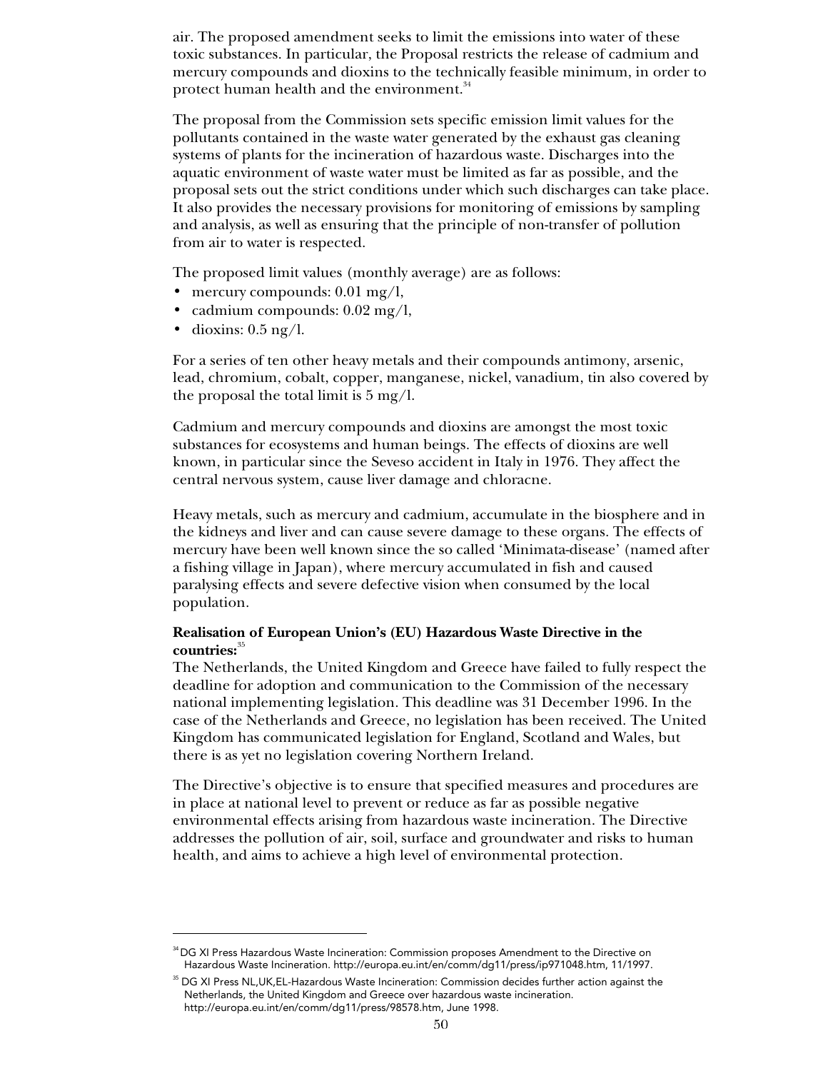air. The proposed amendment seeks to limit the emissions into water of these toxic substances. In particular, the Proposal restricts the release of cadmium and mercury compounds and dioxins to the technically feasible minimum, in order to protect human health and the environment.[34]

The proposal from the Commission sets specific emission limit values for the pollutants contained in the waste water generated by the exhaust gas cleaning systems of plants for the incineration of hazardous waste. Discharges into the aquatic environment of waste water must be limited as far as possible, and the proposal sets out the strict conditions under which such discharges can take place. It also provides the necessary provisions for monitoring of emissions by sampling and analysis, as well as ensuring that the principle of non-transfer of pollution from air to water is respected.

The proposed limit values (monthly average) are as follows:

- mercury compounds: 0.01 mg/l,
- cadmium compounds: 0.02 mg/l,
- dioxins: 0.5 ng/l.

For a series of ten other heavy metals and their compounds antimony, arsenic, lead, chromium, cobalt, copper, manganese, nickel, vanadium, tin also covered by the proposal the total limit is 5 mg/l.

Cadmium and mercury compounds and dioxins are amongst the most toxic substances for ecosystems and human beings. The effects of dioxins are well known, in particular since the Seveso accident in Italy in 1976. They affect the central nervous system, cause liver damage and chloracne.

Heavy metals, such as mercury and cadmium, accumulate in the biosphere and in the kidneys and liver and can cause severe damage to these organs. The effects of mercury have been well known since the so called 'Minimata-disease' (named after a fishing village in Japan), where mercury accumulated in fish and caused paralysing effects and severe defective vision when consumed by the local population.

**Realisation of European Union's (EU) Hazardous Waste Directive in the countries:**[35]

The Netherlands, the United Kingdom and Greece have failed to fully respect the deadline for adoption and communication to the Commission of the necessary national implementing legislation. This deadline was 31 December 1996. In the case of the Netherlands and Greece, no legislation has been received. The United Kingdom has communicated legislation for England, Scotland and Wales, but there is as yet no legislation covering Northern Ireland.

The Directive's objective is to ensure that specified measures and procedures are in place at national level to prevent or reduce as far as possible negative environmental effects arising from hazardous waste incineration. The Directive addresses the pollution of air, soil, surface and groundwater and risks to human health, and aims to achieve a high level of environmental protection.

---

[34] DG XI Press Hazardous Waste Incineration: Commission proposes Amendment to the Directive on Hazardous Waste Incineration. http://europa.eu.int/en/comm/dg11/press/ip971048.htm, 11/1997.

[35] DG XI Press NL,UK,EL-Hazardous Waste Incineration: Commission decides further action against the Netherlands, the United Kingdom and Greece over hazardous waste incineration. http://europa.eu.int/en/comm/dg11/press/98578.htm, June 1998.